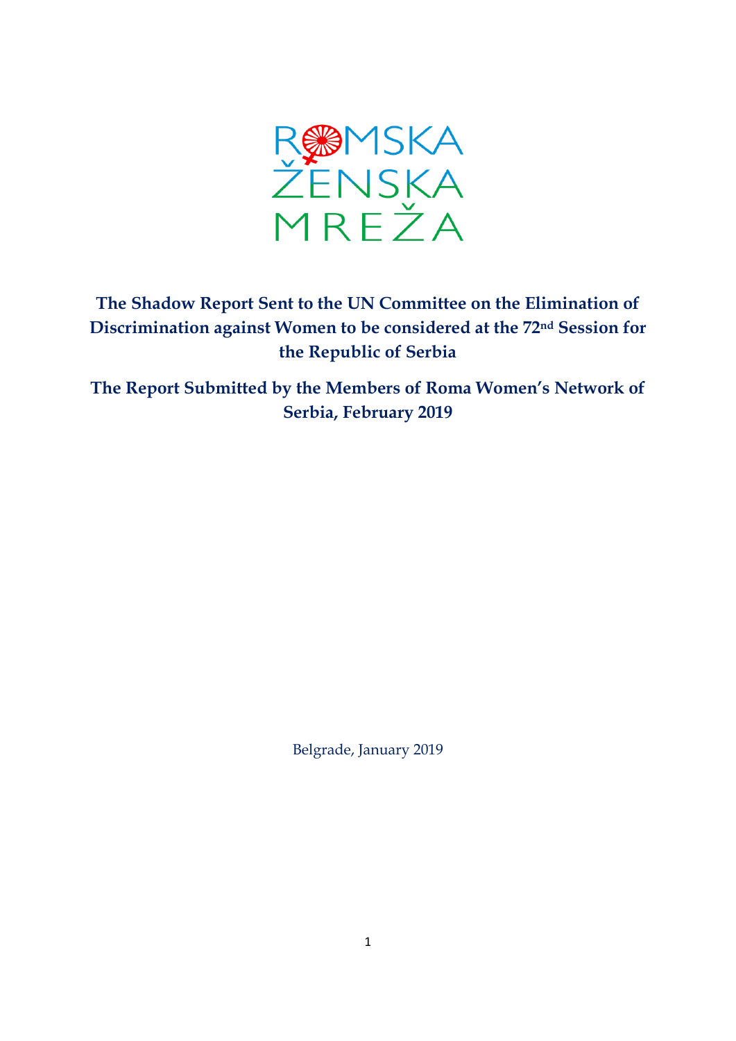ROMSKA ŽENSKA MREŽA

**The Shadow Report Sent to the UN Committee on the Elimination of Discrimination against Women to be considered at the 72nd Session for the Republic of Serbia**

**The Report Submitted by the Members of Roma Women's Network of Serbia, February 2019**

Belgrade, January 2019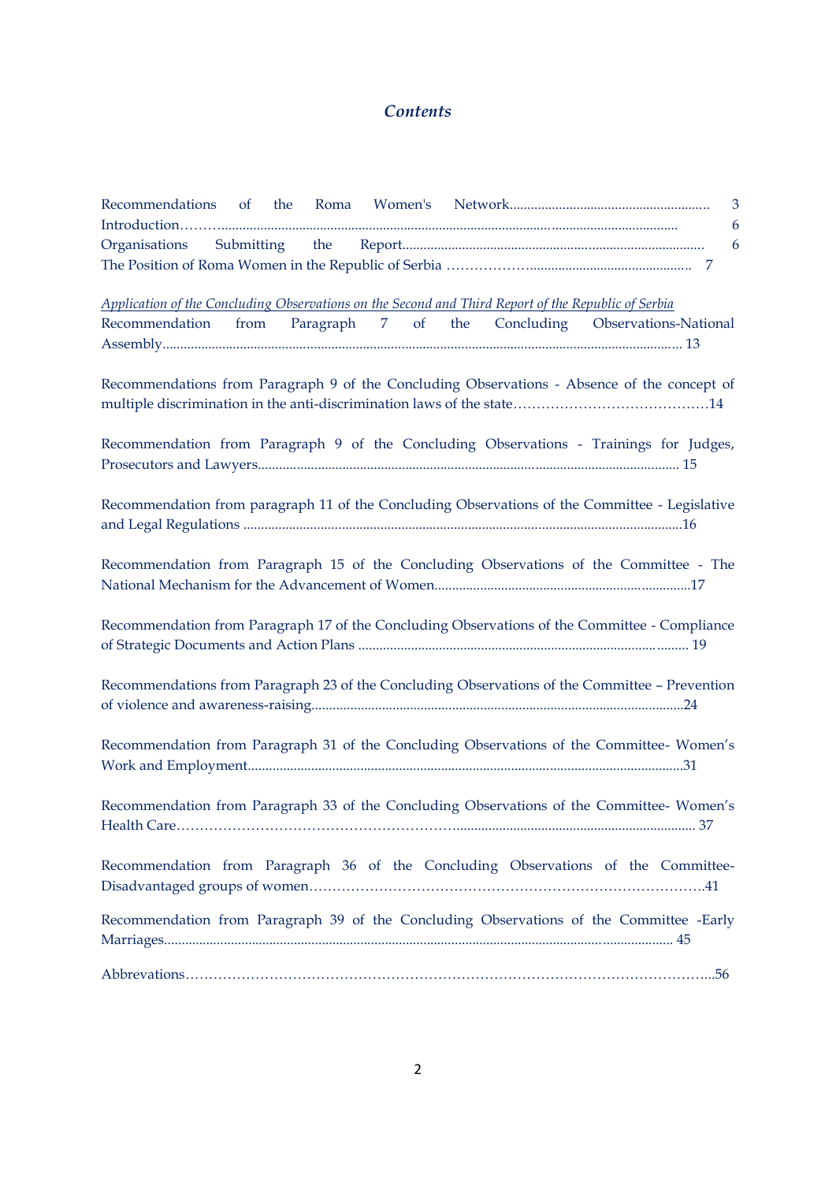# *Contents*

Recommendations of the Roma Women's Network.......................................................... 3

Introduction……...................................................................................................................... 6

Organisations Submitting the Report........................................................................................ 6

The Position of Roma Women in the Republic of Serbia ………………............................................. 7

*Application of the Concluding Observations on the Second and Third Report of the Republic of Serbia*

Recommendation from Paragraph 7 of the Concluding Observations-National Assembly................................................................................................................................ 13

Recommendations from Paragraph 9 of the Concluding Observations - Absence of the concept of multiple discrimination in the anti-discrimination laws of the state……………………………………14

Recommendation from Paragraph 9 of the Concluding Observations - Trainings for Judges, Prosecutors and Lawyers.......................................................................................................... 15

Recommendation from paragraph 11 of the Concluding Observations of the Committee - Legislative and Legal Regulations .................................................................................................................16

Recommendation from Paragraph 15 of the Concluding Observations of the Committee - The National Mechanism for the Advancement of Women.........................................................................17

Recommendation from Paragraph 17 of the Concluding Observations of the Committee - Compliance of Strategic Documents and Action Plans ................................................................................. 19

Recommendations from Paragraph 23 of the Concluding Observations of the Committee – Prevention of violence and awareness-raising..........................................................................................................24

Recommendation from Paragraph 31 of the Concluding Observations of the Committee- Women's Work and Employment............................................................................................................................31

Recommendation from Paragraph 33 of the Concluding Observations of the Committee- Women's Health Care…………………………………………………….................................................................... 37

Recommendation from Paragraph 36 of the Concluding Observations of the Committee- Disadvantaged groups of women………………………………………………………………………….41

Recommendation from Paragraph 39 of the Concluding Observations of the Committee -Early Marriages................................................................................................................................ 45

Abbrevations…………………………………………………………………………………………………...56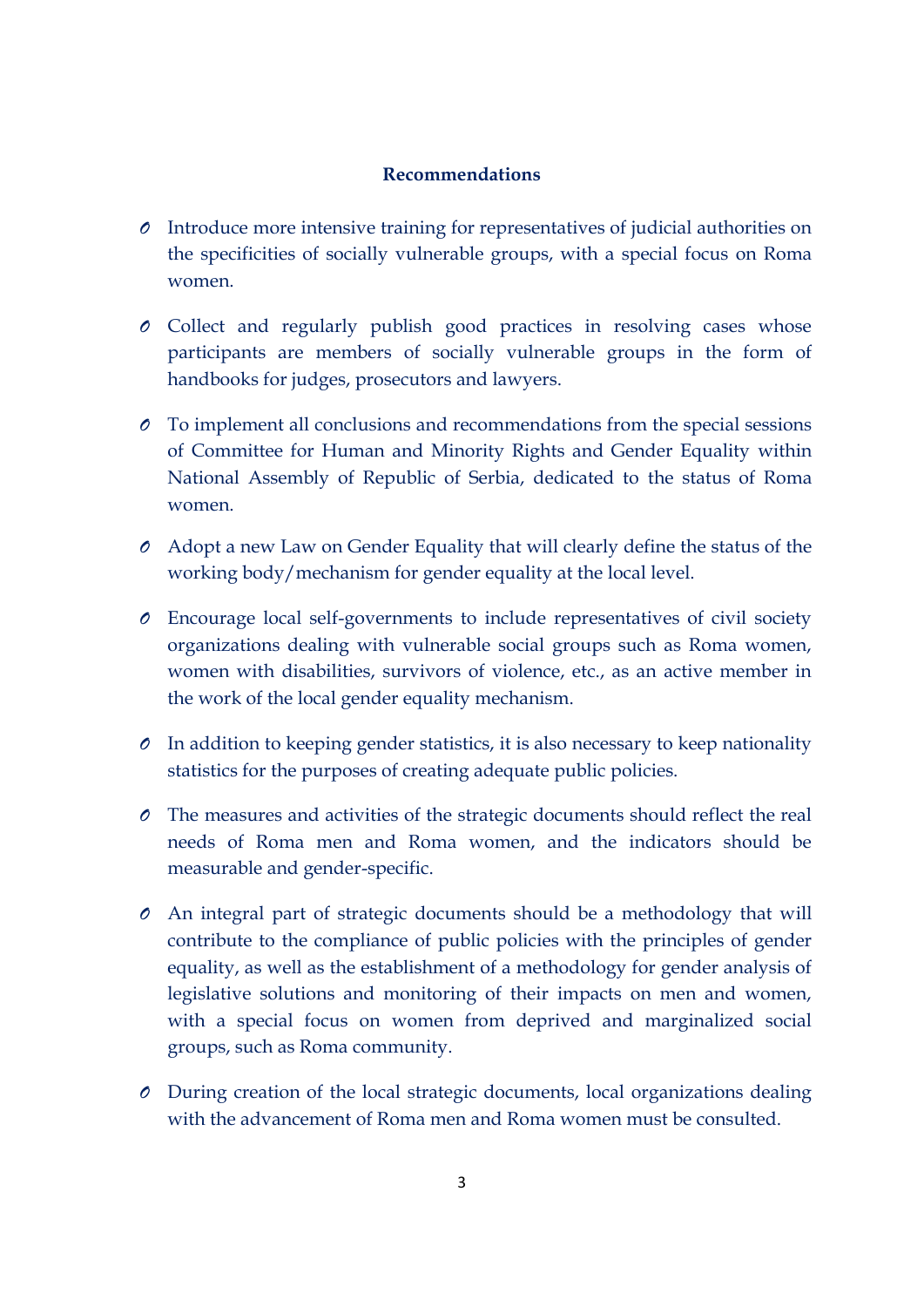**Recommendations**

- Introduce more intensive training for representatives of judicial authorities on the specificities of socially vulnerable groups, with a special focus on Roma women.
- Collect and regularly publish good practices in resolving cases whose participants are members of socially vulnerable groups in the form of handbooks for judges, prosecutors and lawyers.
- To implement all conclusions and recommendations from the special sessions of Committee for Human and Minority Rights and Gender Equality within National Assembly of Republic of Serbia, dedicated to the status of Roma women.
- Adopt a new Law on Gender Equality that will clearly define the status of the working body/mechanism for gender equality at the local level.
- Encourage local self-governments to include representatives of civil society organizations dealing with vulnerable social groups such as Roma women, women with disabilities, survivors of violence, etc., as an active member in the work of the local gender equality mechanism.
- In addition to keeping gender statistics, it is also necessary to keep nationality statistics for the purposes of creating adequate public policies.
- The measures and activities of the strategic documents should reflect the real needs of Roma men and Roma women, and the indicators should be measurable and gender-specific.
- An integral part of strategic documents should be a methodology that will contribute to the compliance of public policies with the principles of gender equality, as well as the establishment of a methodology for gender analysis of legislative solutions and monitoring of their impacts on men and women, with a special focus on women from deprived and marginalized social groups, such as Roma community.
- During creation of the local strategic documents, local organizations dealing with the advancement of Roma men and Roma women must be consulted.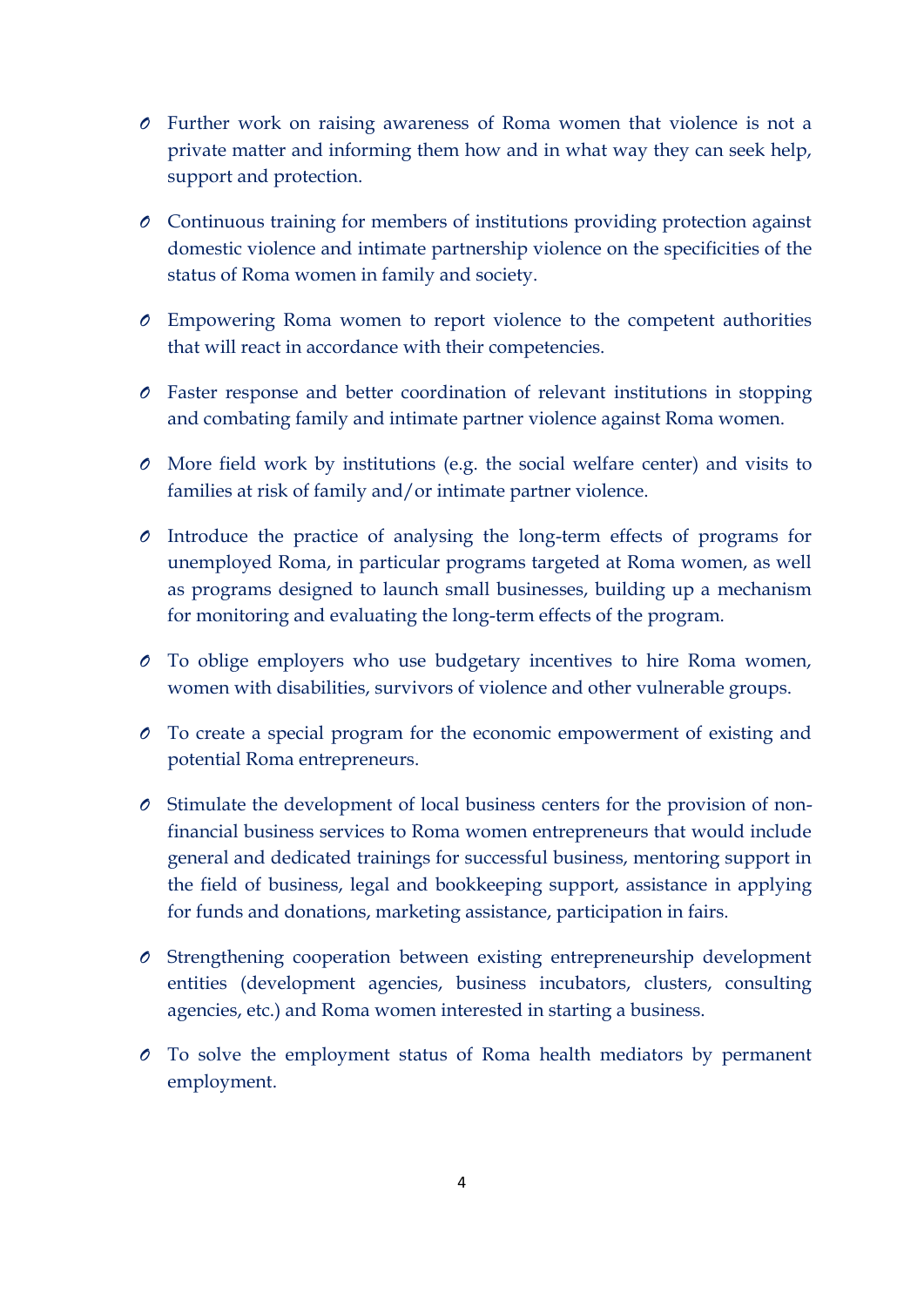- Further work on raising awareness of Roma women that violence is not a private matter and informing them how and in what way they can seek help, support and protection.

- Continuous training for members of institutions providing protection against domestic violence and intimate partnership violence on the specificities of the status of Roma women in family and society.

- Empowering Roma women to report violence to the competent authorities that will react in accordance with their competencies.

- Faster response and better coordination of relevant institutions in stopping and combating family and intimate partner violence against Roma women.

- More field work by institutions (e.g. the social welfare center) and visits to families at risk of family and/or intimate partner violence.

- Introduce the practice of analysing the long-term effects of programs for unemployed Roma, in particular programs targeted at Roma women, as well as programs designed to launch small businesses, building up a mechanism for monitoring and evaluating the long-term effects of the program.

- To oblige employers who use budgetary incentives to hire Roma women, women with disabilities, survivors of violence and other vulnerable groups.

- To create a special program for the economic empowerment of existing and potential Roma entrepreneurs.

- Stimulate the development of local business centers for the provision of non-financial business services to Roma women entrepreneurs that would include general and dedicated trainings for successful business, mentoring support in the field of business, legal and bookkeeping support, assistance in applying for funds and donations, marketing assistance, participation in fairs.

- Strengthening cooperation between existing entrepreneurship development entities (development agencies, business incubators, clusters, consulting agencies, etc.) and Roma women interested in starting a business.

- To solve the employment status of Roma health mediators by permanent employment.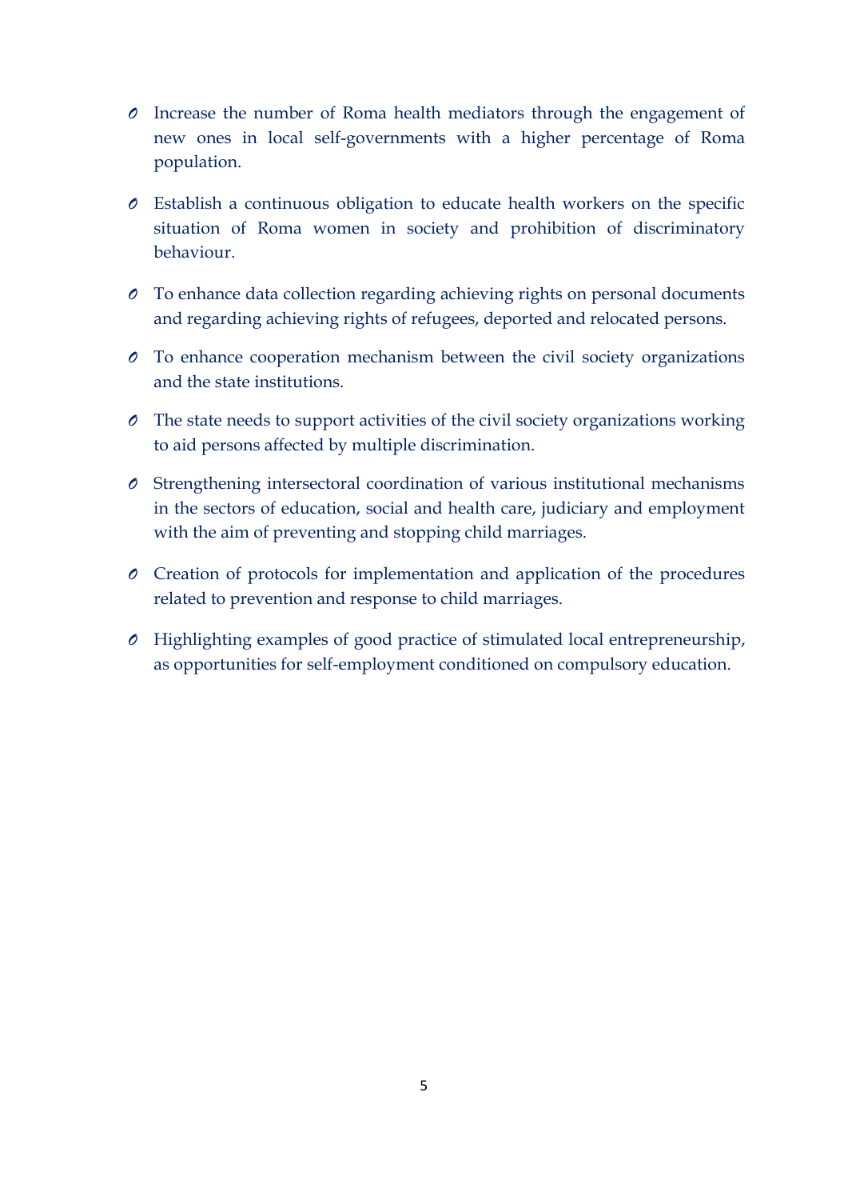- Increase the number of Roma health mediators through the engagement of new ones in local self-governments with a higher percentage of Roma population.

- Establish a continuous obligation to educate health workers on the specific situation of Roma women in society and prohibition of discriminatory behaviour.

- To enhance data collection regarding achieving rights on personal documents and regarding achieving rights of refugees, deported and relocated persons.

- To enhance cooperation mechanism between the civil society organizations and the state institutions.

- The state needs to support activities of the civil society organizations working to aid persons affected by multiple discrimination.

- Strengthening intersectoral coordination of various institutional mechanisms in the sectors of education, social and health care, judiciary and employment with the aim of preventing and stopping child marriages.

- Creation of protocols for implementation and application of the procedures related to prevention and response to child marriages.

- Highlighting examples of good practice of stimulated local entrepreneurship, as opportunities for self-employment conditioned on compulsory education.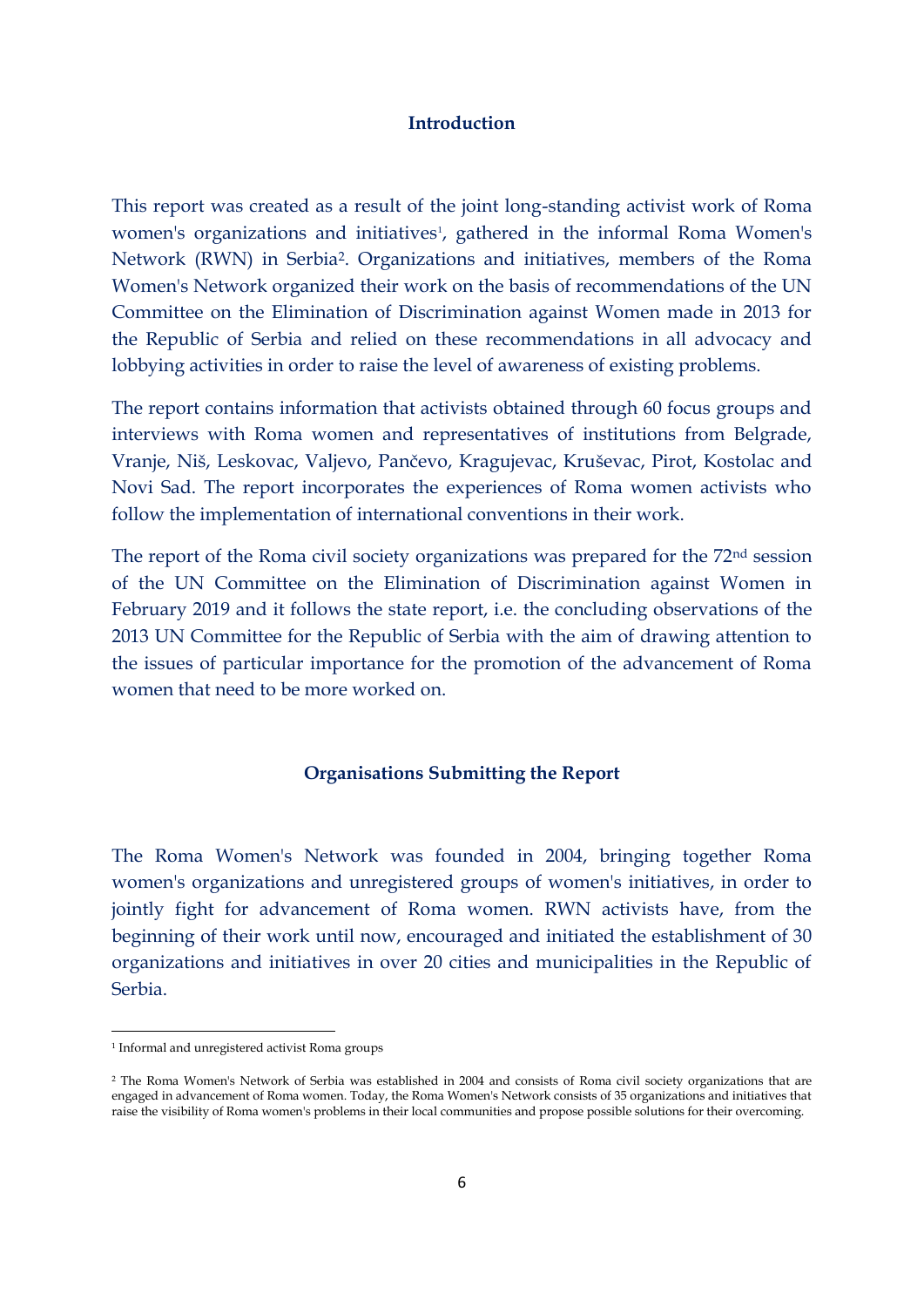## Introduction

This report was created as a result of the joint long-standing activist work of Roma women's organizations and initiatives[1], gathered in the informal Roma Women's Network (RWN) in Serbia[2]. Organizations and initiatives, members of the Roma Women's Network organized their work on the basis of recommendations of the UN Committee on the Elimination of Discrimination against Women made in 2013 for the Republic of Serbia and relied on these recommendations in all advocacy and lobbying activities in order to raise the level of awareness of existing problems.

The report contains information that activists obtained through 60 focus groups and interviews with Roma women and representatives of institutions from Belgrade, Vranje, Niš, Leskovac, Valjevo, Pančevo, Kragujevac, Kruševac, Pirot, Kostolac and Novi Sad. The report incorporates the experiences of Roma women activists who follow the implementation of international conventions in their work.

The report of the Roma civil society organizations was prepared for the 72nd session of the UN Committee on the Elimination of Discrimination against Women in February 2019 and it follows the state report, i.e. the concluding observations of the 2013 UN Committee for the Republic of Serbia with the aim of drawing attention to the issues of particular importance for the promotion of the advancement of Roma women that need to be more worked on.

## Organisations Submitting the Report

The Roma Women's Network was founded in 2004, bringing together Roma women's organizations and unregistered groups of women's initiatives, in order to jointly fight for advancement of Roma women. RWN activists have, from the beginning of their work until now, encouraged and initiated the establishment of 30 organizations and initiatives in over 20 cities and municipalities in the Republic of Serbia.

---

[1] Informal and unregistered activist Roma groups

[2] The Roma Women's Network of Serbia was established in 2004 and consists of Roma civil society organizations that are engaged in advancement of Roma women. Today, the Roma Women's Network consists of 35 organizations and initiatives that raise the visibility of Roma women's problems in their local communities and propose possible solutions for their overcoming.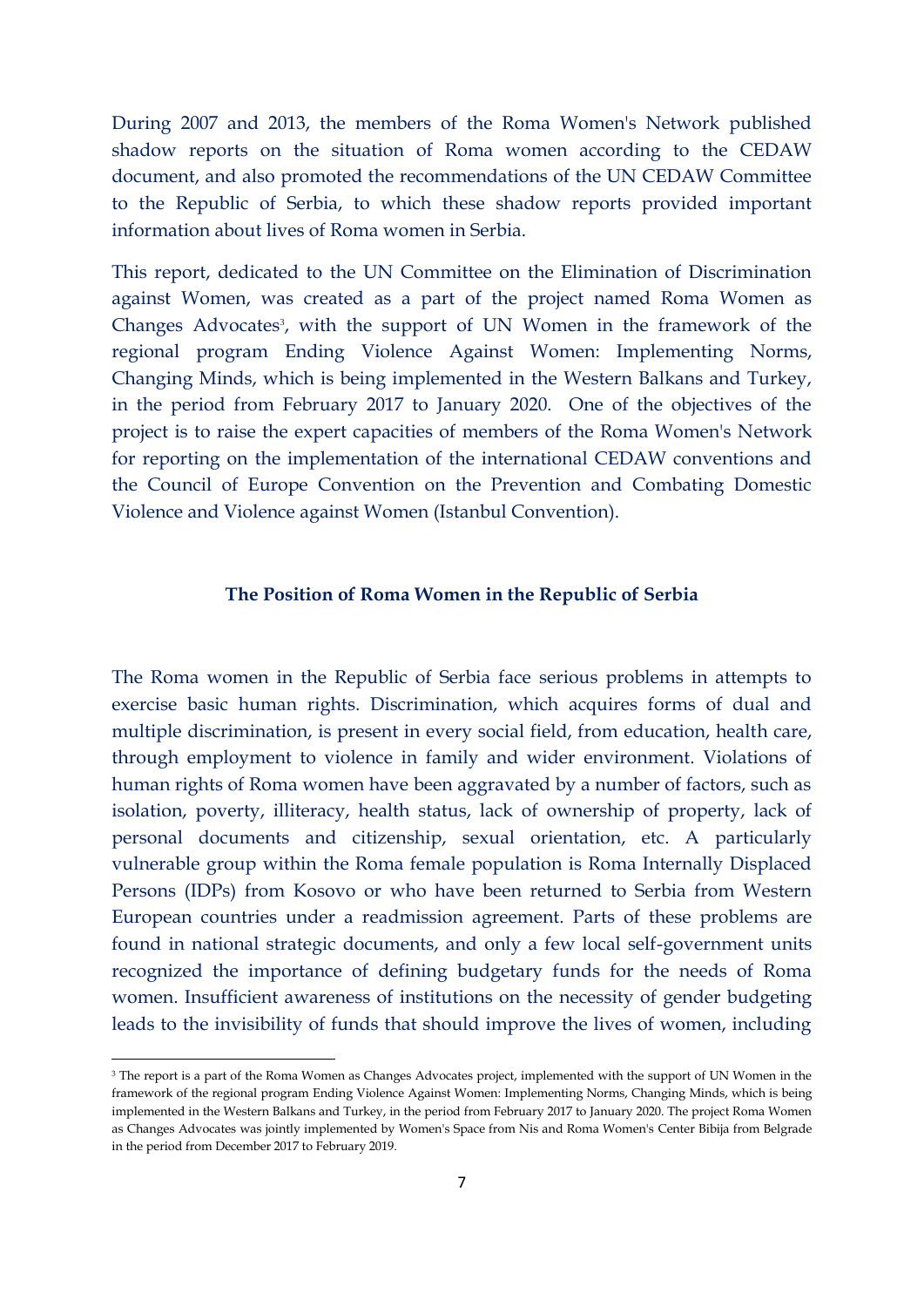During 2007 and 2013, the members of the Roma Women's Network published shadow reports on the situation of Roma women according to the CEDAW document, and also promoted the recommendations of the UN CEDAW Committee to the Republic of Serbia, to which these shadow reports provided important information about lives of Roma women in Serbia.

This report, dedicated to the UN Committee on the Elimination of Discrimination against Women, was created as a part of the project named Roma Women as Changes Advocates[3], with the support of UN Women in the framework of the regional program Ending Violence Against Women: Implementing Norms, Changing Minds, which is being implemented in the Western Balkans and Turkey, in the period from February 2017 to January 2020. One of the objectives of the project is to raise the expert capacities of members of the Roma Women's Network for reporting on the implementation of the international CEDAW conventions and the Council of Europe Convention on the Prevention and Combating Domestic Violence and Violence against Women (Istanbul Convention).

## The Position of Roma Women in the Republic of Serbia

The Roma women in the Republic of Serbia face serious problems in attempts to exercise basic human rights. Discrimination, which acquires forms of dual and multiple discrimination, is present in every social field, from education, health care, through employment to violence in family and wider environment. Violations of human rights of Roma women have been aggravated by a number of factors, such as isolation, poverty, illiteracy, health status, lack of ownership of property, lack of personal documents and citizenship, sexual orientation, etc. A particularly vulnerable group within the Roma female population is Roma Internally Displaced Persons (IDPs) from Kosovo or who have been returned to Serbia from Western European countries under a readmission agreement. Parts of these problems are found in national strategic documents, and only a few local self-government units recognized the importance of defining budgetary funds for the needs of Roma women. Insufficient awareness of institutions on the necessity of gender budgeting leads to the invisibility of funds that should improve the lives of women, including

[3] The report is a part of the Roma Women as Changes Advocates project, implemented with the support of UN Women in the framework of the regional program Ending Violence Against Women: Implementing Norms, Changing Minds, which is being implemented in the Western Balkans and Turkey, in the period from February 2017 to January 2020. The project Roma Women as Changes Advocates was jointly implemented by Women's Space from Nis and Roma Women's Center Bibija from Belgrade in the period from December 2017 to February 2019.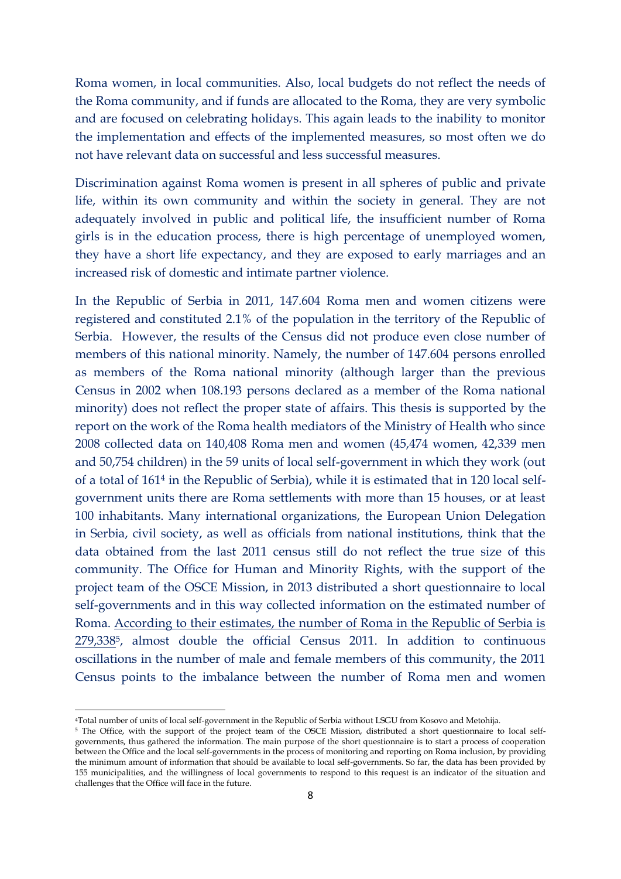Roma women, in local communities. Also, local budgets do not reflect the needs of the Roma community, and if funds are allocated to the Roma, they are very symbolic and are focused on celebrating holidays. This again leads to the inability to monitor the implementation and effects of the implemented measures, so most often we do not have relevant data on successful and less successful measures.

Discrimination against Roma women is present in all spheres of public and private life, within its own community and within the society in general. They are not adequately involved in public and political life, the insufficient number of Roma girls is in the education process, there is high percentage of unemployed women, they have a short life expectancy, and they are exposed to early marriages and an increased risk of domestic and intimate partner violence.

In the Republic of Serbia in 2011, 147.604 Roma men and women citizens were registered and constituted 2.1% of the population in the territory of the Republic of Serbia. However, the results of the Census did not produce even close number of members of this national minority. Namely, the number of 147.604 persons enrolled as members of the Roma national minority (although larger than the previous Census in 2002 when 108.193 persons declared as a member of the Roma national minority) does not reflect the proper state of affairs. This thesis is supported by the report on the work of the Roma health mediators of the Ministry of Health who since 2008 collected data on 140,408 Roma men and women (45,474 women, 42,339 men and 50,754 children) in the 59 units of local self-government in which they work (out of a total of 161[4] in the Republic of Serbia), while it is estimated that in 120 local self-government units there are Roma settlements with more than 15 houses, or at least 100 inhabitants. Many international organizations, the European Union Delegation in Serbia, civil society, as well as officials from national institutions, think that the data obtained from the last 2011 census still do not reflect the true size of this community. The Office for Human and Minority Rights, with the support of the project team of the OSCE Mission, in 2013 distributed a short questionnaire to local self-governments and in this way collected information on the estimated number of Roma. According to their estimates, the number of Roma in the Republic of Serbia is 279,338[5], almost double the official Census 2011. In addition to continuous oscillations in the number of male and female members of this community, the 2011 Census points to the imbalance between the number of Roma men and women

---

[4] Total number of units of local self-government in the Republic of Serbia without LSGU from Kosovo and Metohija.

[5] The Office, with the support of the project team of the OSCE Mission, distributed a short questionnaire to local self-governments, thus gathered the information. The main purpose of the short questionnaire is to start a process of cooperation between the Office and the local self-governments in the process of monitoring and reporting on Roma inclusion, by providing the minimum amount of information that should be available to local self-governments. So far, the data has been provided by 155 municipalities, and the willingness of local governments to respond to this request is an indicator of the situation and challenges that the Office will face in the future.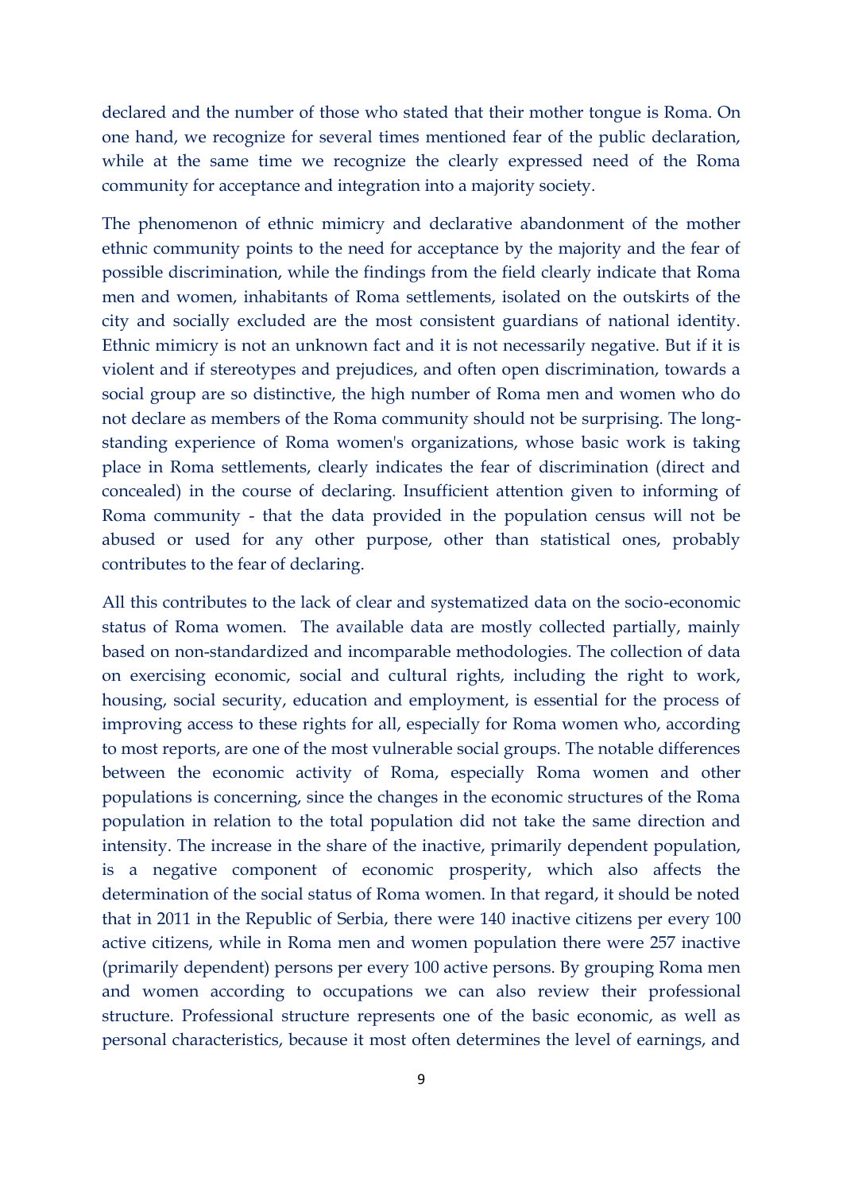declared and the number of those who stated that their mother tongue is Roma. On one hand, we recognize for several times mentioned fear of the public declaration, while at the same time we recognize the clearly expressed need of the Roma community for acceptance and integration into a majority society.

The phenomenon of ethnic mimicry and declarative abandonment of the mother ethnic community points to the need for acceptance by the majority and the fear of possible discrimination, while the findings from the field clearly indicate that Roma men and women, inhabitants of Roma settlements, isolated on the outskirts of the city and socially excluded are the most consistent guardians of national identity. Ethnic mimicry is not an unknown fact and it is not necessarily negative. But if it is violent and if stereotypes and prejudices, and often open discrimination, towards a social group are so distinctive, the high number of Roma men and women who do not declare as members of the Roma community should not be surprising. The long-standing experience of Roma women's organizations, whose basic work is taking place in Roma settlements, clearly indicates the fear of discrimination (direct and concealed) in the course of declaring. Insufficient attention given to informing of Roma community - that the data provided in the population census will not be abused or used for any other purpose, other than statistical ones, probably contributes to the fear of declaring.

All this contributes to the lack of clear and systematized data on the socio-economic status of Roma women. The available data are mostly collected partially, mainly based on non-standardized and incomparable methodologies. The collection of data on exercising economic, social and cultural rights, including the right to work, housing, social security, education and employment, is essential for the process of improving access to these rights for all, especially for Roma women who, according to most reports, are one of the most vulnerable social groups. The notable differences between the economic activity of Roma, especially Roma women and other populations is concerning, since the changes in the economic structures of the Roma population in relation to the total population did not take the same direction and intensity. The increase in the share of the inactive, primarily dependent population, is a negative component of economic prosperity, which also affects the determination of the social status of Roma women. In that regard, it should be noted that in 2011 in the Republic of Serbia, there were 140 inactive citizens per every 100 active citizens, while in Roma men and women population there were 257 inactive (primarily dependent) persons per every 100 active persons. By grouping Roma men and women according to occupations we can also review their professional structure. Professional structure represents one of the basic economic, as well as personal characteristics, because it most often determines the level of earnings, and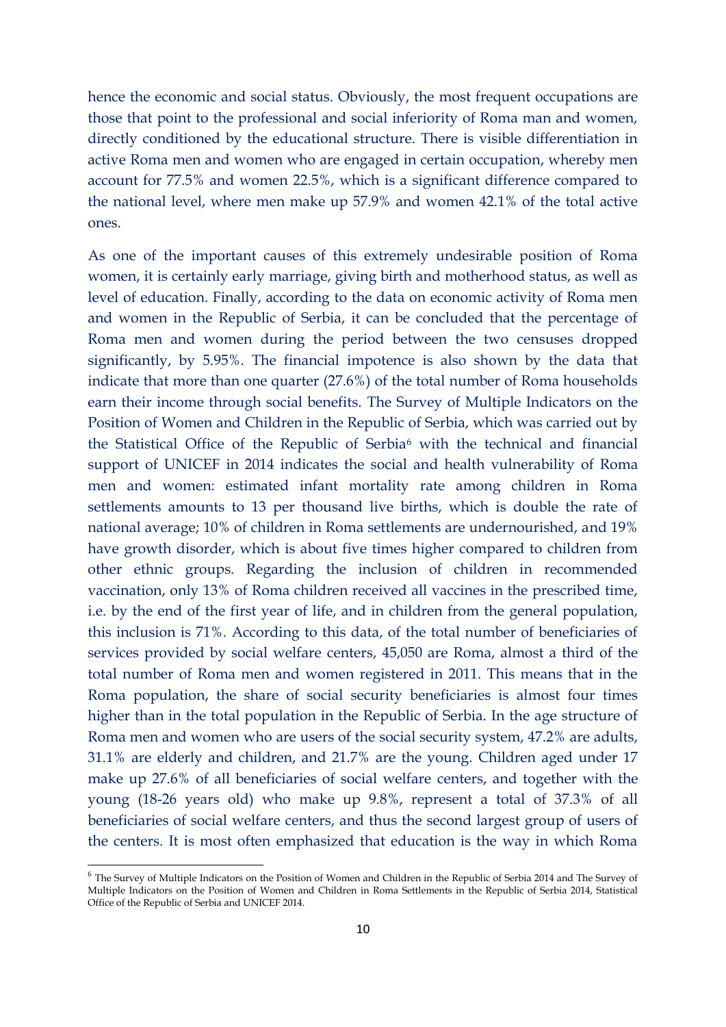hence the economic and social status. Obviously, the most frequent occupations are those that point to the professional and social inferiority of Roma man and women, directly conditioned by the educational structure. There is visible differentiation in active Roma men and women who are engaged in certain occupation, whereby men account for 77.5% and women 22.5%, which is a significant difference compared to the national level, where men make up 57.9% and women 42.1% of the total active ones.

As one of the important causes of this extremely undesirable position of Roma women, it is certainly early marriage, giving birth and motherhood status, as well as level of education. Finally, according to the data on economic activity of Roma men and women in the Republic of Serbia, it can be concluded that the percentage of Roma men and women during the period between the two censuses dropped significantly, by 5.95%. The financial impotence is also shown by the data that indicate that more than one quarter (27.6%) of the total number of Roma households earn their income through social benefits. The Survey of Multiple Indicators on the Position of Women and Children in the Republic of Serbia, which was carried out by the Statistical Office of the Republic of Serbia[6] with the technical and financial support of UNICEF in 2014 indicates the social and health vulnerability of Roma men and women: estimated infant mortality rate among children in Roma settlements amounts to 13 per thousand live births, which is double the rate of national average; 10% of children in Roma settlements are undernourished, and 19% have growth disorder, which is about five times higher compared to children from other ethnic groups. Regarding the inclusion of children in recommended vaccination, only 13% of Roma children received all vaccines in the prescribed time, i.e. by the end of the first year of life, and in children from the general population, this inclusion is 71%. According to this data, of the total number of beneficiaries of services provided by social welfare centers, 45,050 are Roma, almost a third of the total number of Roma men and women registered in 2011. This means that in the Roma population, the share of social security beneficiaries is almost four times higher than in the total population in the Republic of Serbia. In the age structure of Roma men and women who are users of the social security system, 47.2% are adults, 31.1% are elderly and children, and 21.7% are the young. Children aged under 17 make up 27.6% of all beneficiaries of social welfare centers, and together with the young (18-26 years old) who make up 9.8%, represent a total of 37.3% of all beneficiaries of social welfare centers, and thus the second largest group of users of the centers. It is most often emphasized that education is the way in which Roma

[6] The Survey of Multiple Indicators on the Position of Women and Children in the Republic of Serbia 2014 and The Survey of Multiple Indicators on the Position of Women and Children in Roma Settlements in the Republic of Serbia 2014, Statistical Office of the Republic of Serbia and UNICEF 2014.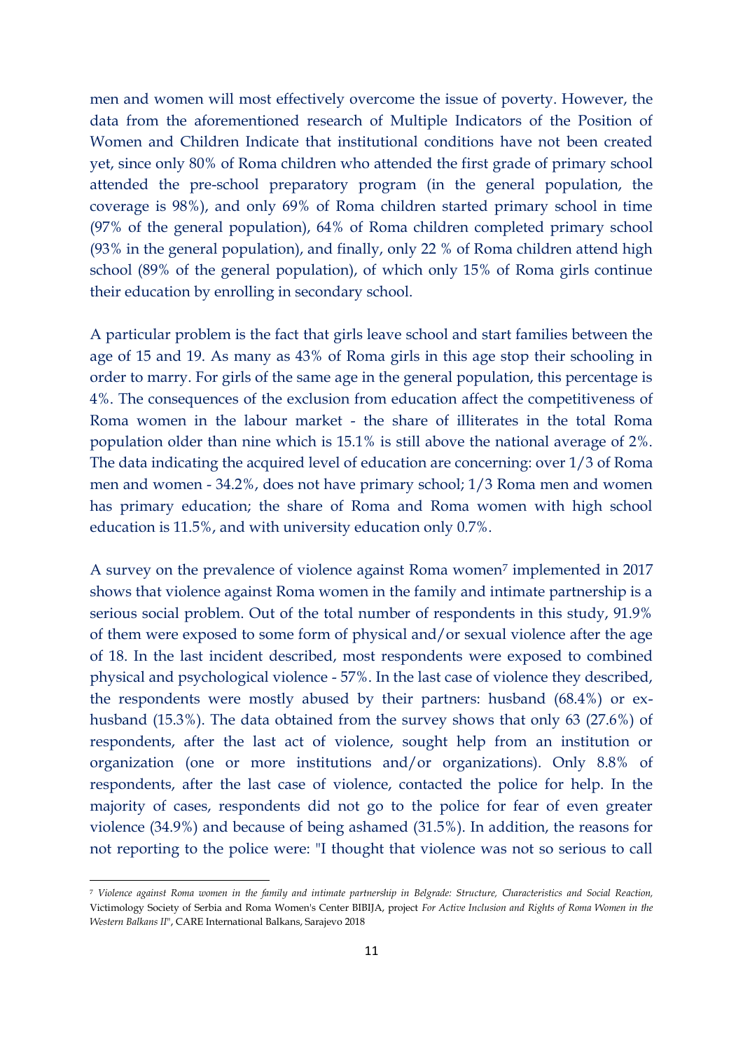men and women will most effectively overcome the issue of poverty. However, the data from the aforementioned research of Multiple Indicators of the Position of Women and Children Indicate that institutional conditions have not been created yet, since only 80% of Roma children who attended the first grade of primary school attended the pre-school preparatory program (in the general population, the coverage is 98%), and only 69% of Roma children started primary school in time (97% of the general population), 64% of Roma children completed primary school (93% in the general population), and finally, only 22 % of Roma children attend high school (89% of the general population), of which only 15% of Roma girls continue their education by enrolling in secondary school.

A particular problem is the fact that girls leave school and start families between the age of 15 and 19. As many as 43% of Roma girls in this age stop their schooling in order to marry. For girls of the same age in the general population, this percentage is 4%. The consequences of the exclusion from education affect the competitiveness of Roma women in the labour market - the share of illiterates in the total Roma population older than nine which is 15.1% is still above the national average of 2%. The data indicating the acquired level of education are concerning: over 1/3 of Roma men and women - 34.2%, does not have primary school; 1/3 Roma men and women has primary education; the share of Roma and Roma women with high school education is 11.5%, and with university education only 0.7%.

A survey on the prevalence of violence against Roma women[7] implemented in 2017 shows that violence against Roma women in the family and intimate partnership is a serious social problem. Out of the total number of respondents in this study, 91.9% of them were exposed to some form of physical and/or sexual violence after the age of 18. In the last incident described, most respondents were exposed to combined physical and psychological violence - 57%. In the last case of violence they described, the respondents were mostly abused by their partners: husband (68.4%) or ex-husband (15.3%). The data obtained from the survey shows that only 63 (27.6%) of respondents, after the last act of violence, sought help from an institution or organization (one or more institutions and/or organizations). Only 8.8% of respondents, after the last case of violence, contacted the police for help. In the majority of cases, respondents did not go to the police for fear of even greater violence (34.9%) and because of being ashamed (31.5%). In addition, the reasons for not reporting to the police were: "I thought that violence was not so serious to call

[7] *Violence against Roma women in the family and intimate partnership in Belgrade: Structure, Characteristics and Social Reaction,* Victimology Society of Serbia and Roma Women's Center BIBIJA, project *For Active Inclusion and Rights of Roma Women in the Western Balkans II*", CARE International Balkans, Sarajevo 2018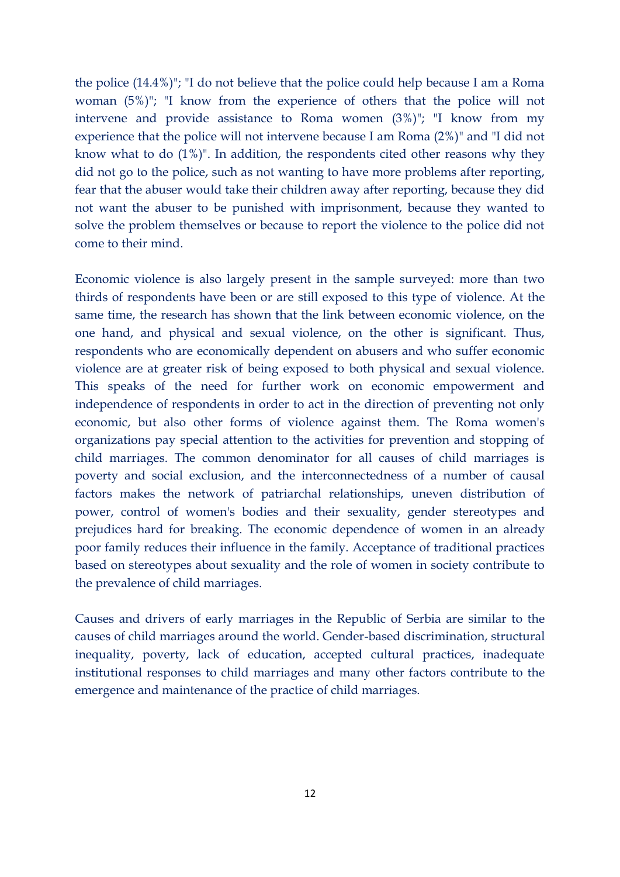the police (14.4%)"; "I do not believe that the police could help because I am a Roma woman (5%)"; "I know from the experience of others that the police will not intervene and provide assistance to Roma women (3%)"; "I know from my experience that the police will not intervene because I am Roma (2%)" and "I did not know what to do (1%)". In addition, the respondents cited other reasons why they did not go to the police, such as not wanting to have more problems after reporting, fear that the abuser would take their children away after reporting, because they did not want the abuser to be punished with imprisonment, because they wanted to solve the problem themselves or because to report the violence to the police did not come to their mind.

Economic violence is also largely present in the sample surveyed: more than two thirds of respondents have been or are still exposed to this type of violence. At the same time, the research has shown that the link between economic violence, on the one hand, and physical and sexual violence, on the other is significant. Thus, respondents who are economically dependent on abusers and who suffer economic violence are at greater risk of being exposed to both physical and sexual violence. This speaks of the need for further work on economic empowerment and independence of respondents in order to act in the direction of preventing not only economic, but also other forms of violence against them. The Roma women's organizations pay special attention to the activities for prevention and stopping of child marriages. The common denominator for all causes of child marriages is poverty and social exclusion, and the interconnectedness of a number of causal factors makes the network of patriarchal relationships, uneven distribution of power, control of women's bodies and their sexuality, gender stereotypes and prejudices hard for breaking. The economic dependence of women in an already poor family reduces their influence in the family. Acceptance of traditional practices based on stereotypes about sexuality and the role of women in society contribute to the prevalence of child marriages.

Causes and drivers of early marriages in the Republic of Serbia are similar to the causes of child marriages around the world. Gender-based discrimination, structural inequality, poverty, lack of education, accepted cultural practices, inadequate institutional responses to child marriages and many other factors contribute to the emergence and maintenance of the practice of child marriages.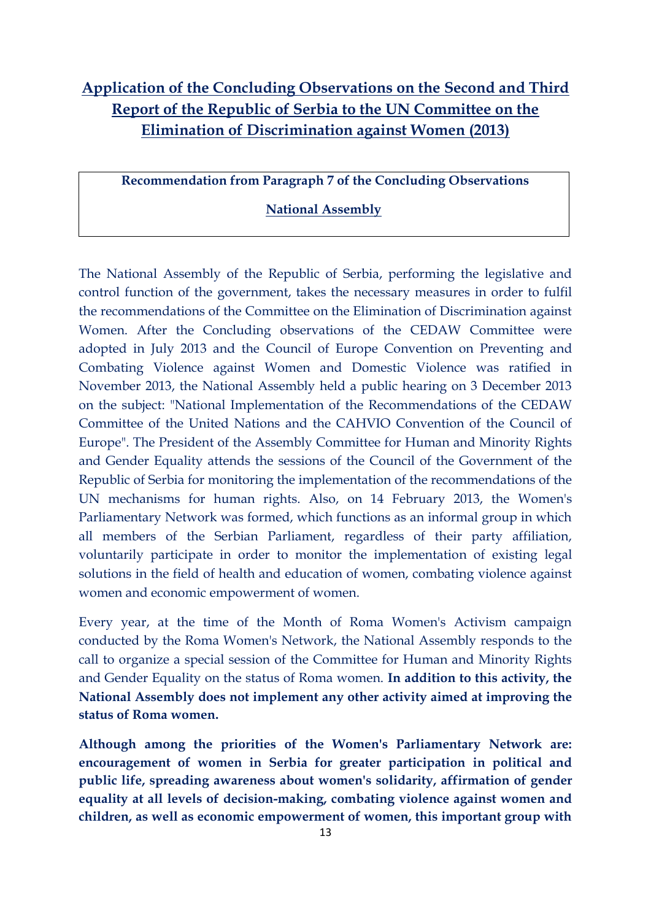## Application of the Concluding Observations on the Second and Third Report of the Republic of Serbia to the UN Committee on the Elimination of Discrimination against Women (2013)

**Recommendation from Paragraph 7 of the Concluding Observations**

**National Assembly**

The National Assembly of the Republic of Serbia, performing the legislative and control function of the government, takes the necessary measures in order to fulfil the recommendations of the Committee on the Elimination of Discrimination against Women. After the Concluding observations of the CEDAW Committee were adopted in July 2013 and the Council of Europe Convention on Preventing and Combating Violence against Women and Domestic Violence was ratified in November 2013, the National Assembly held a public hearing on 3 December 2013 on the subject: "National Implementation of the Recommendations of the CEDAW Committee of the United Nations and the CAHVIO Convention of the Council of Europe". The President of the Assembly Committee for Human and Minority Rights and Gender Equality attends the sessions of the Council of the Government of the Republic of Serbia for monitoring the implementation of the recommendations of the UN mechanisms for human rights. Also, on 14 February 2013, the Women's Parliamentary Network was formed, which functions as an informal group in which all members of the Serbian Parliament, regardless of their party affiliation, voluntarily participate in order to monitor the implementation of existing legal solutions in the field of health and education of women, combating violence against women and economic empowerment of women.

Every year, at the time of the Month of Roma Women's Activism campaign conducted by the Roma Women's Network, the National Assembly responds to the call to organize a special session of the Committee for Human and Minority Rights and Gender Equality on the status of Roma women. **In addition to this activity, the National Assembly does not implement any other activity aimed at improving the status of Roma women.**

**Although among the priorities of the Women's Parliamentary Network are: encouragement of women in Serbia for greater participation in political and public life, spreading awareness about women's solidarity, affirmation of gender equality at all levels of decision-making, combating violence against women and children, as well as economic empowerment of women, this important group with**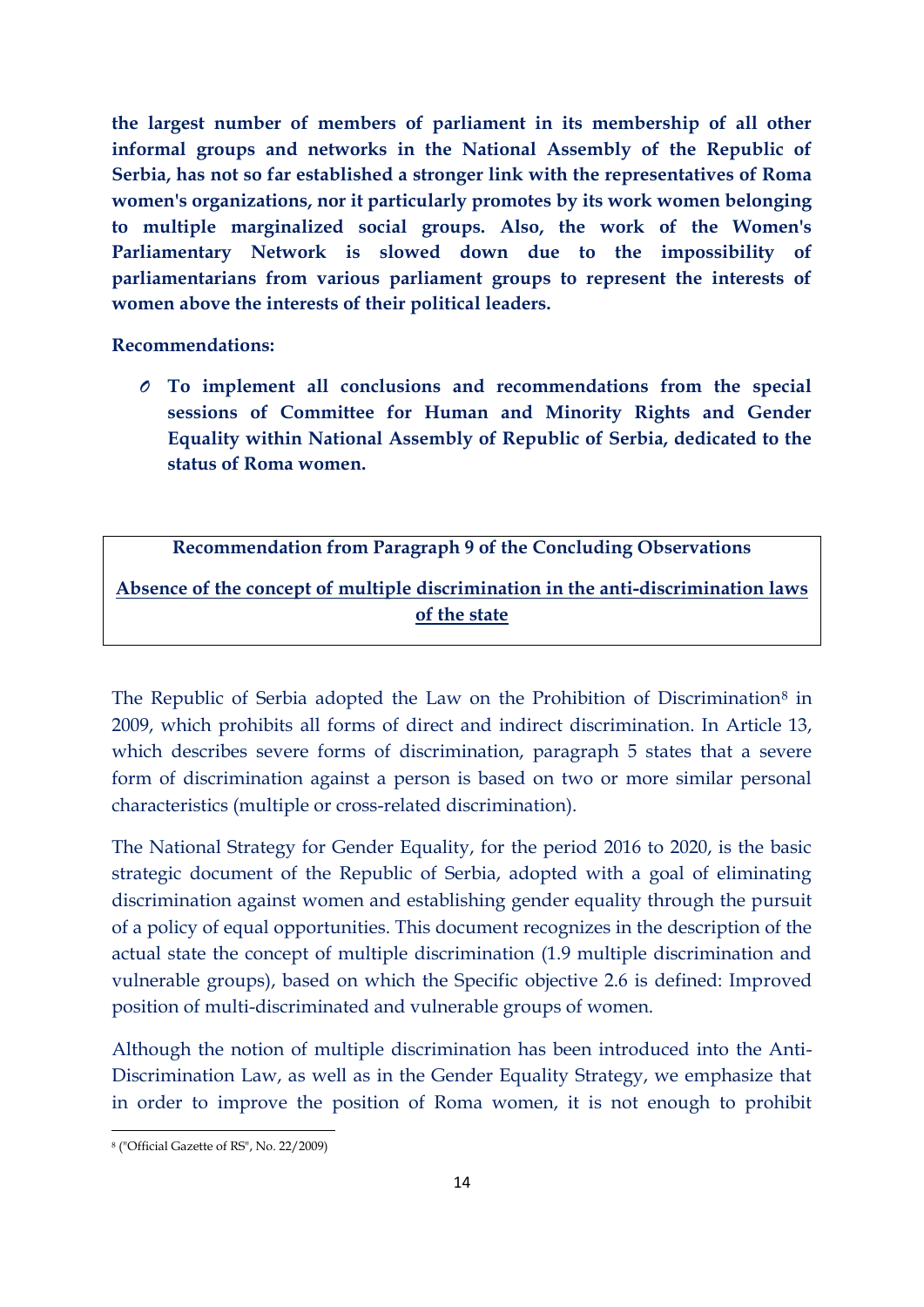**the largest number of members of parliament in its membership of all other informal groups and networks in the National Assembly of the Republic of Serbia, has not so far established a stronger link with the representatives of Roma women's organizations, nor it particularly promotes by its work women belonging to multiple marginalized social groups. Also, the work of the Women's Parliamentary Network is slowed down due to the impossibility of parliamentarians from various parliament groups to represent the interests of women above the interests of their political leaders.**

**Recommendations:**

- **To implement all conclusions and recommendations from the special sessions of Committee for Human and Minority Rights and Gender Equality within National Assembly of Republic of Serbia, dedicated to the status of Roma women.**

**Recommendation from Paragraph 9 of the Concluding Observations**

**Absence of the concept of multiple discrimination in the anti-discrimination laws of the state**

The Republic of Serbia adopted the Law on the Prohibition of Discrimination[8] in 2009, which prohibits all forms of direct and indirect discrimination. In Article 13, which describes severe forms of discrimination, paragraph 5 states that a severe form of discrimination against a person is based on two or more similar personal characteristics (multiple or cross-related discrimination).

The National Strategy for Gender Equality, for the period 2016 to 2020, is the basic strategic document of the Republic of Serbia, adopted with a goal of eliminating discrimination against women and establishing gender equality through the pursuit of a policy of equal opportunities. This document recognizes in the description of the actual state the concept of multiple discrimination (1.9 multiple discrimination and vulnerable groups), based on which the Specific objective 2.6 is defined: Improved position of multi-discriminated and vulnerable groups of women.

Although the notion of multiple discrimination has been introduced into the Anti-Discrimination Law, as well as in the Gender Equality Strategy, we emphasize that in order to improve the position of Roma women, it is not enough to prohibit

[8] ("Official Gazette of RS", No. 22/2009)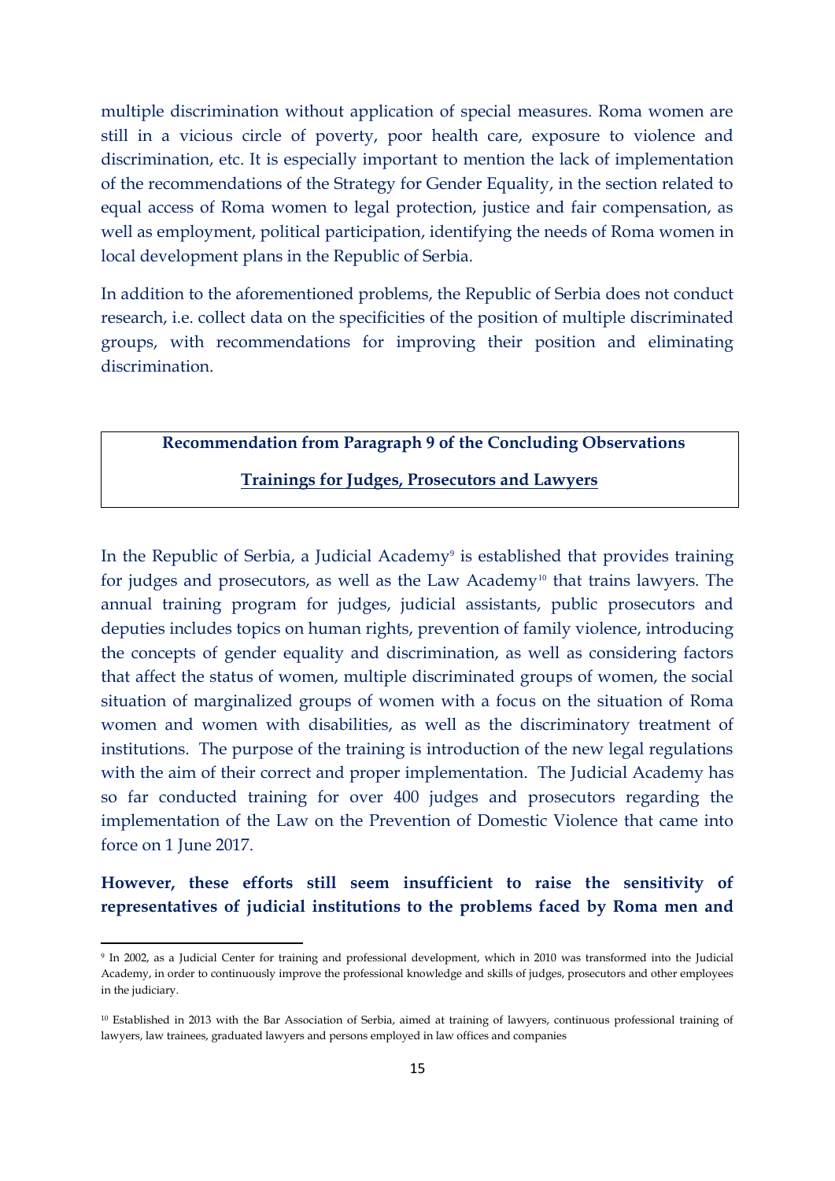multiple discrimination without application of special measures. Roma women are still in a vicious circle of poverty, poor health care, exposure to violence and discrimination, etc. It is especially important to mention the lack of implementation of the recommendations of the Strategy for Gender Equality, in the section related to equal access of Roma women to legal protection, justice and fair compensation, as well as employment, political participation, identifying the needs of Roma women in local development plans in the Republic of Serbia.

In addition to the aforementioned problems, the Republic of Serbia does not conduct research, i.e. collect data on the specificities of the position of multiple discriminated groups, with recommendations for improving their position and eliminating discrimination.

**Recommendation from Paragraph 9 of the Concluding Observations**

**Trainings for Judges, Prosecutors and Lawyers**

In the Republic of Serbia, a Judicial Academy[9] is established that provides training for judges and prosecutors, as well as the Law Academy[10] that trains lawyers. The annual training program for judges, judicial assistants, public prosecutors and deputies includes topics on human rights, prevention of family violence, introducing the concepts of gender equality and discrimination, as well as considering factors that affect the status of women, multiple discriminated groups of women, the social situation of marginalized groups of women with a focus on the situation of Roma women and women with disabilities, as well as the discriminatory treatment of institutions. The purpose of the training is introduction of the new legal regulations with the aim of their correct and proper implementation. The Judicial Academy has so far conducted training for over 400 judges and prosecutors regarding the implementation of the Law on the Prevention of Domestic Violence that came into force on 1 June 2017.

**However, these efforts still seem insufficient to raise the sensitivity of representatives of judicial institutions to the problems faced by Roma men and**

[9] In 2002, as a Judicial Center for training and professional development, which in 2010 was transformed into the Judicial Academy, in order to continuously improve the professional knowledge and skills of judges, prosecutors and other employees in the judiciary.

[10] Established in 2013 with the Bar Association of Serbia, aimed at training of lawyers, continuous professional training of lawyers, law trainees, graduated lawyers and persons employed in law offices and companies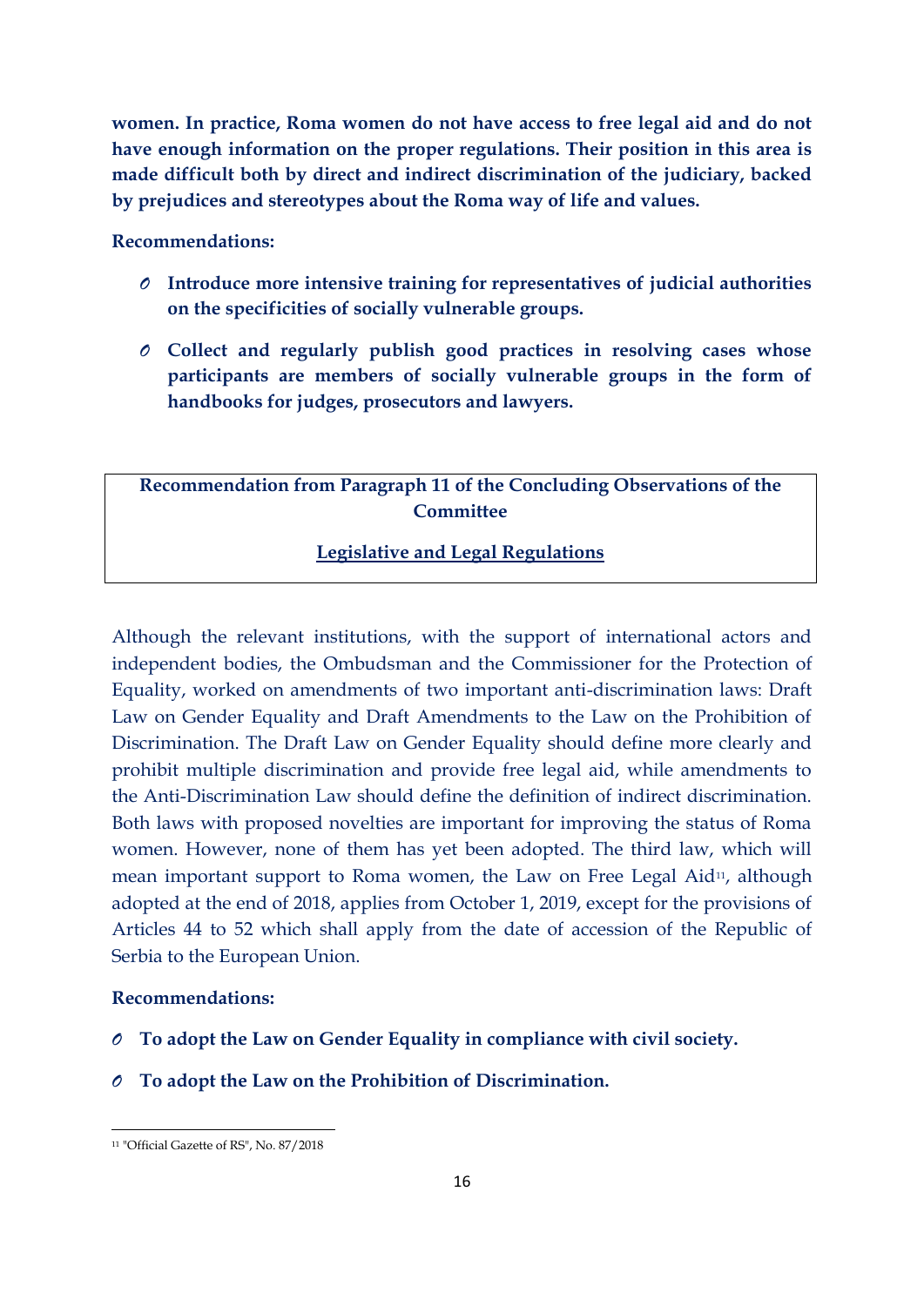**women. In practice, Roma women do not have access to free legal aid and do not have enough information on the proper regulations. Their position in this area is made difficult both by direct and indirect discrimination of the judiciary, backed by prejudices and stereotypes about the Roma way of life and values.**

**Recommendations:**

- **Introduce more intensive training for representatives of judicial authorities on the specificities of socially vulnerable groups.**
- **Collect and regularly publish good practices in resolving cases whose participants are members of socially vulnerable groups in the form of handbooks for judges, prosecutors and lawyers.**

**Recommendation from Paragraph 11 of the Concluding Observations of the Committee**

**Legislative and Legal Regulations**

Although the relevant institutions, with the support of international actors and independent bodies, the Ombudsman and the Commissioner for the Protection of Equality, worked on amendments of two important anti-discrimination laws: Draft Law on Gender Equality and Draft Amendments to the Law on the Prohibition of Discrimination. The Draft Law on Gender Equality should define more clearly and prohibit multiple discrimination and provide free legal aid, while amendments to the Anti-Discrimination Law should define the definition of indirect discrimination. Both laws with proposed novelties are important for improving the status of Roma women. However, none of them has yet been adopted. The third law, which will mean important support to Roma women, the Law on Free Legal Aid[11], although adopted at the end of 2018, applies from October 1, 2019, except for the provisions of Articles 44 to 52 which shall apply from the date of accession of the Republic of Serbia to the European Union.

**Recommendations:**

- **To adopt the Law on Gender Equality in compliance with civil society.**
- **To adopt the Law on the Prohibition of Discrimination.**

[11] "Official Gazette of RS", No. 87/2018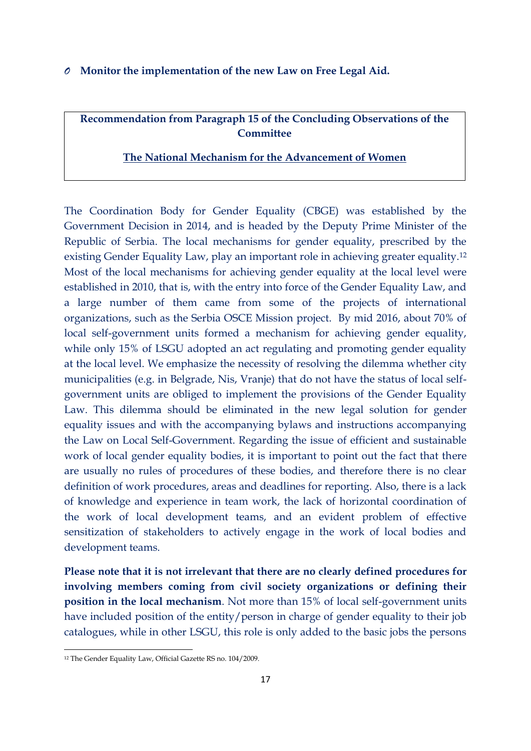- **Monitor the implementation of the new Law on Free Legal Aid.**

**Recommendation from Paragraph 15 of the Concluding Observations of the Committee**

**The National Mechanism for the Advancement of Women**

The Coordination Body for Gender Equality (CBGE) was established by the Government Decision in 2014, and is headed by the Deputy Prime Minister of the Republic of Serbia. The local mechanisms for gender equality, prescribed by the existing Gender Equality Law, play an important role in achieving greater equality.[12] Most of the local mechanisms for achieving gender equality at the local level were established in 2010, that is, with the entry into force of the Gender Equality Law, and a large number of them came from some of the projects of international organizations, such as the Serbia OSCE Mission project. By mid 2016, about 70% of local self-government units formed a mechanism for achieving gender equality, while only 15% of LSGU adopted an act regulating and promoting gender equality at the local level. We emphasize the necessity of resolving the dilemma whether city municipalities (e.g. in Belgrade, Nis, Vranje) that do not have the status of local self-government units are obliged to implement the provisions of the Gender Equality Law. This dilemma should be eliminated in the new legal solution for gender equality issues and with the accompanying bylaws and instructions accompanying the Law on Local Self-Government. Regarding the issue of efficient and sustainable work of local gender equality bodies, it is important to point out the fact that there are usually no rules of procedures of these bodies, and therefore there is no clear definition of work procedures, areas and deadlines for reporting. Also, there is a lack of knowledge and experience in team work, the lack of horizontal coordination of the work of local development teams, and an evident problem of effective sensitization of stakeholders to actively engage in the work of local bodies and development teams.

**Please note that it is not irrelevant that there are no clearly defined procedures for involving members coming from civil society organizations or defining their position in the local mechanism**. Not more than 15% of local self-government units have included position of the entity/person in charge of gender equality to their job catalogues, while in other LSGU, this role is only added to the basic jobs the persons

[12] The Gender Equality Law, Official Gazette RS no. 104/2009.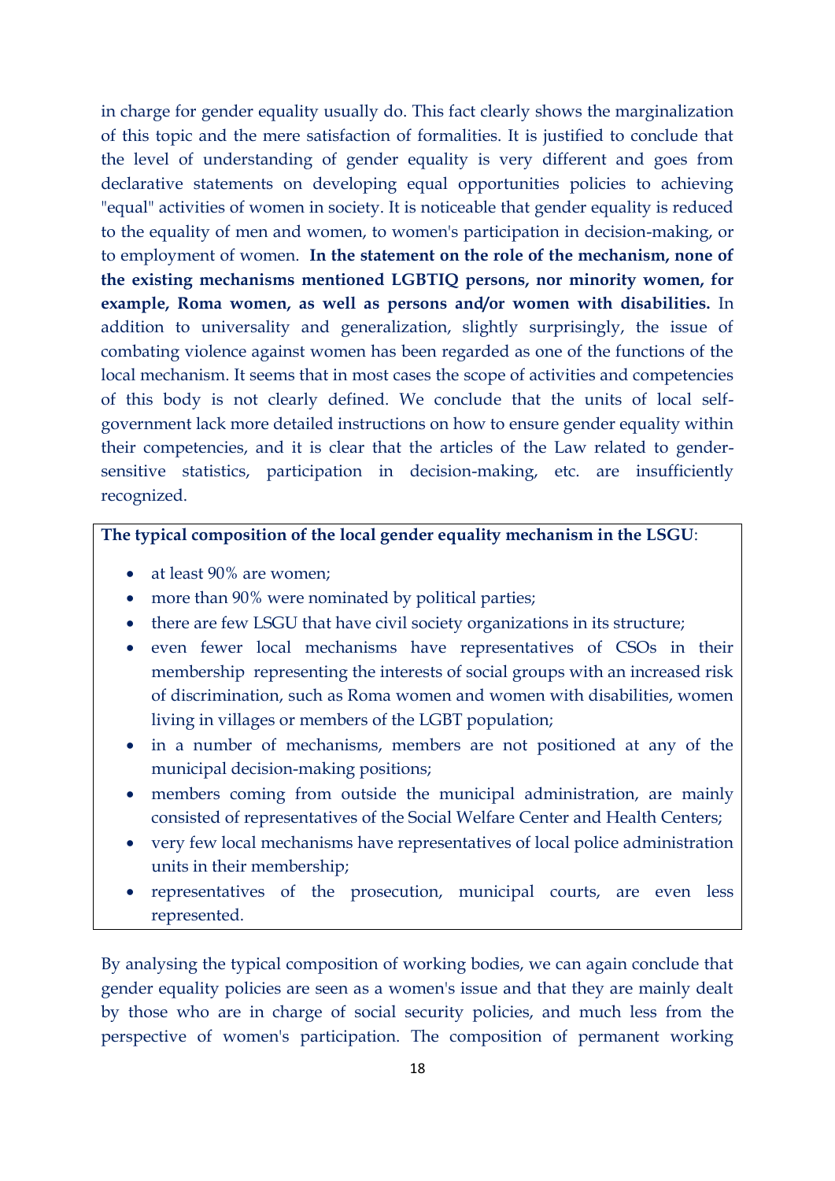in charge for gender equality usually do. This fact clearly shows the marginalization of this topic and the mere satisfaction of formalities. It is justified to conclude that the level of understanding of gender equality is very different and goes from declarative statements on developing equal opportunities policies to achieving "equal" activities of women in society. It is noticeable that gender equality is reduced to the equality of men and women, to women's participation in decision-making, or to employment of women. **In the statement on the role of the mechanism, none of the existing mechanisms mentioned LGBTIQ persons, nor minority women, for example, Roma women, as well as persons and/or women with disabilities.** In addition to universality and generalization, slightly surprisingly, the issue of combating violence against women has been regarded as one of the functions of the local mechanism. It seems that in most cases the scope of activities and competencies of this body is not clearly defined. We conclude that the units of local self-government lack more detailed instructions on how to ensure gender equality within their competencies, and it is clear that the articles of the Law related to gender-sensitive statistics, participation in decision-making, etc. are insufficiently recognized.

**The typical composition of the local gender equality mechanism in the LSGU**:

- at least 90% are women;
- more than 90% were nominated by political parties;
- there are few LSGU that have civil society organizations in its structure;
- even fewer local mechanisms have representatives of CSOs in their membership representing the interests of social groups with an increased risk of discrimination, such as Roma women and women with disabilities, women living in villages or members of the LGBT population;
- in a number of mechanisms, members are not positioned at any of the municipal decision-making positions;
- members coming from outside the municipal administration, are mainly consisted of representatives of the Social Welfare Center and Health Centers;
- very few local mechanisms have representatives of local police administration units in their membership;
- representatives of the prosecution, municipal courts, are even less represented.

By analysing the typical composition of working bodies, we can again conclude that gender equality policies are seen as a women's issue and that they are mainly dealt by those who are in charge of social security policies, and much less from the perspective of women's participation. The composition of permanent working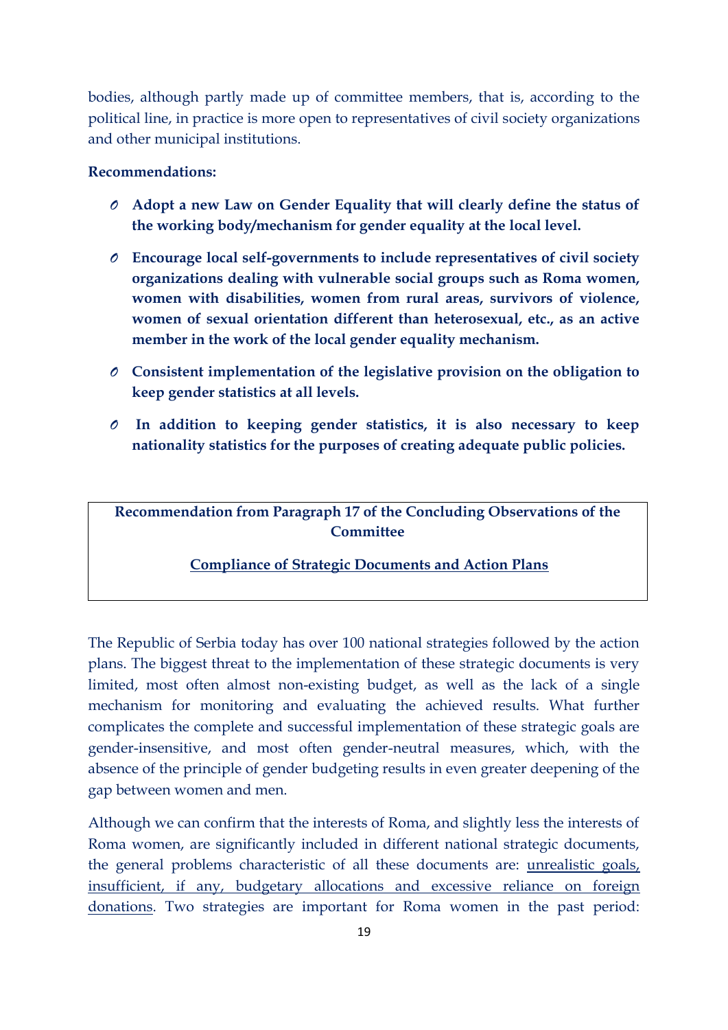bodies, although partly made up of committee members, that is, according to the political line, in practice is more open to representatives of civil society organizations and other municipal institutions.

**Recommendations:**

- **Adopt a new Law on Gender Equality that will clearly define the status of the working body/mechanism for gender equality at the local level.**
- **Encourage local self-governments to include representatives of civil society organizations dealing with vulnerable social groups such as Roma women, women with disabilities, women from rural areas, survivors of violence, women of sexual orientation different than heterosexual, etc., as an active member in the work of the local gender equality mechanism.**
- **Consistent implementation of the legislative provision on the obligation to keep gender statistics at all levels.**
- **In addition to keeping gender statistics, it is also necessary to keep nationality statistics for the purposes of creating adequate public policies.**

**Recommendation from Paragraph 17 of the Concluding Observations of the Committee**

**<u>Compliance of Strategic Documents and Action Plans</u>**

The Republic of Serbia today has over 100 national strategies followed by the action plans. The biggest threat to the implementation of these strategic documents is very limited, most often almost non-existing budget, as well as the lack of a single mechanism for monitoring and evaluating the achieved results. What further complicates the complete and successful implementation of these strategic goals are gender-insensitive, and most often gender-neutral measures, which, with the absence of the principle of gender budgeting results in even greater deepening of the gap between women and men.

Although we can confirm that the interests of Roma, and slightly less the interests of Roma women, are significantly included in different national strategic documents, the general problems characteristic of all these documents are: <u>unrealistic goals, insufficient, if any, budgetary allocations and excessive reliance on foreign donations</u>. Two strategies are important for Roma women in the past period: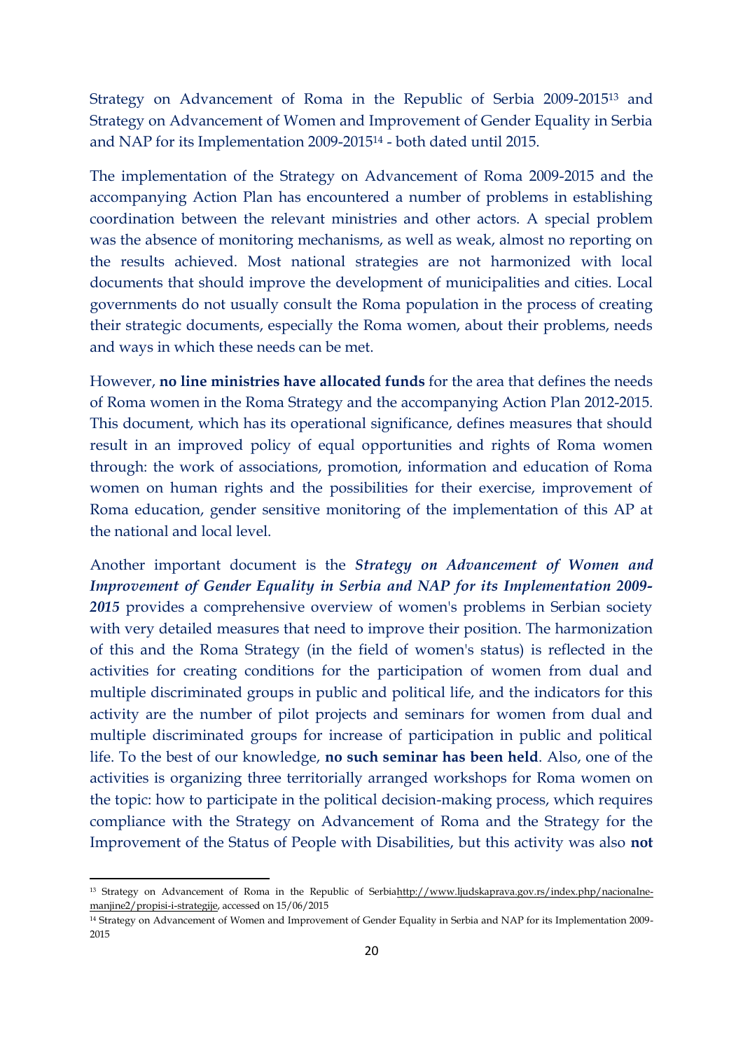Strategy on Advancement of Roma in the Republic of Serbia 2009-2015[13] and Strategy on Advancement of Women and Improvement of Gender Equality in Serbia and NAP for its Implementation 2009-2015[14] - both dated until 2015.

The implementation of the Strategy on Advancement of Roma 2009-2015 and the accompanying Action Plan has encountered a number of problems in establishing coordination between the relevant ministries and other actors. A special problem was the absence of monitoring mechanisms, as well as weak, almost no reporting on the results achieved. Most national strategies are not harmonized with local documents that should improve the development of municipalities and cities. Local governments do not usually consult the Roma population in the process of creating their strategic documents, especially the Roma women, about their problems, needs and ways in which these needs can be met.

However, **no line ministries have allocated funds** for the area that defines the needs of Roma women in the Roma Strategy and the accompanying Action Plan 2012-2015. This document, which has its operational significance, defines measures that should result in an improved policy of equal opportunities and rights of Roma women through: the work of associations, promotion, information and education of Roma women on human rights and the possibilities for their exercise, improvement of Roma education, gender sensitive monitoring of the implementation of this AP at the national and local level.

Another important document is the ***Strategy on Advancement of Women and Improvement of Gender Equality in Serbia and NAP for its Implementation 2009-2015*** provides a comprehensive overview of women's problems in Serbian society with very detailed measures that need to improve their position. The harmonization of this and the Roma Strategy (in the field of women's status) is reflected in the activities for creating conditions for the participation of women from dual and multiple discriminated groups in public and political life, and the indicators for this activity are the number of pilot projects and seminars for women from dual and multiple discriminated groups for increase of participation in public and political life. To the best of our knowledge, **no such seminar has been held**. Also, one of the activities is organizing three territorially arranged workshops for Roma women on the topic: how to participate in the political decision-making process, which requires compliance with the Strategy on Advancement of Roma and the Strategy for the Improvement of the Status of People with Disabilities, but this activity was also **not**

[13] Strategy on Advancement of Roma in the Republic of Serbiahttp://www.ljudskaprava.gov.rs/index.php/nacionalne-manjine2/propisi-i-strategije, accessed on 15/06/2015

[14] Strategy on Advancement of Women and Improvement of Gender Equality in Serbia and NAP for its Implementation 2009-2015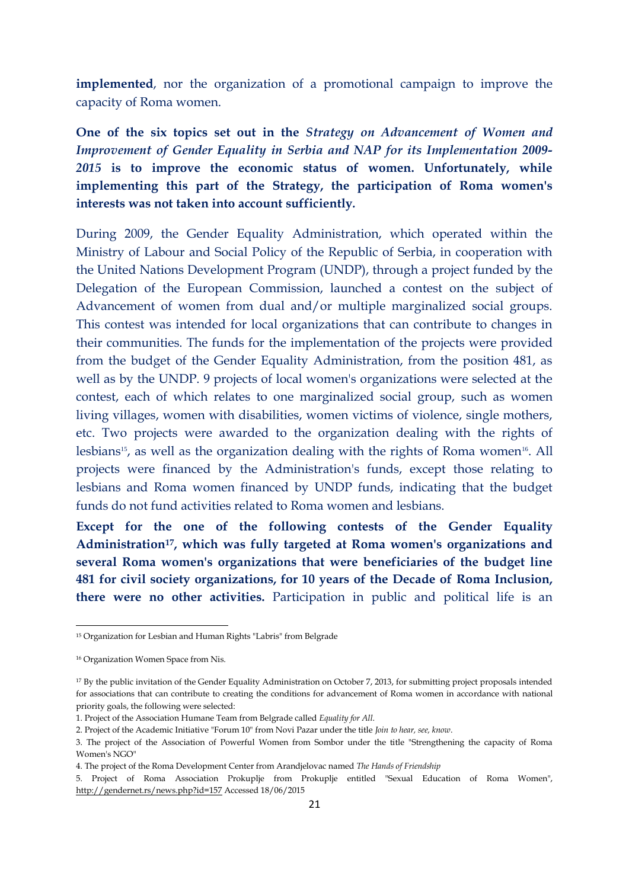**implemented**, nor the organization of a promotional campaign to improve the capacity of Roma women.

**One of the six topics set out in the *Strategy on Advancement of Women and Improvement of Gender Equality in Serbia and NAP for its Implementation 2009-2015* is to improve the economic status of women. Unfortunately, while implementing this part of the Strategy, the participation of Roma women's interests was not taken into account sufficiently.**

During 2009, the Gender Equality Administration, which operated within the Ministry of Labour and Social Policy of the Republic of Serbia, in cooperation with the United Nations Development Program (UNDP), through a project funded by the Delegation of the European Commission, launched a contest on the subject of Advancement of women from dual and/or multiple marginalized social groups. This contest was intended for local organizations that can contribute to changes in their communities. The funds for the implementation of the projects were provided from the budget of the Gender Equality Administration, from the position 481, as well as by the UNDP. 9 projects of local women's organizations were selected at the contest, each of which relates to one marginalized social group, such as women living villages, women with disabilities, women victims of violence, single mothers, etc. Two projects were awarded to the organization dealing with the rights of lesbians[15], as well as the organization dealing with the rights of Roma women[16]. All projects were financed by the Administration's funds, except those relating to lesbians and Roma women financed by UNDP funds, indicating that the budget funds do not fund activities related to Roma women and lesbians.

**Except for the one of the following contests of the Gender Equality Administration[17], which was fully targeted at Roma women's organizations and several Roma women's organizations that were beneficiaries of the budget line 481 for civil society organizations, for 10 years of the Decade of Roma Inclusion, there were no other activities.** Participation in public and political life is an

---

[15] Organization for Lesbian and Human Rights "Labris" from Belgrade

[16] Organization Women Space from Nis.

[17] By the public invitation of the Gender Equality Administration on October 7, 2013, for submitting project proposals intended for associations that can contribute to creating the conditions for advancement of Roma women in accordance with national priority goals, the following were selected:

1. Project of the Association Humane Team from Belgrade called *Equality for All*.
2. Project of the Academic Initiative "Forum 10" from Novi Pazar under the title *Join to hear, see, know*.
3. The project of the Association of Powerful Women from Sombor under the title "Strengthening the capacity of Roma Women's NGO"
4. The project of the Roma Development Center from Arandjelovac named *The Hands of Friendship*
5. Project of Roma Association Prokuplje from Prokuplje entitled "Sexual Education of Roma Women", http://gendernet.rs/news.php?id=157 Accessed 18/06/2015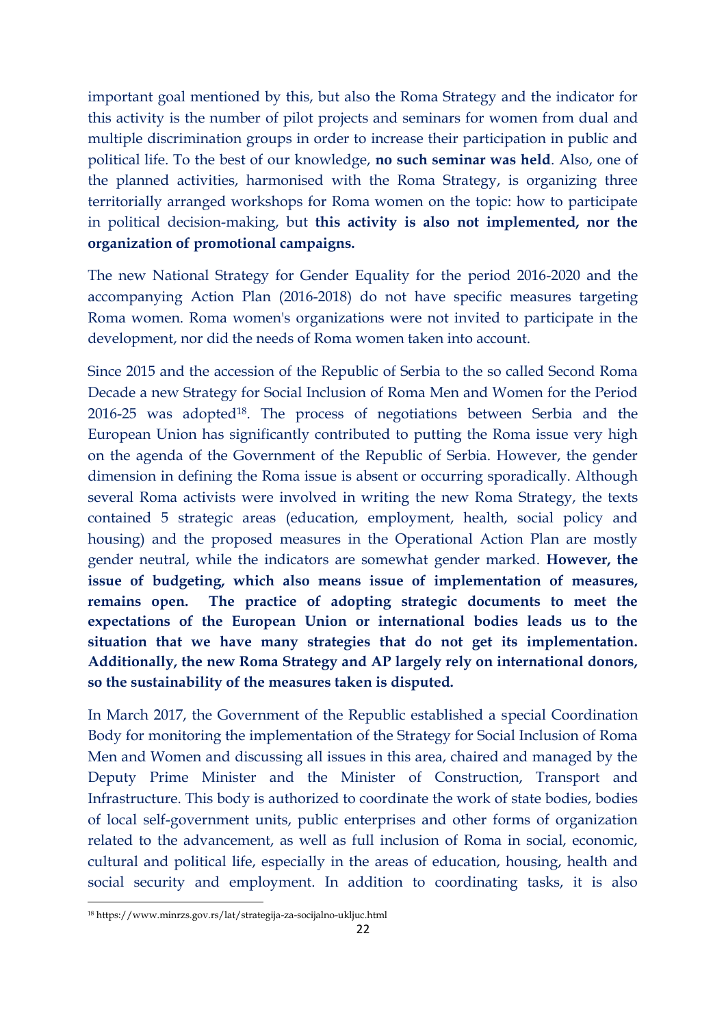important goal mentioned by this, but also the Roma Strategy and the indicator for this activity is the number of pilot projects and seminars for women from dual and multiple discrimination groups in order to increase their participation in public and political life. To the best of our knowledge, **no such seminar was held**. Also, one of the planned activities, harmonised with the Roma Strategy, is organizing three territorially arranged workshops for Roma women on the topic: how to participate in political decision-making, but **this activity is also not implemented, nor the organization of promotional campaigns.**

The new National Strategy for Gender Equality for the period 2016-2020 and the accompanying Action Plan (2016-2018) do not have specific measures targeting Roma women. Roma women's organizations were not invited to participate in the development, nor did the needs of Roma women taken into account.

Since 2015 and the accession of the Republic of Serbia to the so called Second Roma Decade a new Strategy for Social Inclusion of Roma Men and Women for the Period 2016-25 was adopted[18]. The process of negotiations between Serbia and the European Union has significantly contributed to putting the Roma issue very high on the agenda of the Government of the Republic of Serbia. However, the gender dimension in defining the Roma issue is absent or occurring sporadically. Although several Roma activists were involved in writing the new Roma Strategy, the texts contained 5 strategic areas (education, employment, health, social policy and housing) and the proposed measures in the Operational Action Plan are mostly gender neutral, while the indicators are somewhat gender marked. **However, the issue of budgeting, which also means issue of implementation of measures, remains open. The practice of adopting strategic documents to meet the expectations of the European Union or international bodies leads us to the situation that we have many strategies that do not get its implementation. Additionally, the new Roma Strategy and AP largely rely on international donors, so the sustainability of the measures taken is disputed.**

In March 2017, the Government of the Republic established a special Coordination Body for monitoring the implementation of the Strategy for Social Inclusion of Roma Men and Women and discussing all issues in this area, chaired and managed by the Deputy Prime Minister and the Minister of Construction, Transport and Infrastructure. This body is authorized to coordinate the work of state bodies, bodies of local self-government units, public enterprises and other forms of organization related to the advancement, as well as full inclusion of Roma in social, economic, cultural and political life, especially in the areas of education, housing, health and social security and employment. In addition to coordinating tasks, it is also

[18] https://www.minrzs.gov.rs/lat/strategija-za-socijalno-ukljuc.html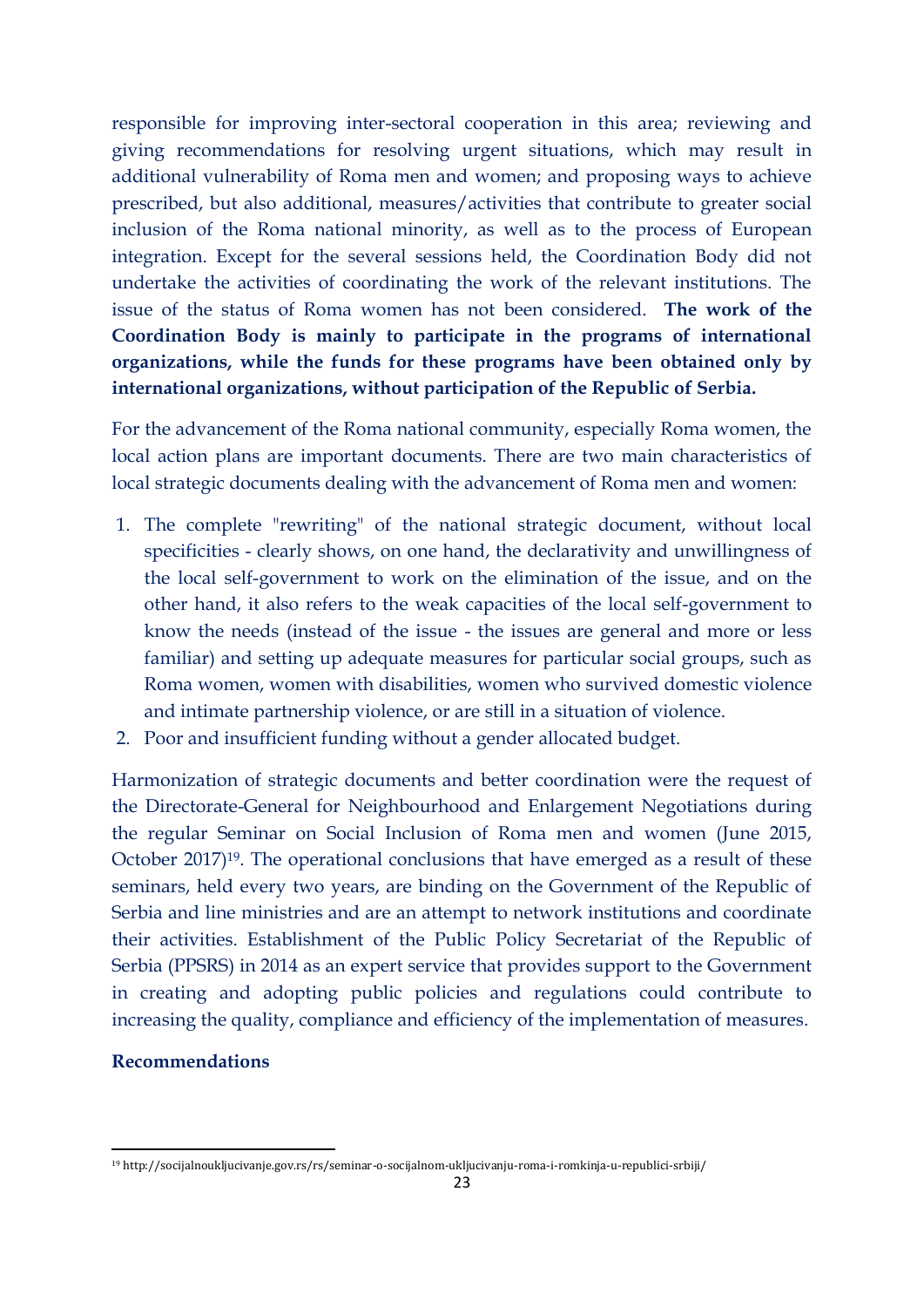responsible for improving inter-sectoral cooperation in this area; reviewing and giving recommendations for resolving urgent situations, which may result in additional vulnerability of Roma men and women; and proposing ways to achieve prescribed, but also additional, measures/activities that contribute to greater social inclusion of the Roma national minority, as well as to the process of European integration. Except for the several sessions held, the Coordination Body did not undertake the activities of coordinating the work of the relevant institutions. The issue of the status of Roma women has not been considered. **The work of the Coordination Body is mainly to participate in the programs of international organizations, while the funds for these programs have been obtained only by international organizations, without participation of the Republic of Serbia.**

For the advancement of the Roma national community, especially Roma women, the local action plans are important documents. There are two main characteristics of local strategic documents dealing with the advancement of Roma men and women:

1. The complete "rewriting" of the national strategic document, without local specificities - clearly shows, on one hand, the declarativity and unwillingness of the local self-government to work on the elimination of the issue, and on the other hand, it also refers to the weak capacities of the local self-government to know the needs (instead of the issue - the issues are general and more or less familiar) and setting up adequate measures for particular social groups, such as Roma women, women with disabilities, women who survived domestic violence and intimate partnership violence, or are still in a situation of violence.
2. Poor and insufficient funding without a gender allocated budget.

Harmonization of strategic documents and better coordination were the request of the Directorate-General for Neighbourhood and Enlargement Negotiations during the regular Seminar on Social Inclusion of Roma men and women (June 2015, October 2017)[19]. The operational conclusions that have emerged as a result of these seminars, held every two years, are binding on the Government of the Republic of Serbia and line ministries and are an attempt to network institutions and coordinate their activities. Establishment of the Public Policy Secretariat of the Republic of Serbia (PPSRS) in 2014 as an expert service that provides support to the Government in creating and adopting public policies and regulations could contribute to increasing the quality, compliance and efficiency of the implementation of measures.

**Recommendations**

[19] http://socijalnoukljucivanje.gov.rs/rs/seminar-o-socijalnom-ukljucivanju-roma-i-romkinja-u-republici-srbiji/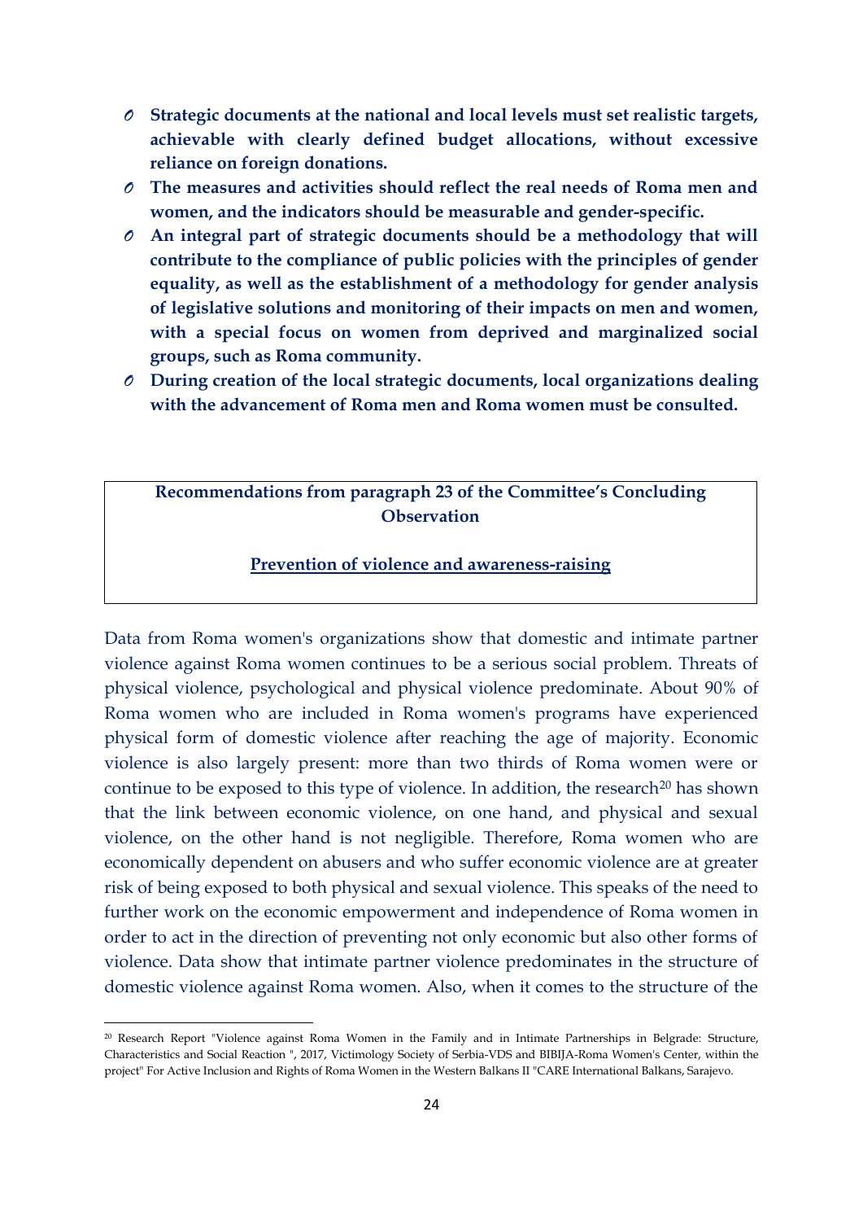- **Strategic documents at the national and local levels must set realistic targets, achievable with clearly defined budget allocations, without excessive reliance on foreign donations.**
- **The measures and activities should reflect the real needs of Roma men and women, and the indicators should be measurable and gender-specific.**
- **An integral part of strategic documents should be a methodology that will contribute to the compliance of public policies with the principles of gender equality, as well as the establishment of a methodology for gender analysis of legislative solutions and monitoring of their impacts on men and women, with a special focus on women from deprived and marginalized social groups, such as Roma community.**
- **During creation of the local strategic documents, local organizations dealing with the advancement of Roma men and Roma women must be consulted.**

**Recommendations from paragraph 23 of the Committee's Concluding Observation**

**Prevention of violence and awareness-raising**

Data from Roma women's organizations show that domestic and intimate partner violence against Roma women continues to be a serious social problem. Threats of physical violence, psychological and physical violence predominate. About 90% of Roma women who are included in Roma women's programs have experienced physical form of domestic violence after reaching the age of majority. Economic violence is also largely present: more than two thirds of Roma women were or continue to be exposed to this type of violence. In addition, the research[20] has shown that the link between economic violence, on one hand, and physical and sexual violence, on the other hand is not negligible. Therefore, Roma women who are economically dependent on abusers and who suffer economic violence are at greater risk of being exposed to both physical and sexual violence. This speaks of the need to further work on the economic empowerment and independence of Roma women in order to act in the direction of preventing not only economic but also other forms of violence. Data show that intimate partner violence predominates in the structure of domestic violence against Roma women. Also, when it comes to the structure of the

[20] Research Report "Violence against Roma Women in the Family and in Intimate Partnerships in Belgrade: Structure, Characteristics and Social Reaction ", 2017, Victimology Society of Serbia-VDS and BIBIJA-Roma Women's Center, within the project" For Active Inclusion and Rights of Roma Women in the Western Balkans II "CARE International Balkans, Sarajevo.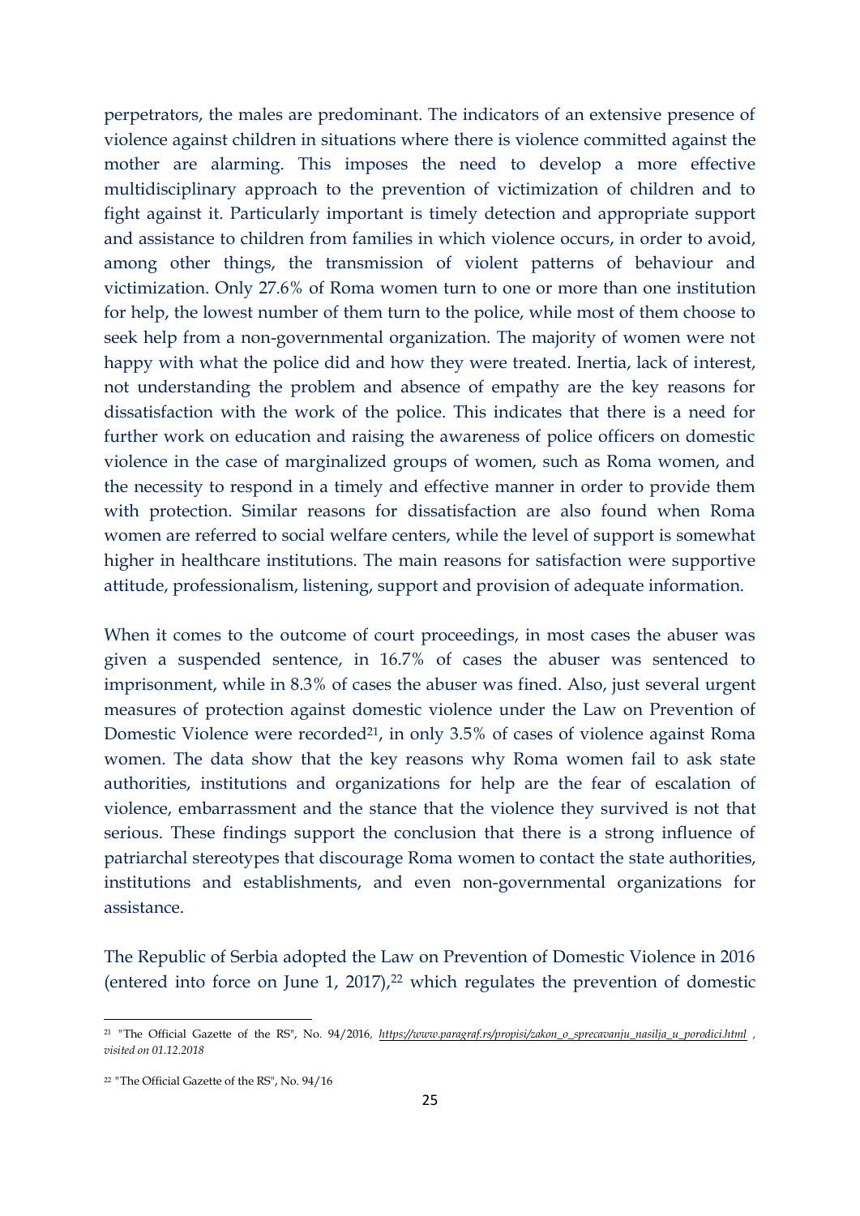perpetrators, the males are predominant. The indicators of an extensive presence of violence against children in situations where there is violence committed against the mother are alarming. This imposes the need to develop a more effective multidisciplinary approach to the prevention of victimization of children and to fight against it. Particularly important is timely detection and appropriate support and assistance to children from families in which violence occurs, in order to avoid, among other things, the transmission of violent patterns of behaviour and victimization. Only 27.6% of Roma women turn to one or more than one institution for help, the lowest number of them turn to the police, while most of them choose to seek help from a non-governmental organization. The majority of women were not happy with what the police did and how they were treated. Inertia, lack of interest, not understanding the problem and absence of empathy are the key reasons for dissatisfaction with the work of the police. This indicates that there is a need for further work on education and raising the awareness of police officers on domestic violence in the case of marginalized groups of women, such as Roma women, and the necessity to respond in a timely and effective manner in order to provide them with protection. Similar reasons for dissatisfaction are also found when Roma women are referred to social welfare centers, while the level of support is somewhat higher in healthcare institutions. The main reasons for satisfaction were supportive attitude, professionalism, listening, support and provision of adequate information.

When it comes to the outcome of court proceedings, in most cases the abuser was given a suspended sentence, in 16.7% of cases the abuser was sentenced to imprisonment, while in 8.3% of cases the abuser was fined. Also, just several urgent measures of protection against domestic violence under the Law on Prevention of Domestic Violence were recorded[21], in only 3.5% of cases of violence against Roma women. The data show that the key reasons why Roma women fail to ask state authorities, institutions and organizations for help are the fear of escalation of violence, embarrassment and the stance that the violence they survived is not that serious. These findings support the conclusion that there is a strong influence of patriarchal stereotypes that discourage Roma women to contact the state authorities, institutions and establishments, and even non-governmental organizations for assistance.

The Republic of Serbia adopted the Law on Prevention of Domestic Violence in 2016 (entered into force on June 1, 2017),[22] which regulates the prevention of domestic

---

[21] "The Official Gazette of the RS", No. 94/2016, *https://www.paragraf.rs/propisi/zakon_o_sprecavanju_nasilja_u_porodici.html , visited on 01.12.2018*

[22] "The Official Gazette of the RS", No. 94/16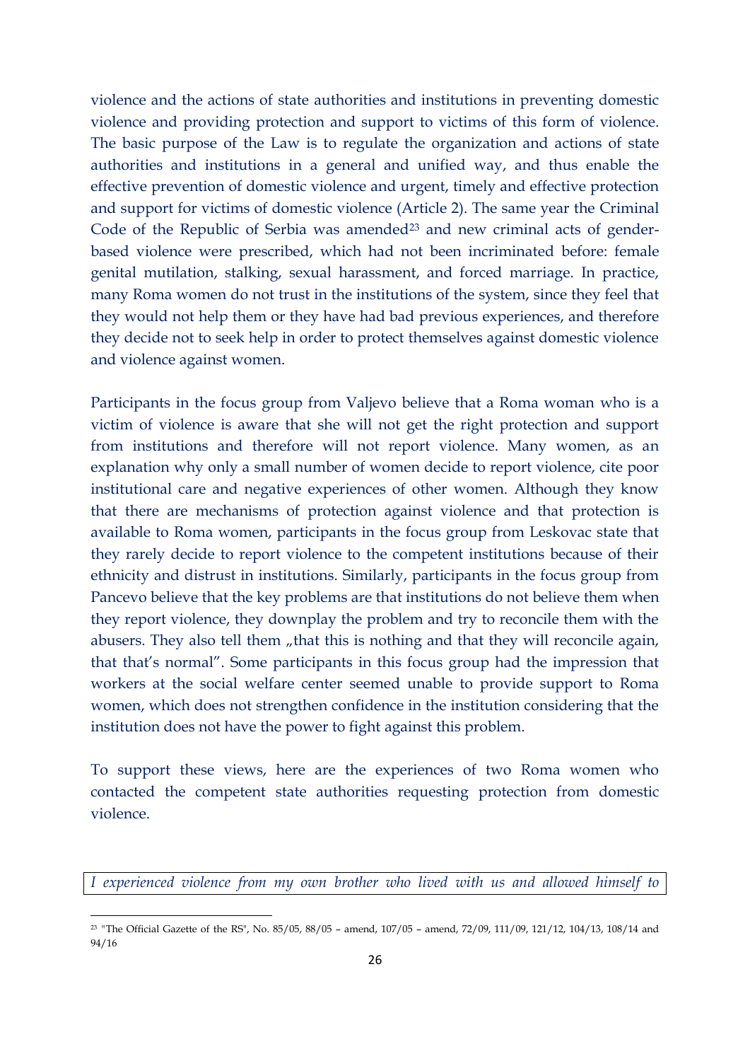violence and the actions of state authorities and institutions in preventing domestic violence and providing protection and support to victims of this form of violence. The basic purpose of the Law is to regulate the organization and actions of state authorities and institutions in a general and unified way, and thus enable the effective prevention of domestic violence and urgent, timely and effective protection and support for victims of domestic violence (Article 2). The same year the Criminal Code of the Republic of Serbia was amended[23] and new criminal acts of gender-based violence were prescribed, which had not been incriminated before: female genital mutilation, stalking, sexual harassment, and forced marriage. In practice, many Roma women do not trust in the institutions of the system, since they feel that they would not help them or they have had bad previous experiences, and therefore they decide not to seek help in order to protect themselves against domestic violence and violence against women.

Participants in the focus group from Valjevo believe that a Roma woman who is a victim of violence is aware that she will not get the right protection and support from institutions and therefore will not report violence. Many women, as an explanation why only a small number of women decide to report violence, cite poor institutional care and negative experiences of other women. Although they know that there are mechanisms of protection against violence and that protection is available to Roma women, participants in the focus group from Leskovac state that they rarely decide to report violence to the competent institutions because of their ethnicity and distrust in institutions. Similarly, participants in the focus group from Pancevo believe that the key problems are that institutions do not believe them when they report violence, they downplay the problem and try to reconcile them with the abusers. They also tell them „that this is nothing and that they will reconcile again, that that's normal". Some participants in this focus group had the impression that workers at the social welfare center seemed unable to provide support to Roma women, which does not strengthen confidence in the institution considering that the institution does not have the power to fight against this problem.

To support these views, here are the experiences of two Roma women who contacted the competent state authorities requesting protection from domestic violence.

*I experienced violence from my own brother who lived with us and allowed himself to*

[23] "The Official Gazette of the RS", No. 85/05, 88/05 – amend, 107/05 – amend, 72/09, 111/09, 121/12, 104/13, 108/14 and 94/16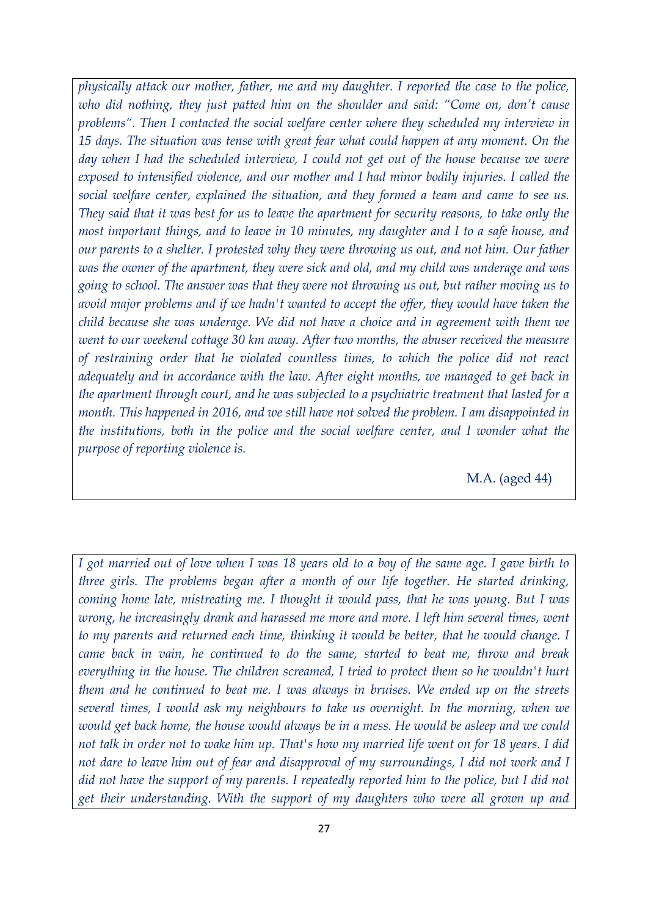*physically attack our mother, father, me and my daughter. I reported the case to the police, who did nothing, they just patted him on the shoulder and said: "Come on, don't cause problems". Then I contacted the social welfare center where they scheduled my interview in 15 days. The situation was tense with great fear what could happen at any moment. On the day when I had the scheduled interview, I could not get out of the house because we were exposed to intensified violence, and our mother and I had minor bodily injuries. I called the social welfare center, explained the situation, and they formed a team and came to see us. They said that it was best for us to leave the apartment for security reasons, to take only the most important things, and to leave in 10 minutes, my daughter and I to a safe house, and our parents to a shelter. I protested why they were throwing us out, and not him. Our father was the owner of the apartment, they were sick and old, and my child was underage and was going to school. The answer was that they were not throwing us out, but rather moving us to avoid major problems and if we hadn't wanted to accept the offer, they would have taken the child because she was underage. We did not have a choice and in agreement with them we went to our weekend cottage 30 km away. After two months, the abuser received the measure of restraining order that he violated countless times, to which the police did not react adequately and in accordance with the law. After eight months, we managed to get back in the apartment through court, and he was subjected to a psychiatric treatment that lasted for a month. This happened in 2016, and we still have not solved the problem. I am disappointed in the institutions, both in the police and the social welfare center, and I wonder what the purpose of reporting violence is.*

M.A. (aged 44)

*I got married out of love when I was 18 years old to a boy of the same age. I gave birth to three girls. The problems began after a month of our life together. He started drinking, coming home late, mistreating me. I thought it would pass, that he was young. But I was wrong, he increasingly drank and harassed me more and more. I left him several times, went to my parents and returned each time, thinking it would be better, that he would change. I came back in vain, he continued to do the same, started to beat me, throw and break everything in the house. The children screamed, I tried to protect them so he wouldn't hurt them and he continued to beat me. I was always in bruises. We ended up on the streets several times, I would ask my neighbours to take us overnight. In the morning, when we would get back home, the house would always be in a mess. He would be asleep and we could not talk in order not to wake him up. That's how my married life went on for 18 years. I did not dare to leave him out of fear and disapproval of my surroundings, I did not work and I did not have the support of my parents. I repeatedly reported him to the police, but I did not get their understanding. With the support of my daughters who were all grown up and*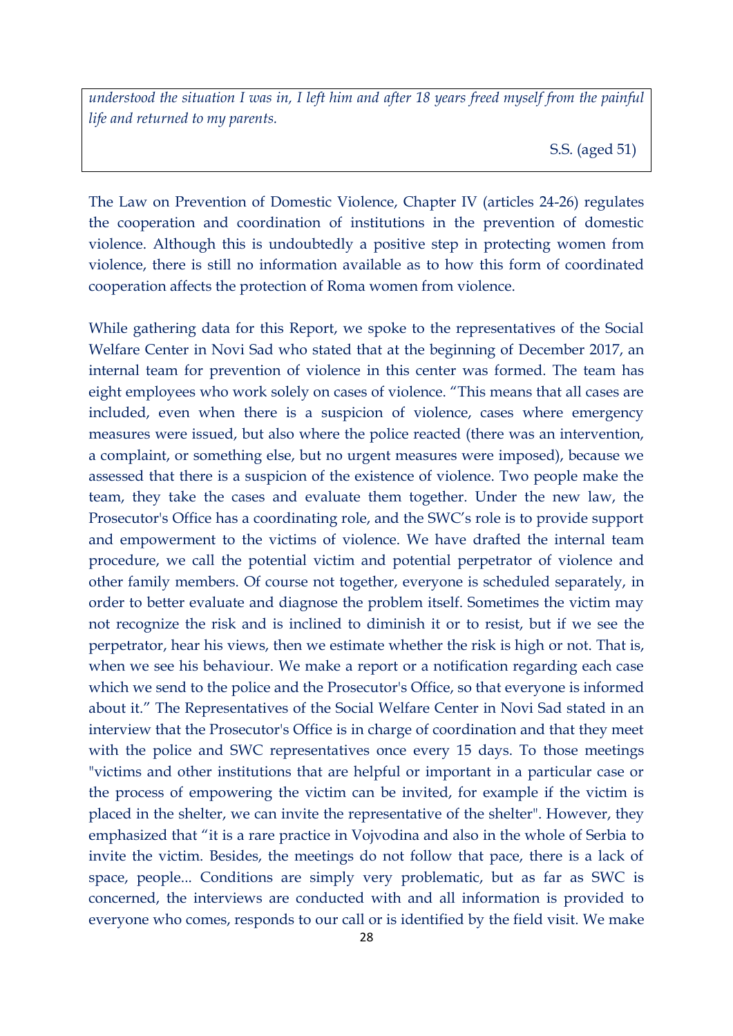*understood the situation I was in, I left him and after 18 years freed myself from the painful life and returned to my parents.*

S.S. (aged 51)

The Law on Prevention of Domestic Violence, Chapter IV (articles 24-26) regulates the cooperation and coordination of institutions in the prevention of domestic violence. Although this is undoubtedly a positive step in protecting women from violence, there is still no information available as to how this form of coordinated cooperation affects the protection of Roma women from violence.

While gathering data for this Report, we spoke to the representatives of the Social Welfare Center in Novi Sad who stated that at the beginning of December 2017, an internal team for prevention of violence in this center was formed. The team has eight employees who work solely on cases of violence. "This means that all cases are included, even when there is a suspicion of violence, cases where emergency measures were issued, but also where the police reacted (there was an intervention, a complaint, or something else, but no urgent measures were imposed), because we assessed that there is a suspicion of the existence of violence. Two people make the team, they take the cases and evaluate them together. Under the new law, the Prosecutor's Office has a coordinating role, and the SWC's role is to provide support and empowerment to the victims of violence. We have drafted the internal team procedure, we call the potential victim and potential perpetrator of violence and other family members. Of course not together, everyone is scheduled separately, in order to better evaluate and diagnose the problem itself. Sometimes the victim may not recognize the risk and is inclined to diminish it or to resist, but if we see the perpetrator, hear his views, then we estimate whether the risk is high or not. That is, when we see his behaviour. We make a report or a notification regarding each case which we send to the police and the Prosecutor's Office, so that everyone is informed about it." The Representatives of the Social Welfare Center in Novi Sad stated in an interview that the Prosecutor's Office is in charge of coordination and that they meet with the police and SWC representatives once every 15 days. To those meetings "victims and other institutions that are helpful or important in a particular case or the process of empowering the victim can be invited, for example if the victim is placed in the shelter, we can invite the representative of the shelter". However, they emphasized that "it is a rare practice in Vojvodina and also in the whole of Serbia to invite the victim. Besides, the meetings do not follow that pace, there is a lack of space, people... Conditions are simply very problematic, but as far as SWC is concerned, the interviews are conducted with and all information is provided to everyone who comes, responds to our call or is identified by the field visit. We make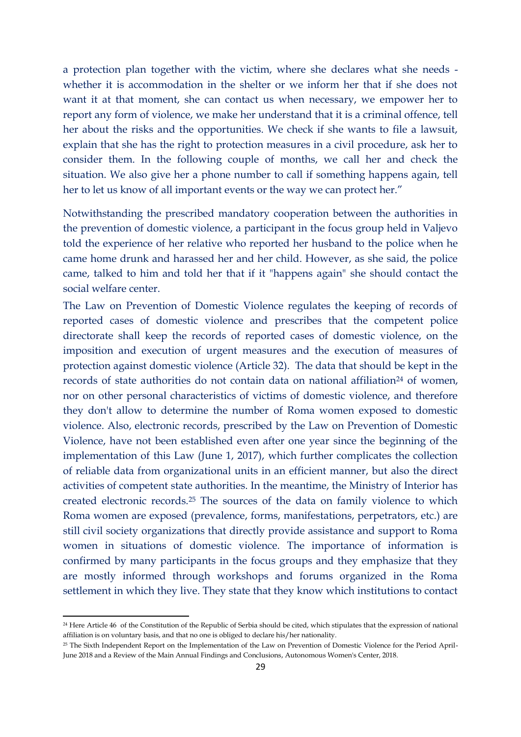a protection plan together with the victim, where she declares what she needs - whether it is accommodation in the shelter or we inform her that if she does not want it at that moment, she can contact us when necessary, we empower her to report any form of violence, we make her understand that it is a criminal offence, tell her about the risks and the opportunities. We check if she wants to file a lawsuit, explain that she has the right to protection measures in a civil procedure, ask her to consider them. In the following couple of months, we call her and check the situation. We also give her a phone number to call if something happens again, tell her to let us know of all important events or the way we can protect her."

Notwithstanding the prescribed mandatory cooperation between the authorities in the prevention of domestic violence, a participant in the focus group held in Valjevo told the experience of her relative who reported her husband to the police when he came home drunk and harassed her and her child. However, as she said, the police came, talked to him and told her that if it "happens again" she should contact the social welfare center.

The Law on Prevention of Domestic Violence regulates the keeping of records of reported cases of domestic violence and prescribes that the competent police directorate shall keep the records of reported cases of domestic violence, on the imposition and execution of urgent measures and the execution of measures of protection against domestic violence (Article 32). The data that should be kept in the records of state authorities do not contain data on national affiliation[24] of women, nor on other personal characteristics of victims of domestic violence, and therefore they don't allow to determine the number of Roma women exposed to domestic violence. Also, electronic records, prescribed by the Law on Prevention of Domestic Violence, have not been established even after one year since the beginning of the implementation of this Law (June 1, 2017), which further complicates the collection of reliable data from organizational units in an efficient manner, but also the direct activities of competent state authorities. In the meantime, the Ministry of Interior has created electronic records.[25] The sources of the data on family violence to which Roma women are exposed (prevalence, forms, manifestations, perpetrators, etc.) are still civil society organizations that directly provide assistance and support to Roma women in situations of domestic violence. The importance of information is confirmed by many participants in the focus groups and they emphasize that they are mostly informed through workshops and forums organized in the Roma settlement in which they live. They state that they know which institutions to contact

[24] Here Article 46 of the Constitution of the Republic of Serbia should be cited, which stipulates that the expression of national affiliation is on voluntary basis, and that no one is obliged to declare his/her nationality.

[25] The Sixth Independent Report on the Implementation of the Law on Prevention of Domestic Violence for the Period April-June 2018 and a Review of the Main Annual Findings and Conclusions, Autonomous Women's Center, 2018.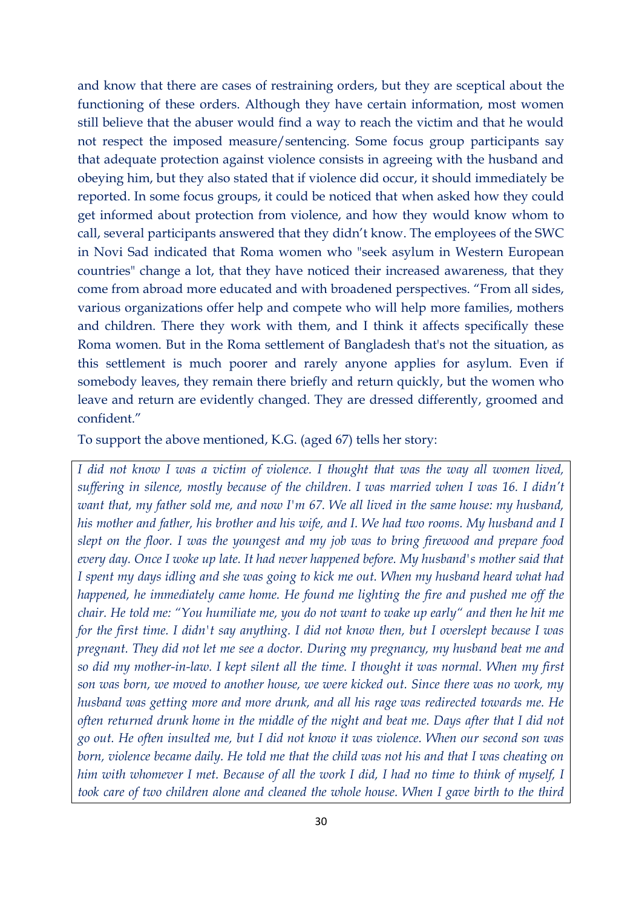and know that there are cases of restraining orders, but they are sceptical about the functioning of these orders. Although they have certain information, most women still believe that the abuser would find a way to reach the victim and that he would not respect the imposed measure/sentencing. Some focus group participants say that adequate protection against violence consists in agreeing with the husband and obeying him, but they also stated that if violence did occur, it should immediately be reported. In some focus groups, it could be noticed that when asked how they could get informed about protection from violence, and how they would know whom to call, several participants answered that they didn't know. The employees of the SWC in Novi Sad indicated that Roma women who "seek asylum in Western European countries" change a lot, that they have noticed their increased awareness, that they come from abroad more educated and with broadened perspectives. "From all sides, various organizations offer help and compete who will help more families, mothers and children. There they work with them, and I think it affects specifically these Roma women. But in the Roma settlement of Bangladesh that's not the situation, as this settlement is much poorer and rarely anyone applies for asylum. Even if somebody leaves, they remain there briefly and return quickly, but the women who leave and return are evidently changed. They are dressed differently, groomed and confident."

To support the above mentioned, K.G. (aged 67) tells her story:

> *I did not know I was a victim of violence. I thought that was the way all women lived, suffering in silence, mostly because of the children. I was married when I was 16. I didn't want that, my father sold me, and now I'm 67. We all lived in the same house: my husband, his mother and father, his brother and his wife, and I. We had two rooms. My husband and I slept on the floor. I was the youngest and my job was to bring firewood and prepare food every day. Once I woke up late. It had never happened before. My husband's mother said that I spent my days idling and she was going to kick me out. When my husband heard what had happened, he immediately came home. He found me lighting the fire and pushed me off the chair. He told me: "You humiliate me, you do not want to wake up early" and then he hit me for the first time. I didn't say anything. I did not know then, but I overslept because I was pregnant. They did not let me see a doctor. During my pregnancy, my husband beat me and so did my mother-in-law. I kept silent all the time. I thought it was normal. When my first son was born, we moved to another house, we were kicked out. Since there was no work, my husband was getting more and more drunk, and all his rage was redirected towards me. He often returned drunk home in the middle of the night and beat me. Days after that I did not go out. He often insulted me, but I did not know it was violence. When our second son was born, violence became daily. He told me that the child was not his and that I was cheating on him with whomever I met. Because of all the work I did, I had no time to think of myself, I took care of two children alone and cleaned the whole house. When I gave birth to the third*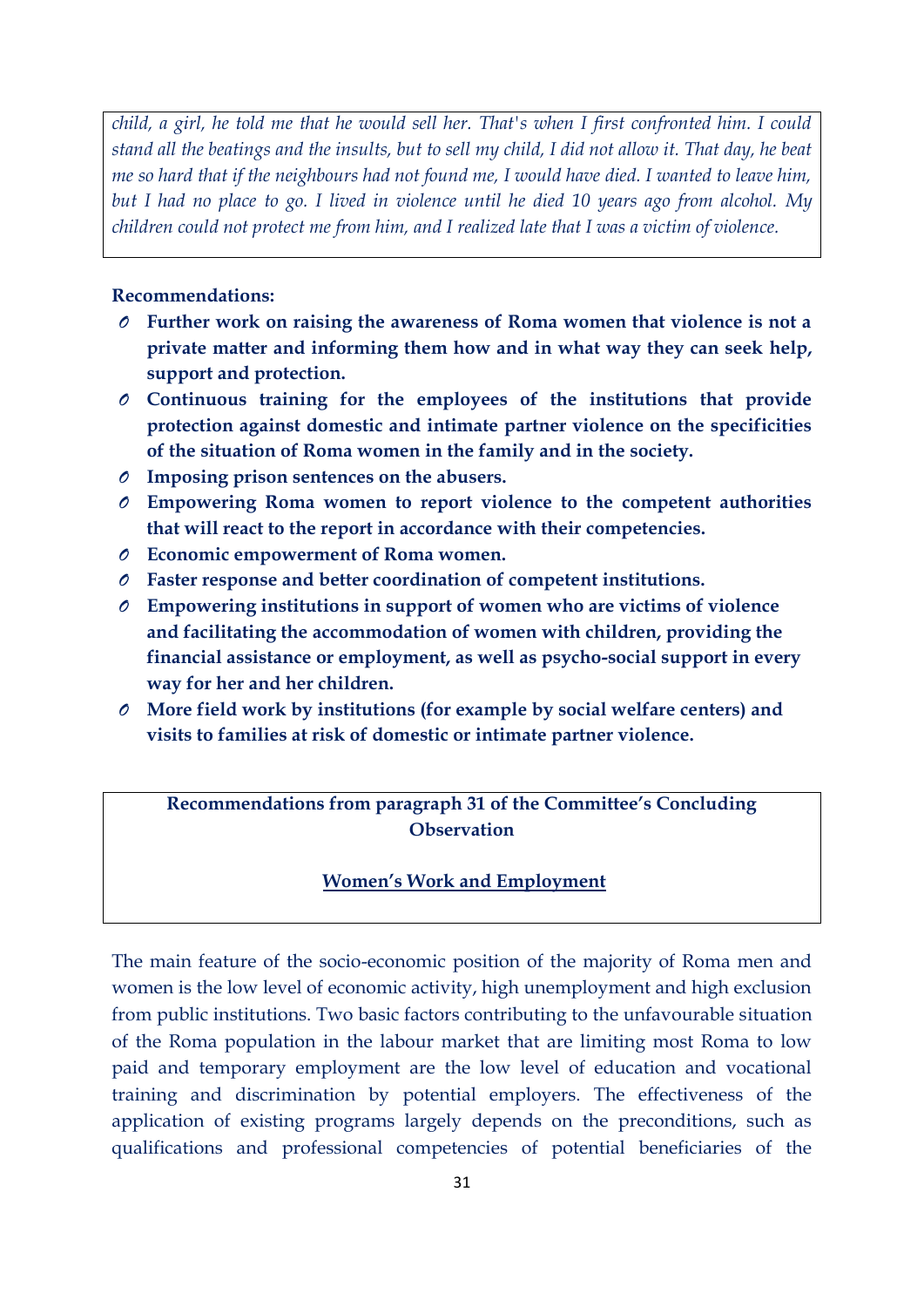*child, a girl, he told me that he would sell her. That's when I first confronted him. I could stand all the beatings and the insults, but to sell my child, I did not allow it. That day, he beat me so hard that if the neighbours had not found me, I would have died. I wanted to leave him, but I had no place to go. I lived in violence until he died 10 years ago from alcohol. My children could not protect me from him, and I realized late that I was a victim of violence.*

**Recommendations:**

- **Further work on raising the awareness of Roma women that violence is not a private matter and informing them how and in what way they can seek help, support and protection.**
- **Continuous training for the employees of the institutions that provide protection against domestic and intimate partner violence on the specificities of the situation of Roma women in the family and in the society.**
- **Imposing prison sentences on the abusers.**
- **Empowering Roma women to report violence to the competent authorities that will react to the report in accordance with their competencies.**
- **Economic empowerment of Roma women.**
- **Faster response and better coordination of competent institutions.**
- **Empowering institutions in support of women who are victims of violence and facilitating the accommodation of women with children, providing the financial assistance or employment, as well as psycho-social support in every way for her and her children.**
- **More field work by institutions (for example by social welfare centers) and visits to families at risk of domestic or intimate partner violence.**

**Recommendations from paragraph 31 of the Committee's Concluding Observation**

**Women's Work and Employment**

The main feature of the socio-economic position of the majority of Roma men and women is the low level of economic activity, high unemployment and high exclusion from public institutions. Two basic factors contributing to the unfavourable situation of the Roma population in the labour market that are limiting most Roma to low paid and temporary employment are the low level of education and vocational training and discrimination by potential employers. The effectiveness of the application of existing programs largely depends on the preconditions, such as qualifications and professional competencies of potential beneficiaries of the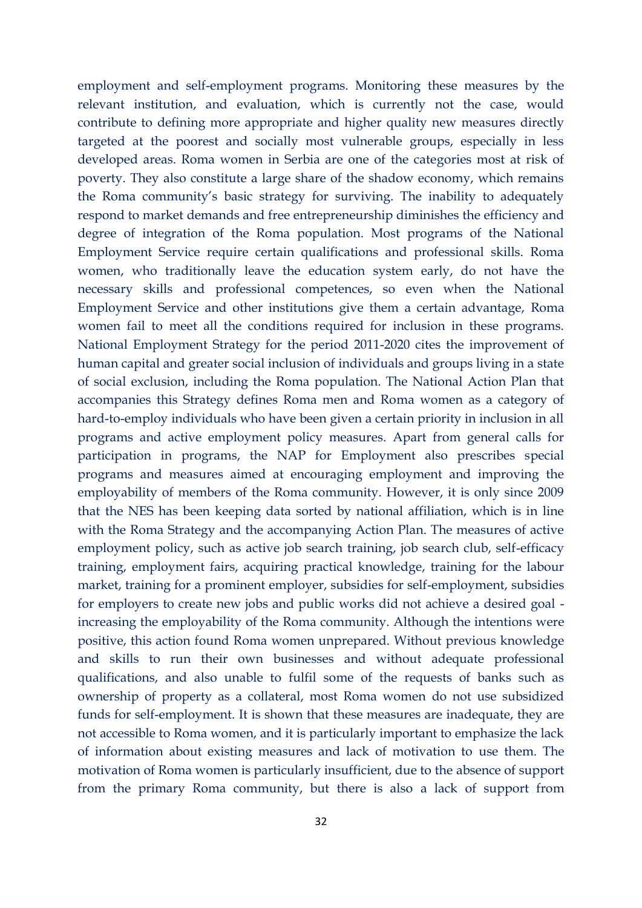employment and self-employment programs. Monitoring these measures by the relevant institution, and evaluation, which is currently not the case, would contribute to defining more appropriate and higher quality new measures directly targeted at the poorest and socially most vulnerable groups, especially in less developed areas. Roma women in Serbia are one of the categories most at risk of poverty. They also constitute a large share of the shadow economy, which remains the Roma community's basic strategy for surviving. The inability to adequately respond to market demands and free entrepreneurship diminishes the efficiency and degree of integration of the Roma population. Most programs of the National Employment Service require certain qualifications and professional skills. Roma women, who traditionally leave the education system early, do not have the necessary skills and professional competences, so even when the National Employment Service and other institutions give them a certain advantage, Roma women fail to meet all the conditions required for inclusion in these programs. National Employment Strategy for the period 2011-2020 cites the improvement of human capital and greater social inclusion of individuals and groups living in a state of social exclusion, including the Roma population. The National Action Plan that accompanies this Strategy defines Roma men and Roma women as a category of hard-to-employ individuals who have been given a certain priority in inclusion in all programs and active employment policy measures. Apart from general calls for participation in programs, the NAP for Employment also prescribes special programs and measures aimed at encouraging employment and improving the employability of members of the Roma community. However, it is only since 2009 that the NES has been keeping data sorted by national affiliation, which is in line with the Roma Strategy and the accompanying Action Plan. The measures of active employment policy, such as active job search training, job search club, self-efficacy training, employment fairs, acquiring practical knowledge, training for the labour market, training for a prominent employer, subsidies for self-employment, subsidies for employers to create new jobs and public works did not achieve a desired goal - increasing the employability of the Roma community. Although the intentions were positive, this action found Roma women unprepared. Without previous knowledge and skills to run their own businesses and without adequate professional qualifications, and also unable to fulfil some of the requests of banks such as ownership of property as a collateral, most Roma women do not use subsidized funds for self-employment. It is shown that these measures are inadequate, they are not accessible to Roma women, and it is particularly important to emphasize the lack of information about existing measures and lack of motivation to use them. The motivation of Roma women is particularly insufficient, due to the absence of support from the primary Roma community, but there is also a lack of support from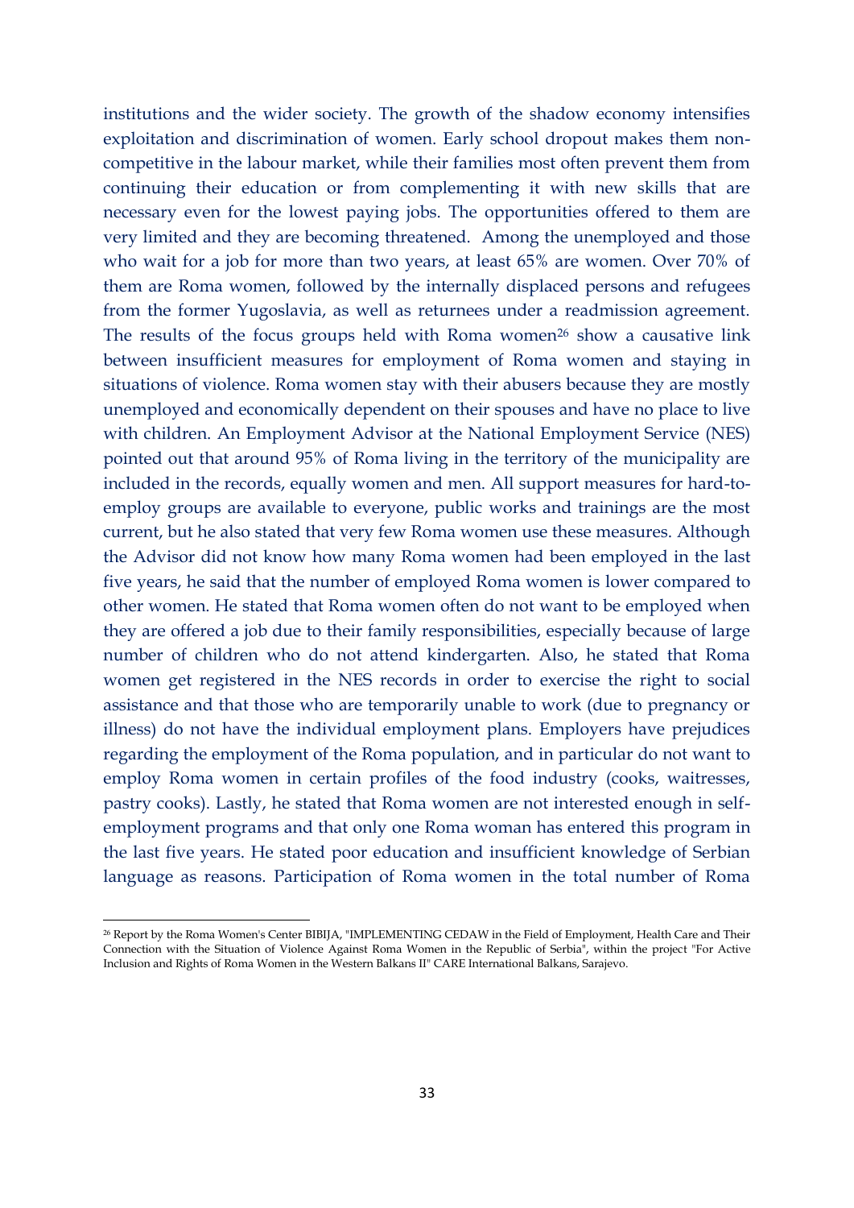institutions and the wider society. The growth of the shadow economy intensifies exploitation and discrimination of women. Early school dropout makes them non-competitive in the labour market, while their families most often prevent them from continuing their education or from complementing it with new skills that are necessary even for the lowest paying jobs. The opportunities offered to them are very limited and they are becoming threatened. Among the unemployed and those who wait for a job for more than two years, at least 65% are women. Over 70% of them are Roma women, followed by the internally displaced persons and refugees from the former Yugoslavia, as well as returnees under a readmission agreement. The results of the focus groups held with Roma women[26] show a causative link between insufficient measures for employment of Roma women and staying in situations of violence. Roma women stay with their abusers because they are mostly unemployed and economically dependent on their spouses and have no place to live with children. An Employment Advisor at the National Employment Service (NES) pointed out that around 95% of Roma living in the territory of the municipality are included in the records, equally women and men. All support measures for hard-to-employ groups are available to everyone, public works and trainings are the most current, but he also stated that very few Roma women use these measures. Although the Advisor did not know how many Roma women had been employed in the last five years, he said that the number of employed Roma women is lower compared to other women. He stated that Roma women often do not want to be employed when they are offered a job due to their family responsibilities, especially because of large number of children who do not attend kindergarten. Also, he stated that Roma women get registered in the NES records in order to exercise the right to social assistance and that those who are temporarily unable to work (due to pregnancy or illness) do not have the individual employment plans. Employers have prejudices regarding the employment of the Roma population, and in particular do not want to employ Roma women in certain profiles of the food industry (cooks, waitresses, pastry cooks). Lastly, he stated that Roma women are not interested enough in self-employment programs and that only one Roma woman has entered this program in the last five years. He stated poor education and insufficient knowledge of Serbian language as reasons. Participation of Roma women in the total number of Roma

[26] Report by the Roma Women's Center BIBIJA, "IMPLEMENTING CEDAW in the Field of Employment, Health Care and Their Connection with the Situation of Violence Against Roma Women in the Republic of Serbia", within the project "For Active Inclusion and Rights of Roma Women in the Western Balkans II" CARE International Balkans, Sarajevo.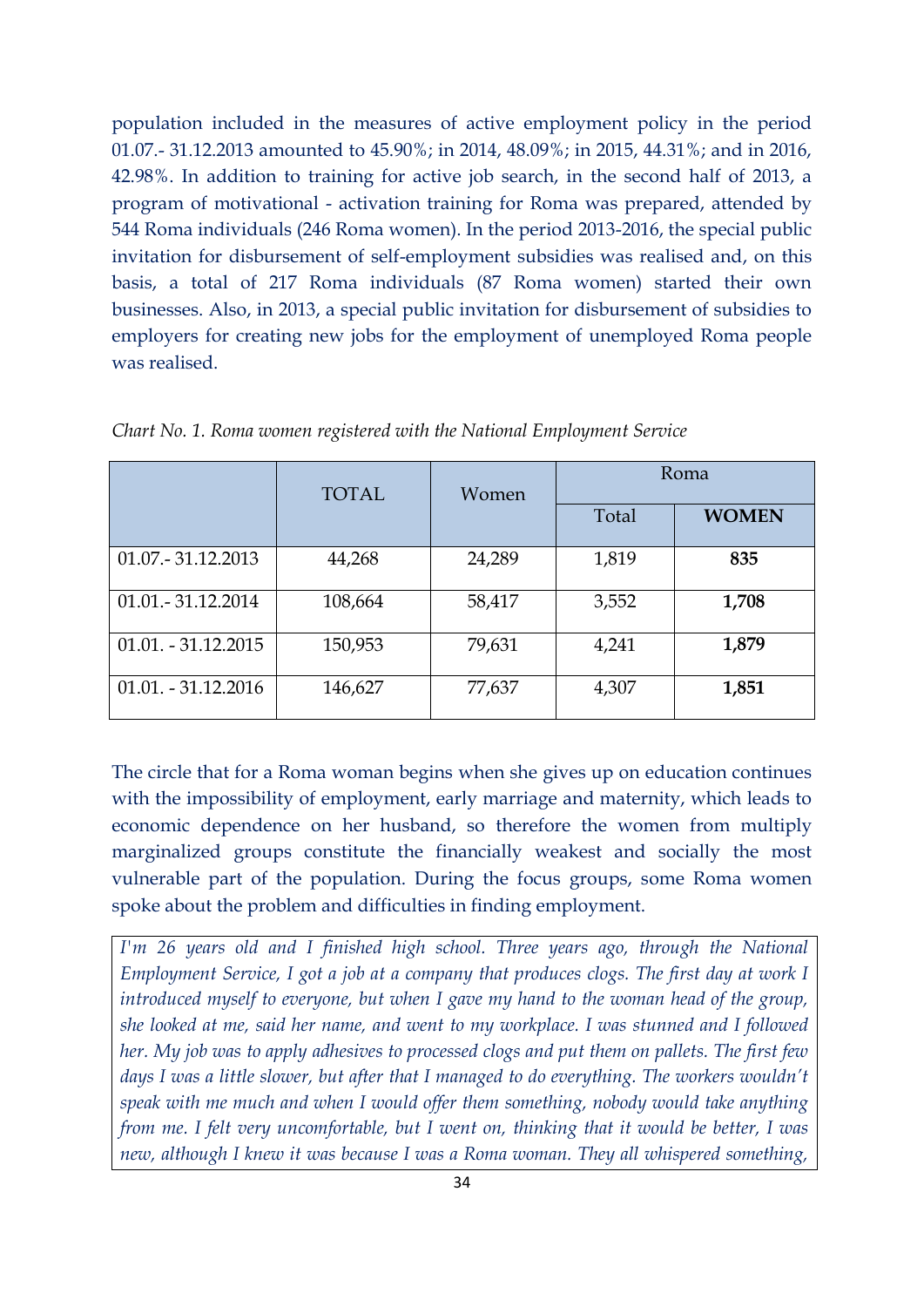population included in the measures of active employment policy in the period 01.07.- 31.12.2013 amounted to 45.90%; in 2014, 48.09%; in 2015, 44.31%; and in 2016, 42.98%. In addition to training for active job search, in the second half of 2013, a program of motivational - activation training for Roma was prepared, attended by 544 Roma individuals (246 Roma women). In the period 2013-2016, the special public invitation for disbursement of self-employment subsidies was realised and, on this basis, a total of 217 Roma individuals (87 Roma women) started their own businesses. Also, in 2013, a special public invitation for disbursement of subsidies to employers for creating new jobs for the employment of unemployed Roma people was realised.

*Chart No. 1. Roma women registered with the National Employment Service*

| | TOTAL | Women | Roma | |
|---|---|---|---|---|
| | | | Total | **WOMEN** |
| 01.07.- 31.12.2013 | 44,268 | 24,289 | 1,819 | **835** |
| 01.01.- 31.12.2014 | 108,664 | 58,417 | 3,552 | **1,708** |
| 01.01. - 31.12.2015 | 150,953 | 79,631 | 4,241 | **1,879** |
| 01.01. - 31.12.2016 | 146,627 | 77,637 | 4,307 | **1,851** |

The circle that for a Roma woman begins when she gives up on education continues with the impossibility of employment, early marriage and maternity, which leads to economic dependence on her husband, so therefore the women from multiply marginalized groups constitute the financially weakest and socially the most vulnerable part of the population. During the focus groups, some Roma women spoke about the problem and difficulties in finding employment.

*I'm 26 years old and I finished high school. Three years ago, through the National Employment Service, I got a job at a company that produces clogs. The first day at work I introduced myself to everyone, but when I gave my hand to the woman head of the group, she looked at me, said her name, and went to my workplace. I was stunned and I followed her. My job was to apply adhesives to processed clogs and put them on pallets. The first few days I was a little slower, but after that I managed to do everything. The workers wouldn't speak with me much and when I would offer them something, nobody would take anything from me. I felt very uncomfortable, but I went on, thinking that it would be better, I was new, although I knew it was because I was a Roma woman. They all whispered something,*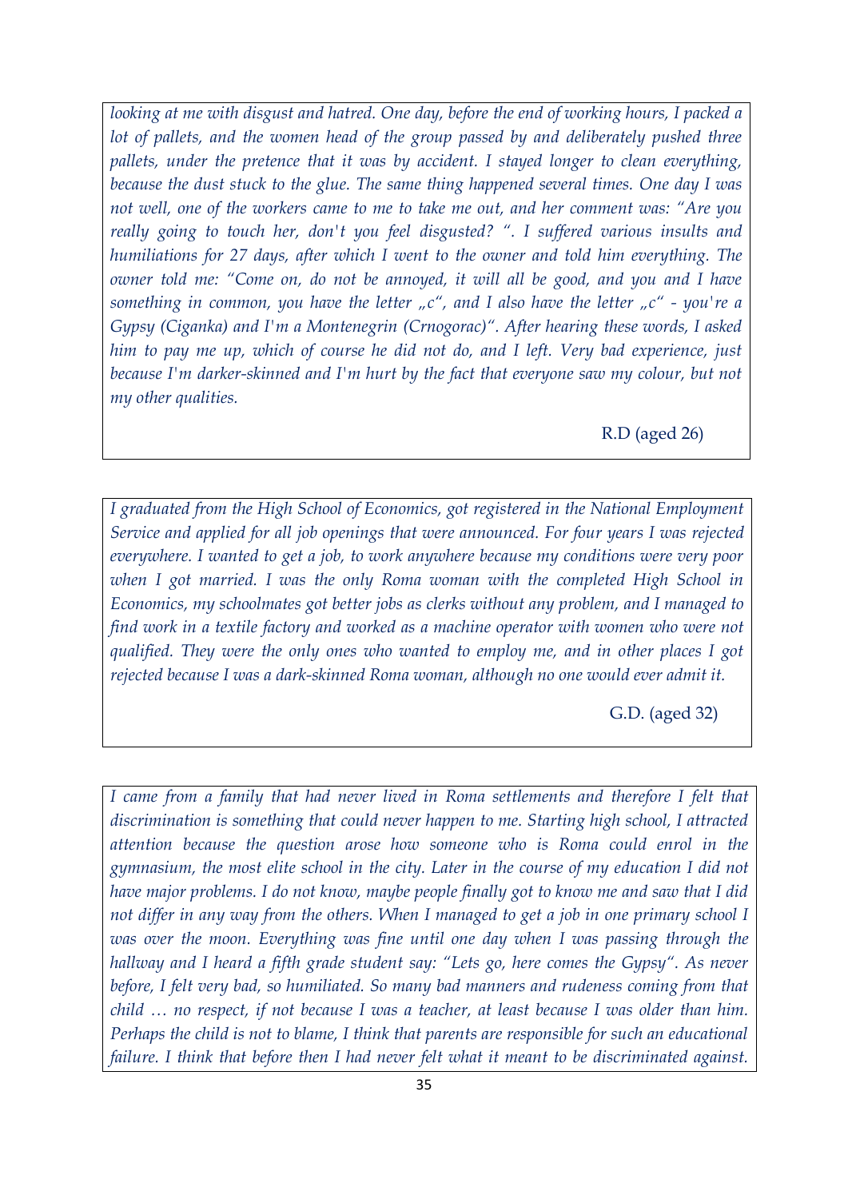*looking at me with disgust and hatred. One day, before the end of working hours, I packed a lot of pallets, and the women head of the group passed by and deliberately pushed three pallets, under the pretence that it was by accident. I stayed longer to clean everything, because the dust stuck to the glue. The same thing happened several times. One day I was not well, one of the workers came to me to take me out, and her comment was: "Are you really going to touch her, don't you feel disgusted? ". I suffered various insults and humiliations for 27 days, after which I went to the owner and told him everything. The owner told me: "Come on, do not be annoyed, it will all be good, and you and I have something in common, you have the letter „c", and I also have the letter „c" - you're a Gypsy (Ciganka) and I'm a Montenegrin (Crnogorac)". After hearing these words, I asked him to pay me up, which of course he did not do, and I left. Very bad experience, just because I'm darker-skinned and I'm hurt by the fact that everyone saw my colour, but not my other qualities.*

R.D (aged 26)

*I graduated from the High School of Economics, got registered in the National Employment Service and applied for all job openings that were announced. For four years I was rejected everywhere. I wanted to get a job, to work anywhere because my conditions were very poor when I got married. I was the only Roma woman with the completed High School in Economics, my schoolmates got better jobs as clerks without any problem, and I managed to find work in a textile factory and worked as a machine operator with women who were not qualified. They were the only ones who wanted to employ me, and in other places I got rejected because I was a dark-skinned Roma woman, although no one would ever admit it.*

G.D. (aged 32)

*I came from a family that had never lived in Roma settlements and therefore I felt that discrimination is something that could never happen to me. Starting high school, I attracted attention because the question arose how someone who is Roma could enrol in the gymnasium, the most elite school in the city. Later in the course of my education I did not have major problems. I do not know, maybe people finally got to know me and saw that I did not differ in any way from the others. When I managed to get a job in one primary school I was over the moon. Everything was fine until one day when I was passing through the hallway and I heard a fifth grade student say: "Lets go, here comes the Gypsy". As never before, I felt very bad, so humiliated. So many bad manners and rudeness coming from that child … no respect, if not because I was a teacher, at least because I was older than him. Perhaps the child is not to blame, I think that parents are responsible for such an educational failure. I think that before then I had never felt what it meant to be discriminated against.*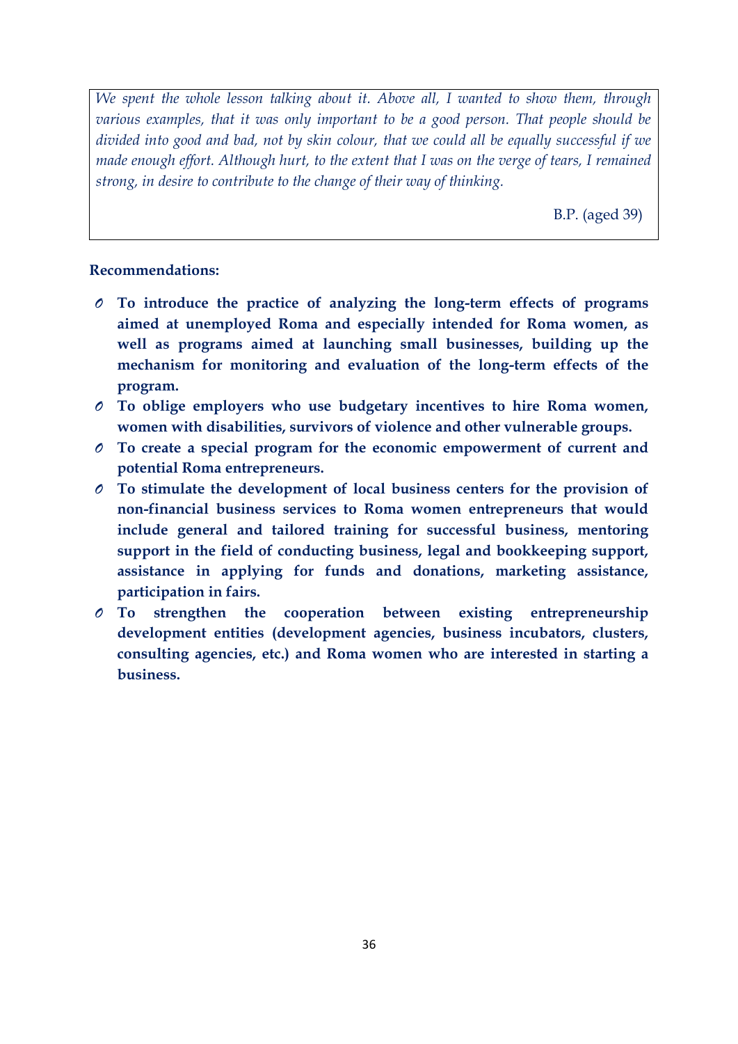*We spent the whole lesson talking about it. Above all, I wanted to show them, through various examples, that it was only important to be a good person. That people should be divided into good and bad, not by skin colour, that we could all be equally successful if we made enough effort. Although hurt, to the extent that I was on the verge of tears, I remained strong, in desire to contribute to the change of their way of thinking.*

B.P. (aged 39)

**Recommendations:**

- **To introduce the practice of analyzing the long-term effects of programs aimed at unemployed Roma and especially intended for Roma women, as well as programs aimed at launching small businesses, building up the mechanism for monitoring and evaluation of the long-term effects of the program.**
- **To oblige employers who use budgetary incentives to hire Roma women, women with disabilities, survivors of violence and other vulnerable groups.**
- **To create a special program for the economic empowerment of current and potential Roma entrepreneurs.**
- **To stimulate the development of local business centers for the provision of non-financial business services to Roma women entrepreneurs that would include general and tailored training for successful business, mentoring support in the field of conducting business, legal and bookkeeping support, assistance in applying for funds and donations, marketing assistance, participation in fairs.**
- **To strengthen the cooperation between existing entrepreneurship development entities (development agencies, business incubators, clusters, consulting agencies, etc.) and Roma women who are interested in starting a business.**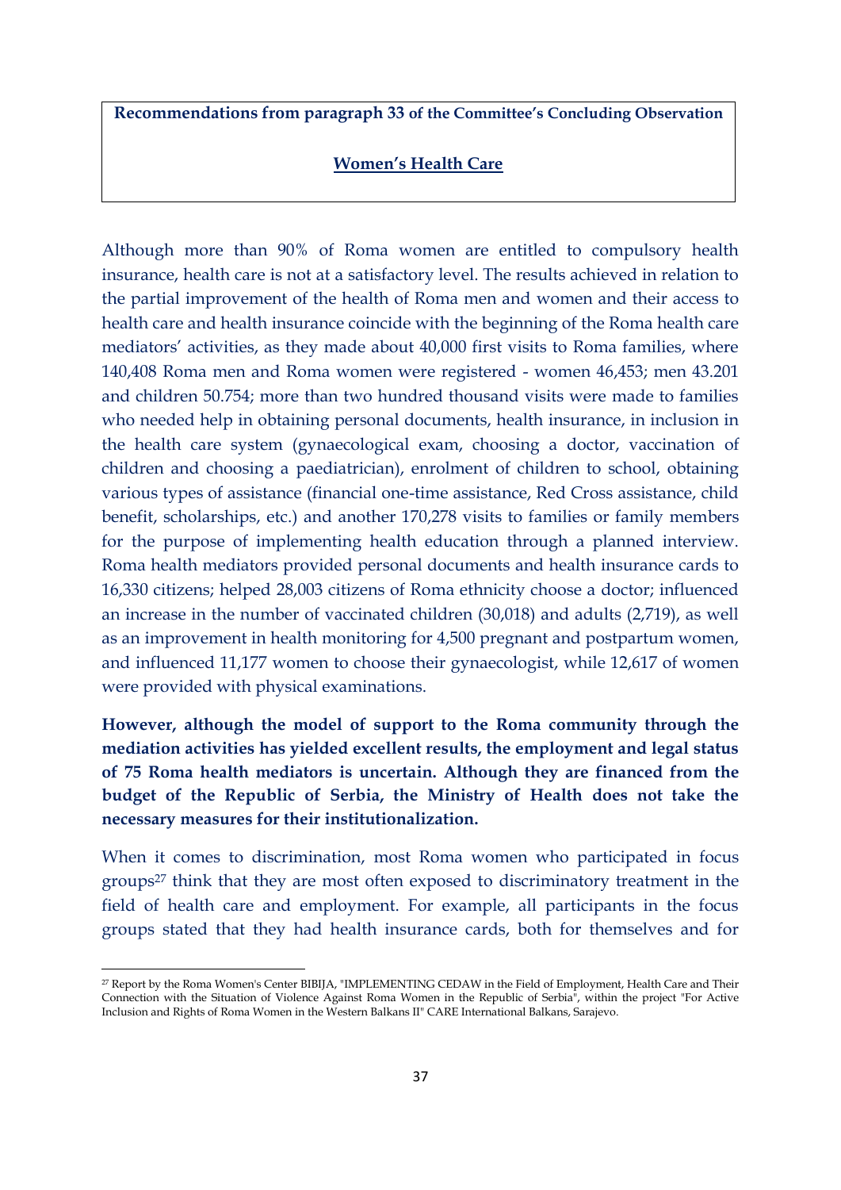**Recommendations from paragraph 33 of the Committee's Concluding Observation**

**Women's Health Care**

Although more than 90% of Roma women are entitled to compulsory health insurance, health care is not at a satisfactory level. The results achieved in relation to the partial improvement of the health of Roma men and women and their access to health care and health insurance coincide with the beginning of the Roma health care mediators' activities, as they made about 40,000 first visits to Roma families, where 140,408 Roma men and Roma women were registered - women 46,453; men 43.201 and children 50.754; more than two hundred thousand visits were made to families who needed help in obtaining personal documents, health insurance, in inclusion in the health care system (gynaecological exam, choosing a doctor, vaccination of children and choosing a paediatrician), enrolment of children to school, obtaining various types of assistance (financial one-time assistance, Red Cross assistance, child benefit, scholarships, etc.) and another 170,278 visits to families or family members for the purpose of implementing health education through a planned interview. Roma health mediators provided personal documents and health insurance cards to 16,330 citizens; helped 28,003 citizens of Roma ethnicity choose a doctor; influenced an increase in the number of vaccinated children (30,018) and adults (2,719), as well as an improvement in health monitoring for 4,500 pregnant and postpartum women, and influenced 11,177 women to choose their gynaecologist, while 12,617 of women were provided with physical examinations.

**However, although the model of support to the Roma community through the mediation activities has yielded excellent results, the employment and legal status of 75 Roma health mediators is uncertain. Although they are financed from the budget of the Republic of Serbia, the Ministry of Health does not take the necessary measures for their institutionalization.**

When it comes to discrimination, most Roma women who participated in focus groups[27] think that they are most often exposed to discriminatory treatment in the field of health care and employment. For example, all participants in the focus groups stated that they had health insurance cards, both for themselves and for

[27] Report by the Roma Women's Center BIBIJA, "IMPLEMENTING CEDAW in the Field of Employment, Health Care and Their Connection with the Situation of Violence Against Roma Women in the Republic of Serbia", within the project "For Active Inclusion and Rights of Roma Women in the Western Balkans II" CARE International Balkans, Sarajevo.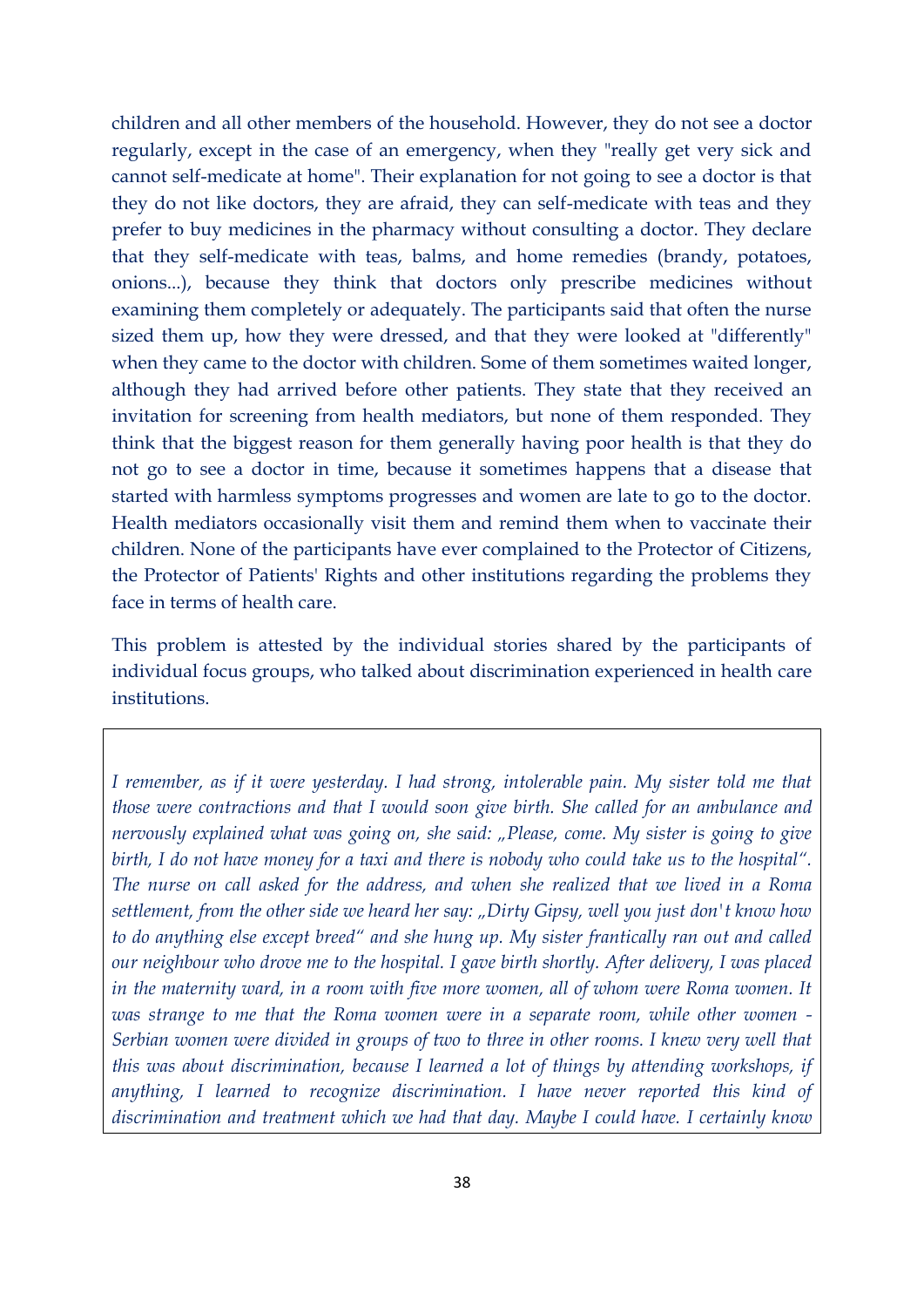children and all other members of the household. However, they do not see a doctor regularly, except in the case of an emergency, when they "really get very sick and cannot self-medicate at home". Their explanation for not going to see a doctor is that they do not like doctors, they are afraid, they can self-medicate with teas and they prefer to buy medicines in the pharmacy without consulting a doctor. They declare that they self-medicate with teas, balms, and home remedies (brandy, potatoes, onions...), because they think that doctors only prescribe medicines without examining them completely or adequately. The participants said that often the nurse sized them up, how they were dressed, and that they were looked at "differently" when they came to the doctor with children. Some of them sometimes waited longer, although they had arrived before other patients. They state that they received an invitation for screening from health mediators, but none of them responded. They think that the biggest reason for them generally having poor health is that they do not go to see a doctor in time, because it sometimes happens that a disease that started with harmless symptoms progresses and women are late to go to the doctor. Health mediators occasionally visit them and remind them when to vaccinate their children. None of the participants have ever complained to the Protector of Citizens, the Protector of Patients' Rights and other institutions regarding the problems they face in terms of health care.

This problem is attested by the individual stories shared by the participants of individual focus groups, who talked about discrimination experienced in health care institutions.

*I remember, as if it were yesterday. I had strong, intolerable pain. My sister told me that those were contractions and that I would soon give birth. She called for an ambulance and nervously explained what was going on, she said: „Please, come. My sister is going to give birth, I do not have money for a taxi and there is nobody who could take us to the hospital". The nurse on call asked for the address, and when she realized that we lived in a Roma settlement, from the other side we heard her say: „Dirty Gipsy, well you just don't know how to do anything else except breed" and she hung up. My sister frantically ran out and called our neighbour who drove me to the hospital. I gave birth shortly. After delivery, I was placed in the maternity ward, in a room with five more women, all of whom were Roma women. It was strange to me that the Roma women were in a separate room, while other women - Serbian women were divided in groups of two to three in other rooms. I knew very well that this was about discrimination, because I learned a lot of things by attending workshops, if anything, I learned to recognize discrimination. I have never reported this kind of discrimination and treatment which we had that day. Maybe I could have. I certainly know*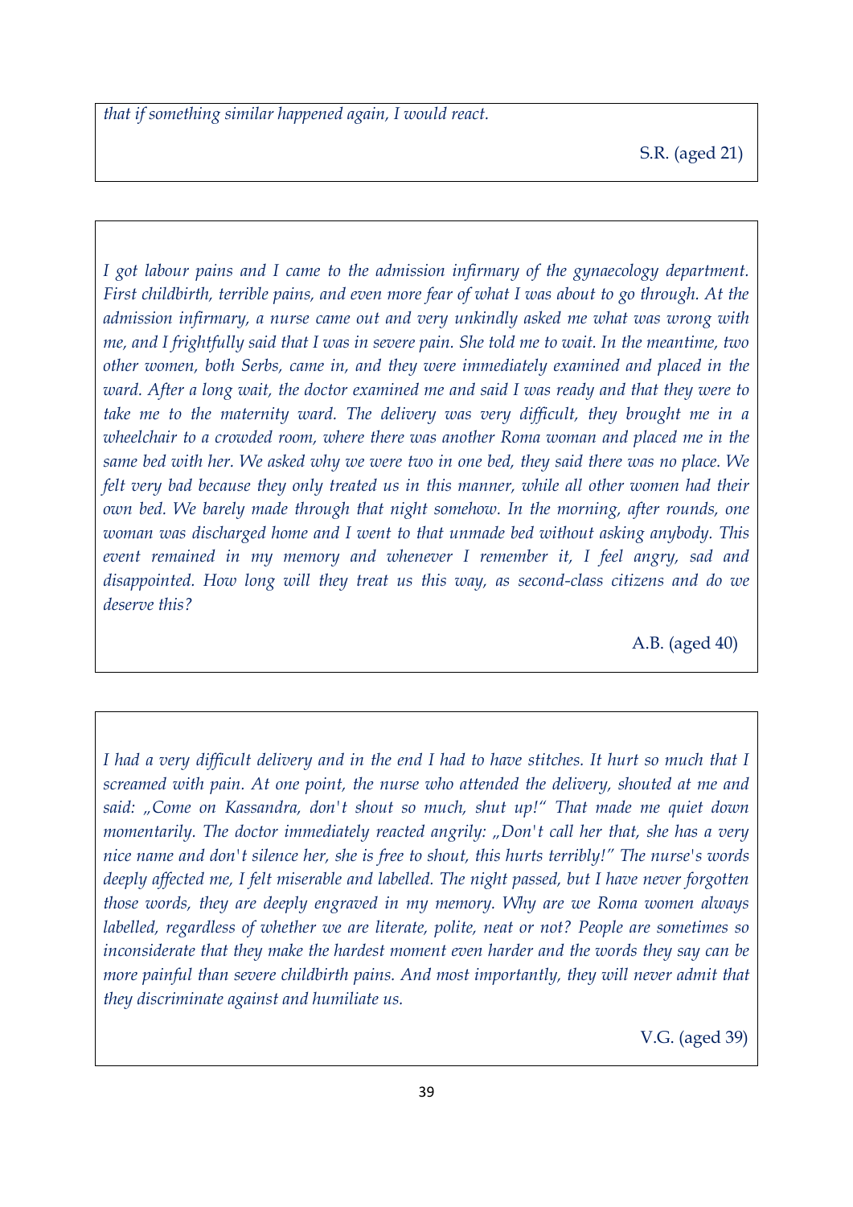*that if something similar happened again, I would react.*

S.R. (aged 21)

---

*I got labour pains and I came to the admission infirmary of the gynaecology department. First childbirth, terrible pains, and even more fear of what I was about to go through. At the admission infirmary, a nurse came out and very unkindly asked me what was wrong with me, and I frightfully said that I was in severe pain. She told me to wait. In the meantime, two other women, both Serbs, came in, and they were immediately examined and placed in the ward. After a long wait, the doctor examined me and said I was ready and that they were to take me to the maternity ward. The delivery was very difficult, they brought me in a wheelchair to a crowded room, where there was another Roma woman and placed me in the same bed with her. We asked why we were two in one bed, they said there was no place. We felt very bad because they only treated us in this manner, while all other women had their own bed. We barely made through that night somehow. In the morning, after rounds, one woman was discharged home and I went to that unmade bed without asking anybody. This event remained in my memory and whenever I remember it, I feel angry, sad and disappointed. How long will they treat us this way, as second-class citizens and do we deserve this?*

A.B. (aged 40)

---

*I had a very difficult delivery and in the end I had to have stitches. It hurt so much that I screamed with pain. At one point, the nurse who attended the delivery, shouted at me and said: „Come on Kassandra, don't shout so much, shut up!" That made me quiet down momentarily. The doctor immediately reacted angrily: „Don't call her that, she has a very nice name and don't silence her, she is free to shout, this hurts terribly!" The nurse's words deeply affected me, I felt miserable and labelled. The night passed, but I have never forgotten those words, they are deeply engraved in my memory. Why are we Roma women always labelled, regardless of whether we are literate, polite, neat or not? People are sometimes so inconsiderate that they make the hardest moment even harder and the words they say can be more painful than severe childbirth pains. And most importantly, they will never admit that they discriminate against and humiliate us.*

V.G. (aged 39)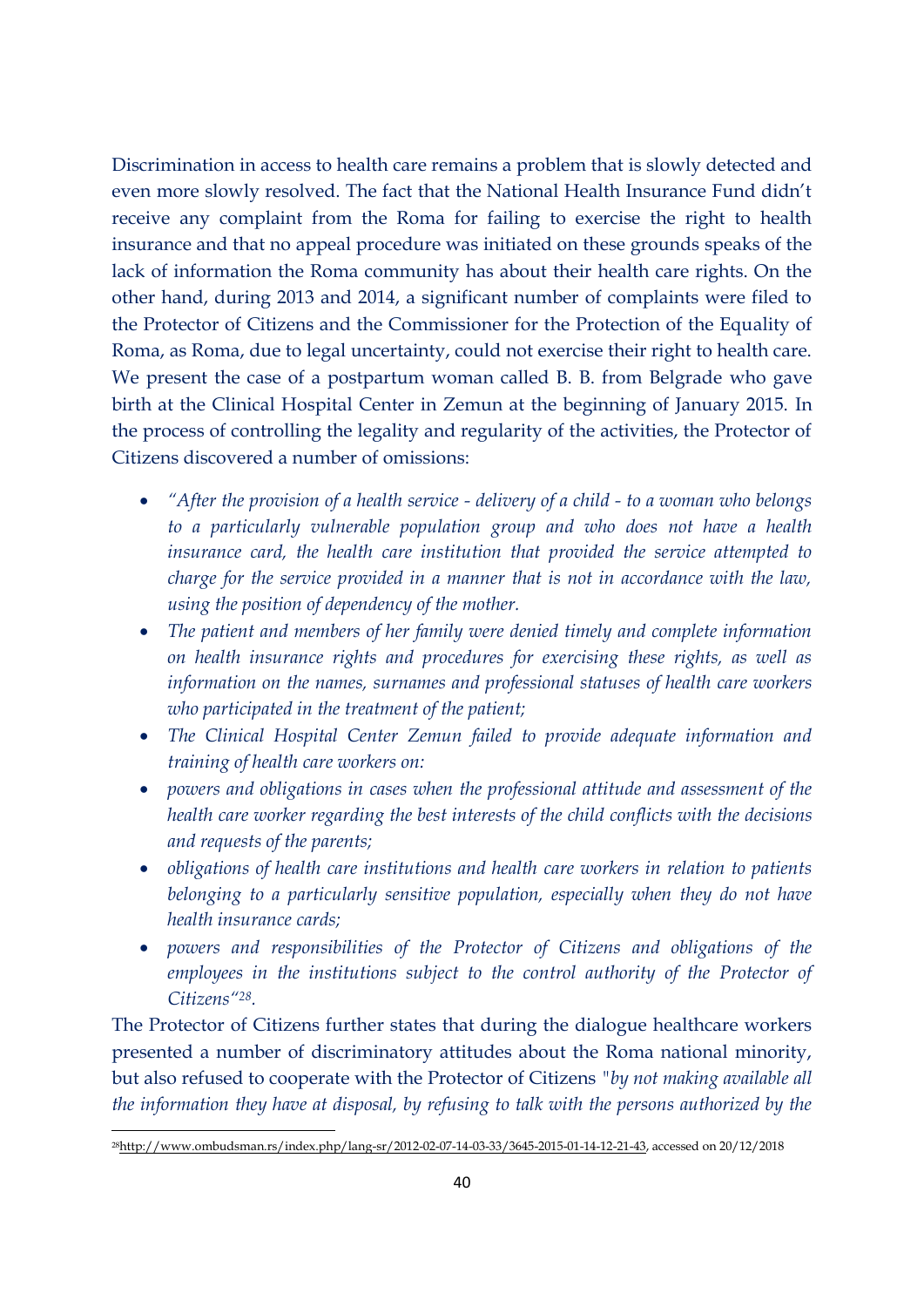Discrimination in access to health care remains a problem that is slowly detected and even more slowly resolved. The fact that the National Health Insurance Fund didn't receive any complaint from the Roma for failing to exercise the right to health insurance and that no appeal procedure was initiated on these grounds speaks of the lack of information the Roma community has about their health care rights. On the other hand, during 2013 and 2014, a significant number of complaints were filed to the Protector of Citizens and the Commissioner for the Protection of the Equality of Roma, as Roma, due to legal uncertainty, could not exercise their right to health care. We present the case of a postpartum woman called B. B. from Belgrade who gave birth at the Clinical Hospital Center in Zemun at the beginning of January 2015. In the process of controlling the legality and regularity of the activities, the Protector of Citizens discovered a number of omissions:

- *"After the provision of a health service - delivery of a child - to a woman who belongs to a particularly vulnerable population group and who does not have a health insurance card, the health care institution that provided the service attempted to charge for the service provided in a manner that is not in accordance with the law, using the position of dependency of the mother.*
- *The patient and members of her family were denied timely and complete information on health insurance rights and procedures for exercising these rights, as well as information on the names, surnames and professional statuses of health care workers who participated in the treatment of the patient;*
- *The Clinical Hospital Center Zemun failed to provide adequate information and training of health care workers on:*
- *powers and obligations in cases when the professional attitude and assessment of the health care worker regarding the best interests of the child conflicts with the decisions and requests of the parents;*
- *obligations of health care institutions and health care workers in relation to patients belonging to a particularly sensitive population, especially when they do not have health insurance cards;*
- *powers and responsibilities of the Protector of Citizens and obligations of the employees in the institutions subject to the control authority of the Protector of Citizens"*[28].

The Protector of Citizens further states that during the dialogue healthcare workers presented a number of discriminatory attitudes about the Roma national minority, but also refused to cooperate with the Protector of Citizens *"by not making available all the information they have at disposal, by refusing to talk with the persons authorized by the*

[28] http://www.ombudsman.rs/index.php/lang-sr/2012-02-07-14-03-33/3645-2015-01-14-12-21-43, accessed on 20/12/2018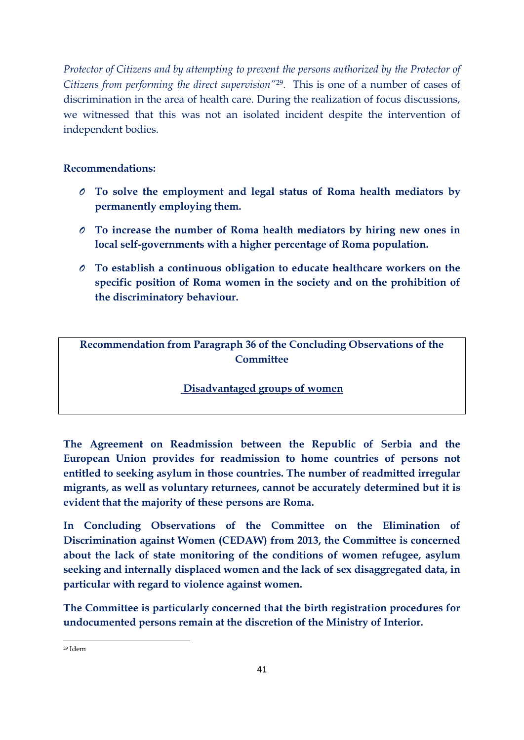*Protector of Citizens and by attempting to prevent the persons authorized by the Protector of Citizens from performing the direct supervision"*[29]. This is one of a number of cases of discrimination in the area of health care. During the realization of focus discussions, we witnessed that this was not an isolated incident despite the intervention of independent bodies.

**Recommendations:**

- **To solve the employment and legal status of Roma health mediators by permanently employing them.**
- **To increase the number of Roma health mediators by hiring new ones in local self-governments with a higher percentage of Roma population.**
- **To establish a continuous obligation to educate healthcare workers on the specific position of Roma women in the society and on the prohibition of the discriminatory behaviour.**

**Recommendation from Paragraph 36 of the Concluding Observations of the Committee**

**Disadvantaged groups of women**

**The Agreement on Readmission between the Republic of Serbia and the European Union provides for readmission to home countries of persons not entitled to seeking asylum in those countries. The number of readmitted irregular migrants, as well as voluntary returnees, cannot be accurately determined but it is evident that the majority of these persons are Roma.**

**In Concluding Observations of the Committee on the Elimination of Discrimination against Women (CEDAW) from 2013, the Committee is concerned about the lack of state monitoring of the conditions of women refugee, asylum seeking and internally displaced women and the lack of sex disaggregated data, in particular with regard to violence against women.**

**The Committee is particularly concerned that the birth registration procedures for undocumented persons remain at the discretion of the Ministry of Interior.**

[29] Idem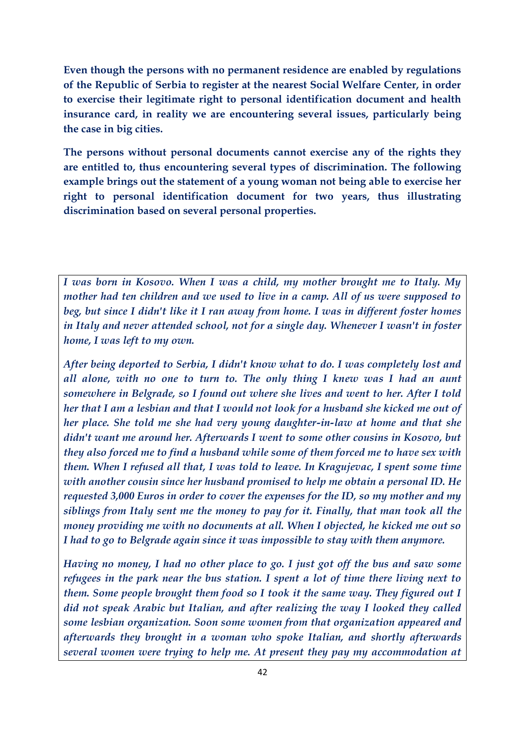**Even though the persons with no permanent residence are enabled by regulations of the Republic of Serbia to register at the nearest Social Welfare Center, in order to exercise their legitimate right to personal identification document and health insurance card, in reality we are encountering several issues, particularly being the case in big cities.**

**The persons without personal documents cannot exercise any of the rights they are entitled to, thus encountering several types of discrimination. The following example brings out the statement of a young woman not being able to exercise her right to personal identification document for two years, thus illustrating discrimination based on several personal properties.**

*I was born in Kosovo. When I was a child, my mother brought me to Italy. My mother had ten children and we used to live in a camp. All of us were supposed to beg, but since I didn't like it I ran away from home. I was in different foster homes in Italy and never attended school, not for a single day. Whenever I wasn't in foster home, I was left to my own.*

*After being deported to Serbia, I didn't know what to do. I was completely lost and all alone, with no one to turn to. The only thing I knew was I had an aunt somewhere in Belgrade, so I found out where she lives and went to her. After I told her that I am a lesbian and that I would not look for a husband she kicked me out of her place. She told me she had very young daughter-in-law at home and that she didn't want me around her. Afterwards I went to some other cousins in Kosovo, but they also forced me to find a husband while some of them forced me to have sex with them. When I refused all that, I was told to leave. In Kragujevac, I spent some time with another cousin since her husband promised to help me obtain a personal ID. He requested 3,000 Euros in order to cover the expenses for the ID, so my mother and my siblings from Italy sent me the money to pay for it. Finally, that man took all the money providing me with no documents at all. When I objected, he kicked me out so I had to go to Belgrade again since it was impossible to stay with them anymore.*

*Having no money, I had no other place to go. I just got off the bus and saw some refugees in the park near the bus station. I spent a lot of time there living next to them. Some people brought them food so I took it the same way. They figured out I did not speak Arabic but Italian, and after realizing the way I looked they called some lesbian organization. Soon some women from that organization appeared and afterwards they brought in a woman who spoke Italian, and shortly afterwards several women were trying to help me. At present they pay my accommodation at*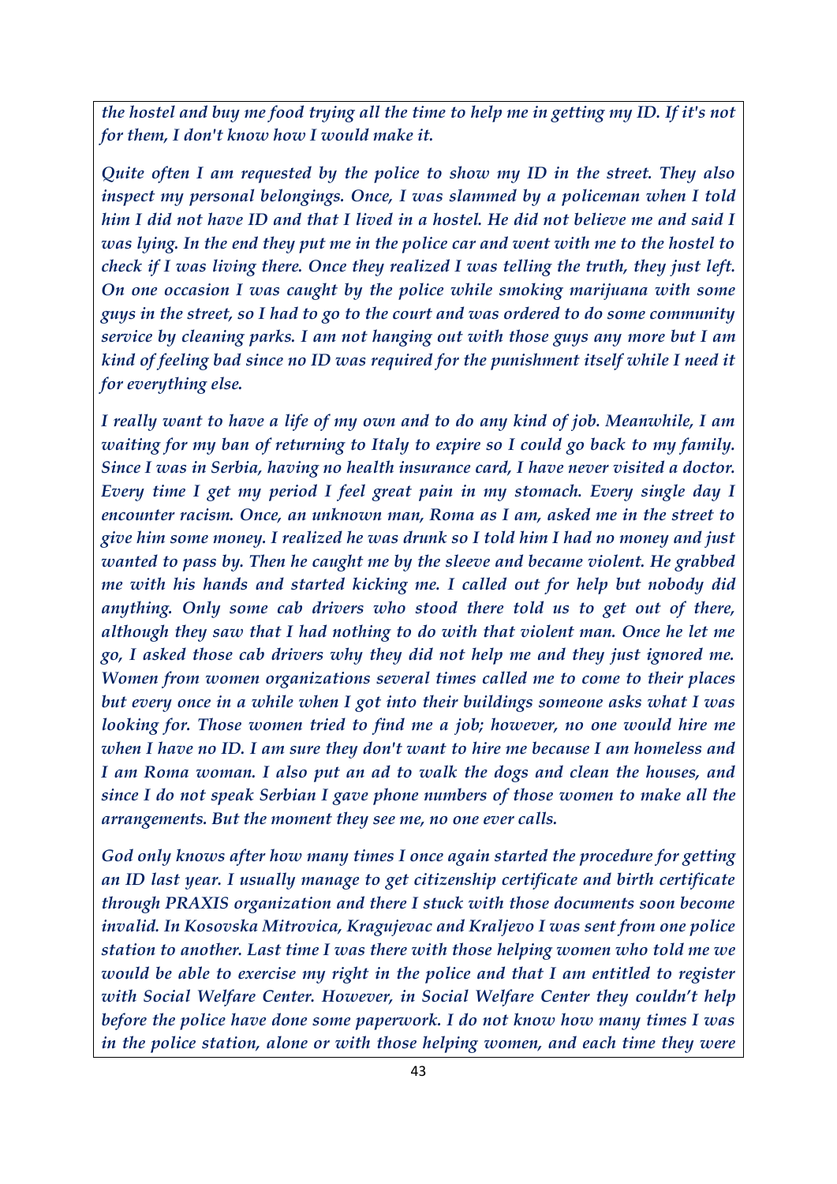*the hostel and buy me food trying all the time to help me in getting my ID. If it's not for them, I don't know how I would make it.*

*Quite often I am requested by the police to show my ID in the street. They also inspect my personal belongings. Once, I was slammed by a policeman when I told him I did not have ID and that I lived in a hostel. He did not believe me and said I was lying. In the end they put me in the police car and went with me to the hostel to check if I was living there. Once they realized I was telling the truth, they just left. On one occasion I was caught by the police while smoking marijuana with some guys in the street, so I had to go to the court and was ordered to do some community service by cleaning parks. I am not hanging out with those guys any more but I am kind of feeling bad since no ID was required for the punishment itself while I need it for everything else.*

*I really want to have a life of my own and to do any kind of job. Meanwhile, I am waiting for my ban of returning to Italy to expire so I could go back to my family. Since I was in Serbia, having no health insurance card, I have never visited a doctor. Every time I get my period I feel great pain in my stomach. Every single day I encounter racism. Once, an unknown man, Roma as I am, asked me in the street to give him some money. I realized he was drunk so I told him I had no money and just wanted to pass by. Then he caught me by the sleeve and became violent. He grabbed me with his hands and started kicking me. I called out for help but nobody did anything. Only some cab drivers who stood there told us to get out of there, although they saw that I had nothing to do with that violent man. Once he let me go, I asked those cab drivers why they did not help me and they just ignored me. Women from women organizations several times called me to come to their places but every once in a while when I got into their buildings someone asks what I was looking for. Those women tried to find me a job; however, no one would hire me when I have no ID. I am sure they don't want to hire me because I am homeless and I am Roma woman. I also put an ad to walk the dogs and clean the houses, and since I do not speak Serbian I gave phone numbers of those women to make all the arrangements. But the moment they see me, no one ever calls.*

*God only knows after how many times I once again started the procedure for getting an ID last year. I usually manage to get citizenship certificate and birth certificate through PRAXIS organization and there I stuck with those documents soon become invalid. In Kosovska Mitrovica, Kragujevac and Kraljevo I was sent from one police station to another. Last time I was there with those helping women who told me we would be able to exercise my right in the police and that I am entitled to register with Social Welfare Center. However, in Social Welfare Center they couldn't help before the police have done some paperwork. I do not know how many times I was in the police station, alone or with those helping women, and each time they were*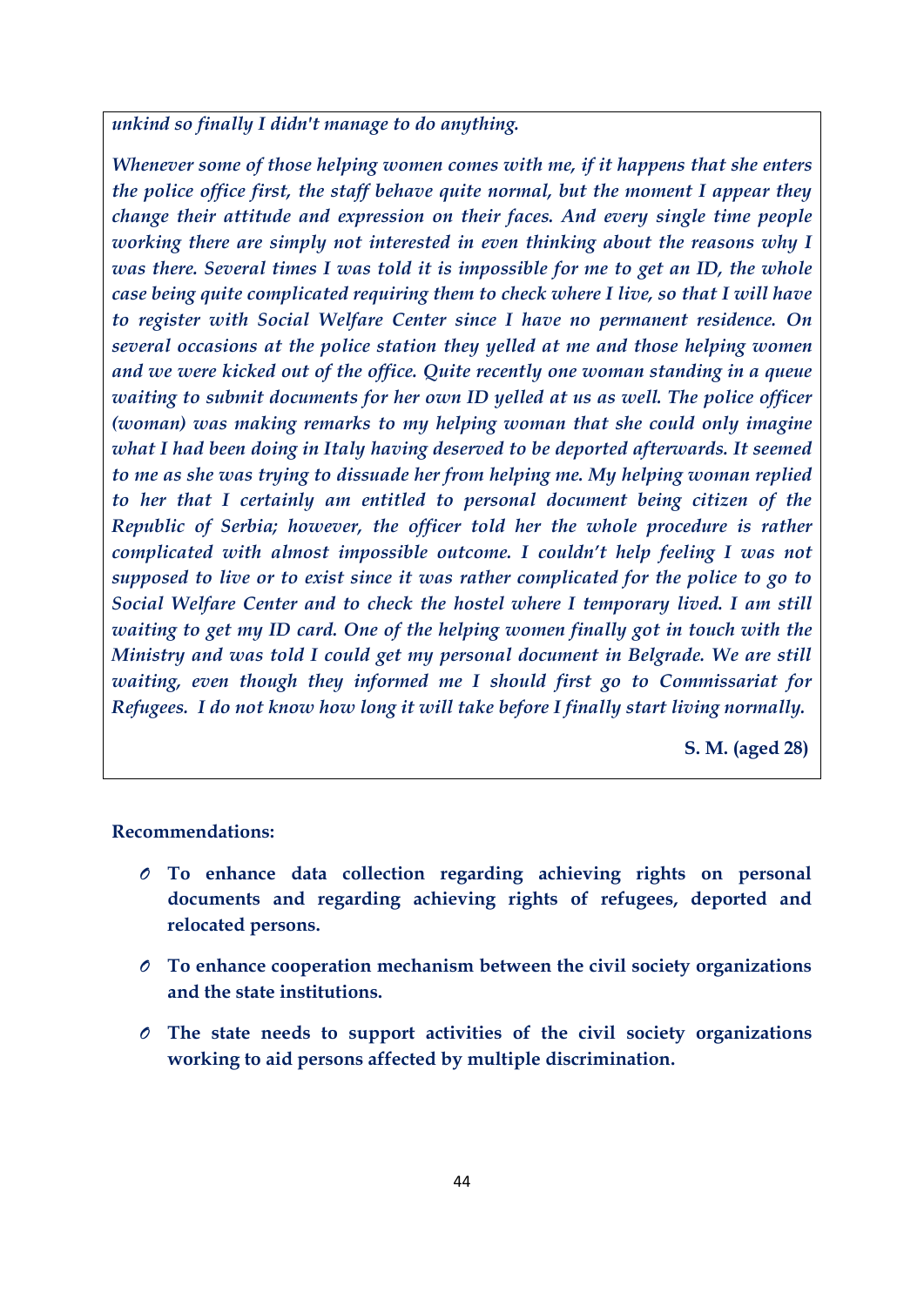*unkind so finally I didn't manage to do anything.*

*Whenever some of those helping women comes with me, if it happens that she enters the police office first, the staff behave quite normal, but the moment I appear they change their attitude and expression on their faces. And every single time people working there are simply not interested in even thinking about the reasons why I was there. Several times I was told it is impossible for me to get an ID, the whole case being quite complicated requiring them to check where I live, so that I will have to register with Social Welfare Center since I have no permanent residence. On several occasions at the police station they yelled at me and those helping women and we were kicked out of the office. Quite recently one woman standing in a queue waiting to submit documents for her own ID yelled at us as well. The police officer (woman) was making remarks to my helping woman that she could only imagine what I had been doing in Italy having deserved to be deported afterwards. It seemed to me as she was trying to dissuade her from helping me. My helping woman replied to her that I certainly am entitled to personal document being citizen of the Republic of Serbia; however, the officer told her the whole procedure is rather complicated with almost impossible outcome. I couldn't help feeling I was not supposed to live or to exist since it was rather complicated for the police to go to Social Welfare Center and to check the hostel where I temporary lived. I am still waiting to get my ID card. One of the helping women finally got in touch with the Ministry and was told I could get my personal document in Belgrade. We are still waiting, even though they informed me I should first go to Commissariat for Refugees. I do not know how long it will take before I finally start living normally.*

**S. M. (aged 28)**

**Recommendations:**

- **To enhance data collection regarding achieving rights on personal documents and regarding achieving rights of refugees, deported and relocated persons.**
- **To enhance cooperation mechanism between the civil society organizations and the state institutions.**
- **The state needs to support activities of the civil society organizations working to aid persons affected by multiple discrimination.**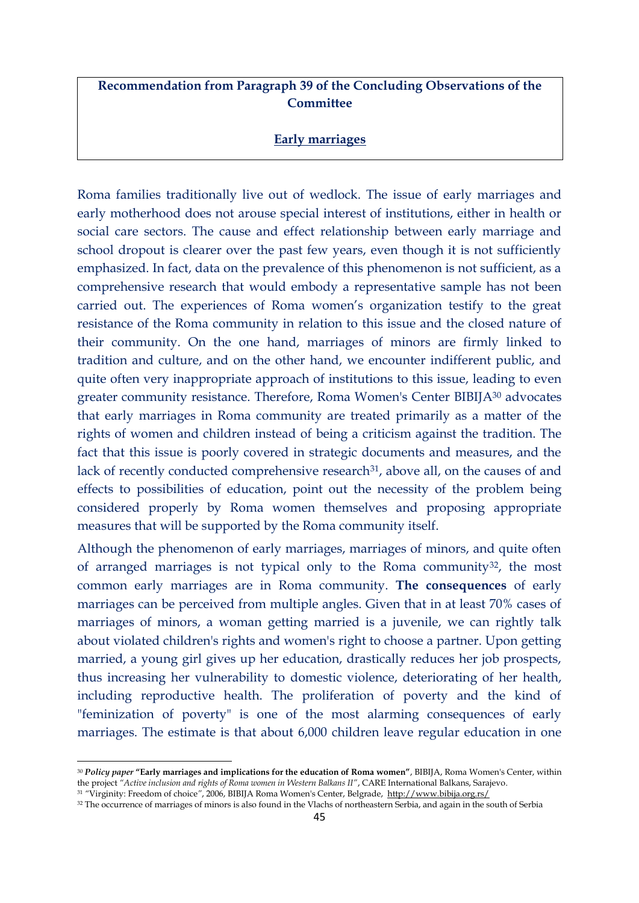**Recommendation from Paragraph 39 of the Concluding Observations of the Committee**

**Early marriages**

Roma families traditionally live out of wedlock. The issue of early marriages and early motherhood does not arouse special interest of institutions, either in health or social care sectors. The cause and effect relationship between early marriage and school dropout is clearer over the past few years, even though it is not sufficiently emphasized. In fact, data on the prevalence of this phenomenon is not sufficient, as a comprehensive research that would embody a representative sample has not been carried out. The experiences of Roma women's organization testify to the great resistance of the Roma community in relation to this issue and the closed nature of their community. On the one hand, marriages of minors are firmly linked to tradition and culture, and on the other hand, we encounter indifferent public, and quite often very inappropriate approach of institutions to this issue, leading to even greater community resistance. Therefore, Roma Women's Center BIBIJA[30] advocates that early marriages in Roma community are treated primarily as a matter of the rights of women and children instead of being a criticism against the tradition. The fact that this issue is poorly covered in strategic documents and measures, and the lack of recently conducted comprehensive research[31], above all, on the causes of and effects to possibilities of education, point out the necessity of the problem being considered properly by Roma women themselves and proposing appropriate measures that will be supported by the Roma community itself.

Although the phenomenon of early marriages, marriages of minors, and quite often of arranged marriages is not typical only to the Roma community[32], the most common early marriages are in Roma community. **The consequences** of early marriages can be perceived from multiple angles. Given that in at least 70% cases of marriages of minors, a woman getting married is a juvenile, we can rightly talk about violated children's rights and women's right to choose a partner. Upon getting married, a young girl gives up her education, drastically reduces her job prospects, thus increasing her vulnerability to domestic violence, deteriorating of her health, including reproductive health. The proliferation of poverty and the kind of "feminization of poverty" is one of the most alarming consequences of early marriages. The estimate is that about 6,000 children leave regular education in one

---

[30] ***Policy paper* "Early marriages and implications for the education of Roma women"**, BIBIJA, Roma Women's Center, within the project *"Active inclusion and rights of Roma women in Western Balkans II"*, CARE International Balkans, Sarajevo.

[31] "Virginity: Freedom of choice", 2006, BIBIJA Roma Women's Center, Belgrade, http://www.bibija.org.rs/

[32] The occurrence of marriages of minors is also found in the Vlachs of northeastern Serbia, and again in the south of Serbia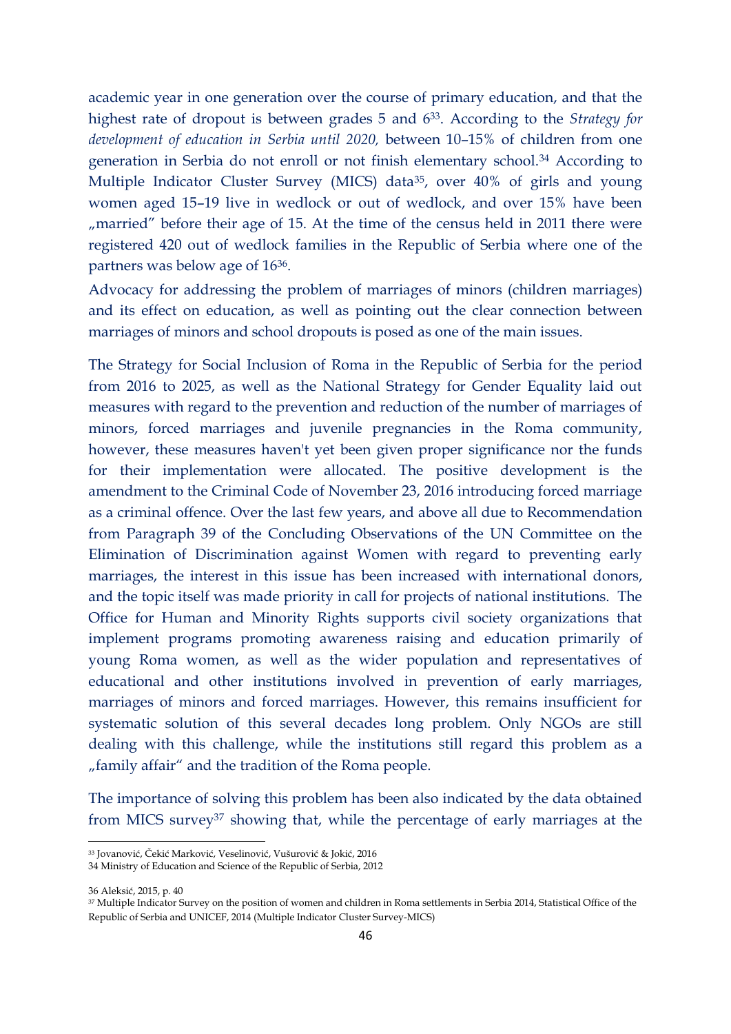academic year in one generation over the course of primary education, and that the highest rate of dropout is between grades 5 and 6[33]. According to the *Strategy for development of education in Serbia until 2020,* between 10–15% of children from one generation in Serbia do not enroll or not finish elementary school.[34] According to Multiple Indicator Cluster Survey (MICS) data[35], over 40% of girls and young women aged 15–19 live in wedlock or out of wedlock, and over 15% have been „married" before their age of 15. At the time of the census held in 2011 there were registered 420 out of wedlock families in the Republic of Serbia where one of the partners was below age of 16[36].

Advocacy for addressing the problem of marriages of minors (children marriages) and its effect on education, as well as pointing out the clear connection between marriages of minors and school dropouts is posed as one of the main issues.

The Strategy for Social Inclusion of Roma in the Republic of Serbia for the period from 2016 to 2025, as well as the National Strategy for Gender Equality laid out measures with regard to the prevention and reduction of the number of marriages of minors, forced marriages and juvenile pregnancies in the Roma community, however, these measures haven't yet been given proper significance nor the funds for their implementation were allocated. The positive development is the amendment to the Criminal Code of November 23, 2016 introducing forced marriage as a criminal offence. Over the last few years, and above all due to Recommendation from Paragraph 39 of the Concluding Observations of the UN Committee on the Elimination of Discrimination against Women with regard to preventing early marriages, the interest in this issue has been increased with international donors, and the topic itself was made priority in call for projects of national institutions. The Office for Human and Minority Rights supports civil society organizations that implement programs promoting awareness raising and education primarily of young Roma women, as well as the wider population and representatives of educational and other institutions involved in prevention of early marriages, marriages of minors and forced marriages. However, this remains insufficient for systematic solution of this several decades long problem. Only NGOs are still dealing with this challenge, while the institutions still regard this problem as a „family affair" and the tradition of the Roma people.

The importance of solving this problem has been also indicated by the data obtained from MICS survey[37] showing that, while the percentage of early marriages at the

---

[33] Jovanović, Čekić Marković, Veselinović, Vušurović & Jokić, 2016

34 Ministry of Education and Science of the Republic of Serbia, 2012

36 Aleksić, 2015, p. 40

[37] Multiple Indicator Survey on the position of women and children in Roma settlements in Serbia 2014, Statistical Office of the Republic of Serbia and UNICEF, 2014 (Multiple Indicator Cluster Survey-MICS)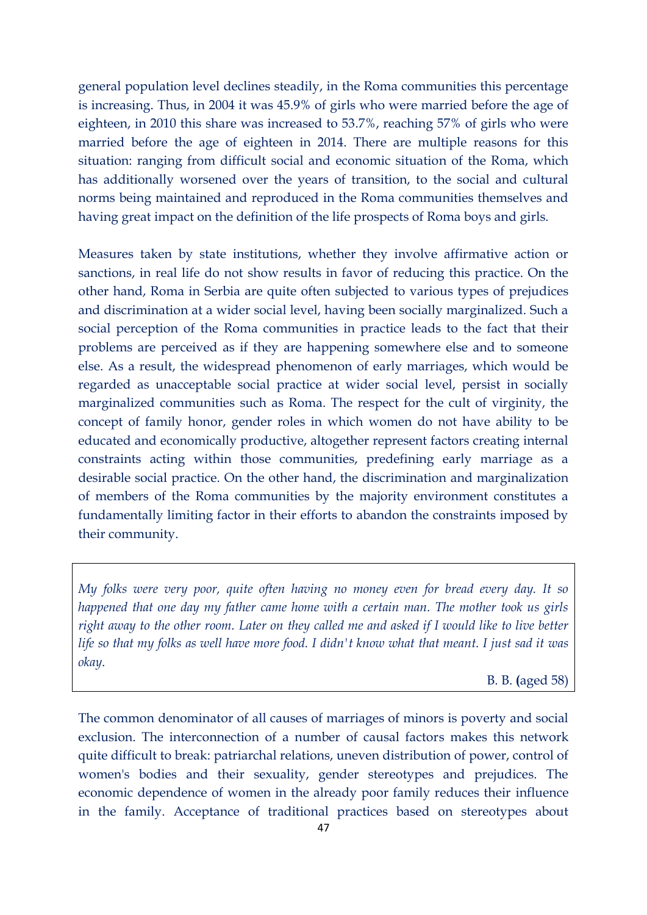general population level declines steadily, in the Roma communities this percentage is increasing. Thus, in 2004 it was 45.9% of girls who were married before the age of eighteen, in 2010 this share was increased to 53.7%, reaching 57% of girls who were married before the age of eighteen in 2014. There are multiple reasons for this situation: ranging from difficult social and economic situation of the Roma, which has additionally worsened over the years of transition, to the social and cultural norms being maintained and reproduced in the Roma communities themselves and having great impact on the definition of the life prospects of Roma boys and girls.

Measures taken by state institutions, whether they involve affirmative action or sanctions, in real life do not show results in favor of reducing this practice. On the other hand, Roma in Serbia are quite often subjected to various types of prejudices and discrimination at a wider social level, having been socially marginalized. Such a social perception of the Roma communities in practice leads to the fact that their problems are perceived as if they are happening somewhere else and to someone else. As a result, the widespread phenomenon of early marriages, which would be regarded as unacceptable social practice at wider social level, persist in socially marginalized communities such as Roma. The respect for the cult of virginity, the concept of family honor, gender roles in which women do not have ability to be educated and economically productive, altogether represent factors creating internal constraints acting within those communities, predefining early marriage as a desirable social practice. On the other hand, the discrimination and marginalization of members of the Roma communities by the majority environment constitutes a fundamentally limiting factor in their efforts to abandon the constraints imposed by their community.

> *My folks were very poor, quite often having no money even for bread every day. It so happened that one day my father came home with a certain man. The mother took us girls right away to the other room. Later on they called me and asked if I would like to live better life so that my folks as well have more food. I didn't know what that meant. I just sad it was okay.*
>
> B. B. (aged 58)

The common denominator of all causes of marriages of minors is poverty and social exclusion. The interconnection of a number of causal factors makes this network quite difficult to break: patriarchal relations, uneven distribution of power, control of women's bodies and their sexuality, gender stereotypes and prejudices. The economic dependence of women in the already poor family reduces their influence in the family. Acceptance of traditional practices based on stereotypes about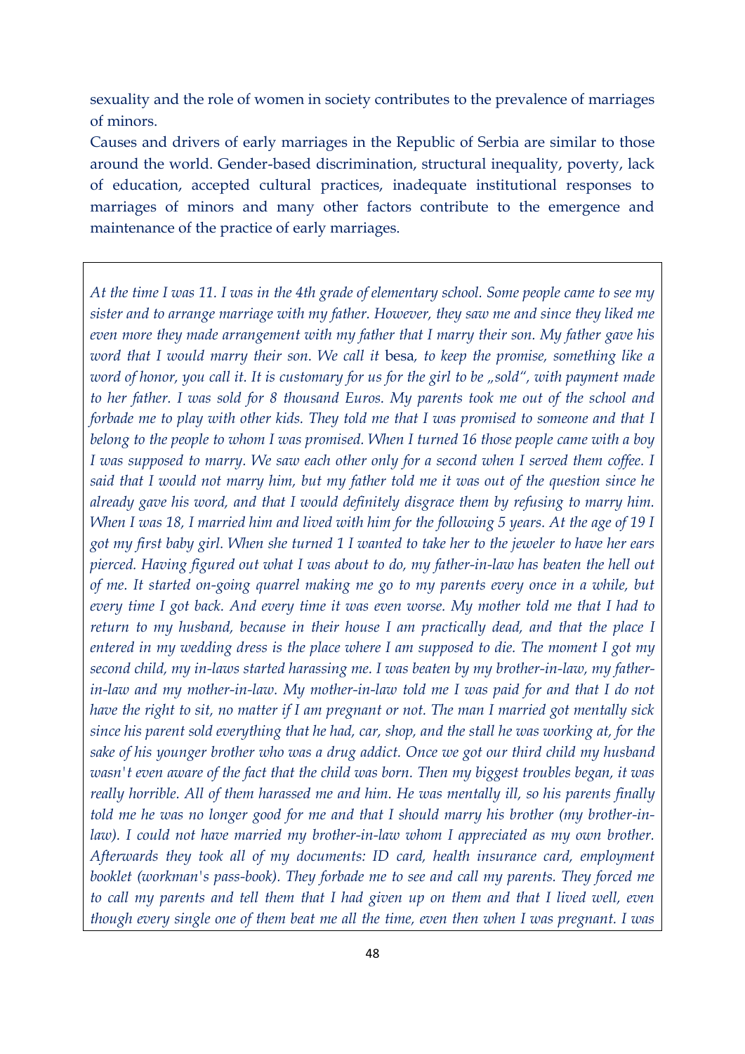sexuality and the role of women in society contributes to the prevalence of marriages of minors.

Causes and drivers of early marriages in the Republic of Serbia are similar to those around the world. Gender-based discrimination, structural inequality, poverty, lack of education, accepted cultural practices, inadequate institutional responses to marriages of minors and many other factors contribute to the emergence and maintenance of the practice of early marriages.

> *At the time I was 11. I was in the 4th grade of elementary school. Some people came to see my sister and to arrange marriage with my father. However, they saw me and since they liked me even more they made arrangement with my father that I marry their son. My father gave his word that I would marry their son. We call it* besa*, to keep the promise, something like a word of honor, you call it. It is customary for us for the girl to be „sold", with payment made to her father. I was sold for 8 thousand Euros. My parents took me out of the school and forbade me to play with other kids. They told me that I was promised to someone and that I belong to the people to whom I was promised. When I turned 16 those people came with a boy I was supposed to marry. We saw each other only for a second when I served them coffee. I said that I would not marry him, but my father told me it was out of the question since he already gave his word, and that I would definitely disgrace them by refusing to marry him. When I was 18, I married him and lived with him for the following 5 years. At the age of 19 I got my first baby girl. When she turned 1 I wanted to take her to the jeweler to have her ears pierced. Having figured out what I was about to do, my father-in-law has beaten the hell out of me. It started on-going quarrel making me go to my parents every once in a while, but every time I got back. And every time it was even worse. My mother told me that I had to return to my husband, because in their house I am practically dead, and that the place I entered in my wedding dress is the place where I am supposed to die. The moment I got my second child, my in-laws started harassing me. I was beaten by my brother-in-law, my father-in-law and my mother-in-law. My mother-in-law told me I was paid for and that I do not have the right to sit, no matter if I am pregnant or not. The man I married got mentally sick since his parent sold everything that he had, car, shop, and the stall he was working at, for the sake of his younger brother who was a drug addict. Once we got our third child my husband wasn't even aware of the fact that the child was born. Then my biggest troubles began, it was really horrible. All of them harassed me and him. He was mentally ill, so his parents finally told me he was no longer good for me and that I should marry his brother (my brother-in-law). I could not have married my brother-in-law whom I appreciated as my own brother. Afterwards they took all of my documents: ID card, health insurance card, employment booklet (workman's pass-book). They forbade me to see and call my parents. They forced me to call my parents and tell them that I had given up on them and that I lived well, even though every single one of them beat me all the time, even then when I was pregnant. I was*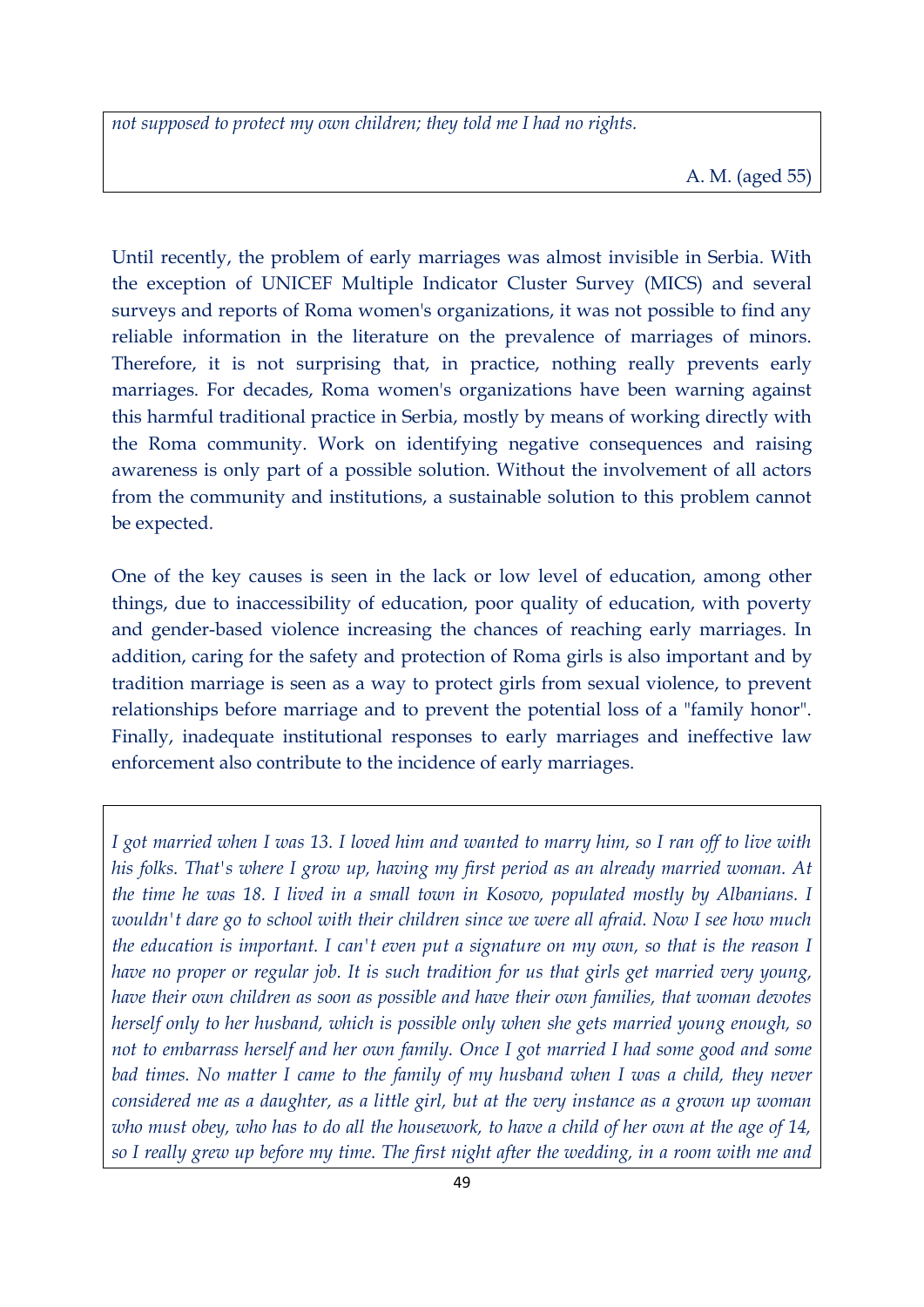*not supposed to protect my own children; they told me I had no rights.*

A. M. (aged 55)

Until recently, the problem of early marriages was almost invisible in Serbia. With the exception of UNICEF Multiple Indicator Cluster Survey (MICS) and several surveys and reports of Roma women's organizations, it was not possible to find any reliable information in the literature on the prevalence of marriages of minors. Therefore, it is not surprising that, in practice, nothing really prevents early marriages. For decades, Roma women's organizations have been warning against this harmful traditional practice in Serbia, mostly by means of working directly with the Roma community. Work on identifying negative consequences and raising awareness is only part of a possible solution. Without the involvement of all actors from the community and institutions, a sustainable solution to this problem cannot be expected.

One of the key causes is seen in the lack or low level of education, among other things, due to inaccessibility of education, poor quality of education, with poverty and gender-based violence increasing the chances of reaching early marriages. In addition, caring for the safety and protection of Roma girls is also important and by tradition marriage is seen as a way to protect girls from sexual violence, to prevent relationships before marriage and to prevent the potential loss of a "family honor". Finally, inadequate institutional responses to early marriages and ineffective law enforcement also contribute to the incidence of early marriages.

*I got married when I was 13. I loved him and wanted to marry him, so I ran off to live with his folks. That's where I grow up, having my first period as an already married woman. At the time he was 18. I lived in a small town in Kosovo, populated mostly by Albanians. I wouldn't dare go to school with their children since we were all afraid. Now I see how much the education is important. I can't even put a signature on my own, so that is the reason I have no proper or regular job. It is such tradition for us that girls get married very young, have their own children as soon as possible and have their own families, that woman devotes herself only to her husband, which is possible only when she gets married young enough, so not to embarrass herself and her own family. Once I got married I had some good and some bad times. No matter I came to the family of my husband when I was a child, they never considered me as a daughter, as a little girl, but at the very instance as a grown up woman who must obey, who has to do all the housework, to have a child of her own at the age of 14, so I really grew up before my time. The first night after the wedding, in a room with me and*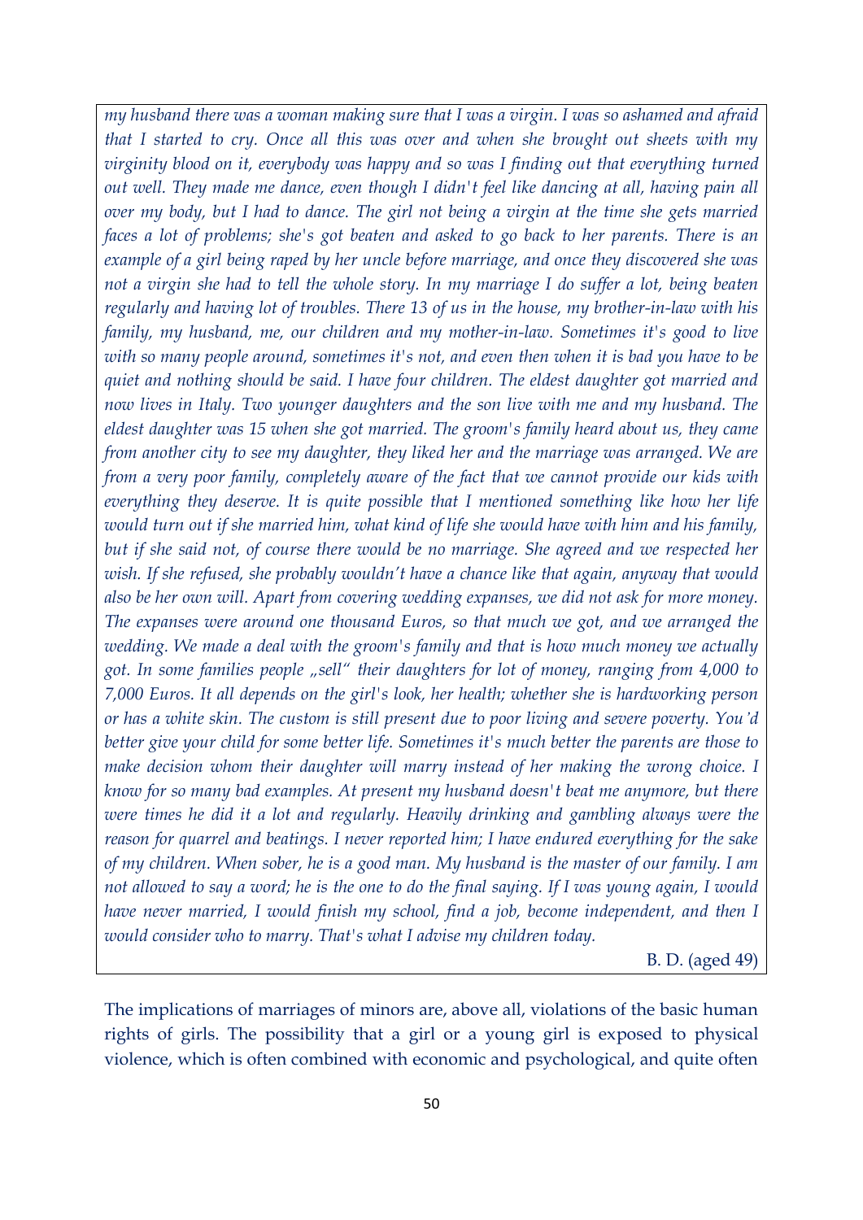*my husband there was a woman making sure that I was a virgin. I was so ashamed and afraid that I started to cry. Once all this was over and when she brought out sheets with my virginity blood on it, everybody was happy and so was I finding out that everything turned out well. They made me dance, even though I didn't feel like dancing at all, having pain all over my body, but I had to dance. The girl not being a virgin at the time she gets married faces a lot of problems; she's got beaten and asked to go back to her parents. There is an example of a girl being raped by her uncle before marriage, and once they discovered she was not a virgin she had to tell the whole story. In my marriage I do suffer a lot, being beaten regularly and having lot of troubles. There 13 of us in the house, my brother-in-law with his family, my husband, me, our children and my mother-in-law. Sometimes it's good to live with so many people around, sometimes it's not, and even then when it is bad you have to be quiet and nothing should be said. I have four children. The eldest daughter got married and now lives in Italy. Two younger daughters and the son live with me and my husband. The eldest daughter was 15 when she got married. The groom's family heard about us, they came from another city to see my daughter, they liked her and the marriage was arranged. We are from a very poor family, completely aware of the fact that we cannot provide our kids with everything they deserve. It is quite possible that I mentioned something like how her life would turn out if she married him, what kind of life she would have with him and his family, but if she said not, of course there would be no marriage. She agreed and we respected her wish. If she refused, she probably wouldn't have a chance like that again, anyway that would also be her own will. Apart from covering wedding expanses, we did not ask for more money. The expanses were around one thousand Euros, so that much we got, and we arranged the wedding. We made a deal with the groom's family and that is how much money we actually got. In some families people „sell" their daughters for lot of money, ranging from 4,000 to 7,000 Euros. It all depends on the girl's look, her health; whether she is hardworking person or has a white skin. The custom is still present due to poor living and severe poverty. You'd better give your child for some better life. Sometimes it's much better the parents are those to make decision whom their daughter will marry instead of her making the wrong choice. I know for so many bad examples. At present my husband doesn't beat me anymore, but there were times he did it a lot and regularly. Heavily drinking and gambling always were the reason for quarrel and beatings. I never reported him; I have endured everything for the sake of my children. When sober, he is a good man. My husband is the master of our family. I am not allowed to say a word; he is the one to do the final saying. If I was young again, I would have never married, I would finish my school, find a job, become independent, and then I would consider who to marry. That's what I advise my children today.*

B. D. (aged 49)

The implications of marriages of minors are, above all, violations of the basic human rights of girls. The possibility that a girl or a young girl is exposed to physical violence, which is often combined with economic and psychological, and quite often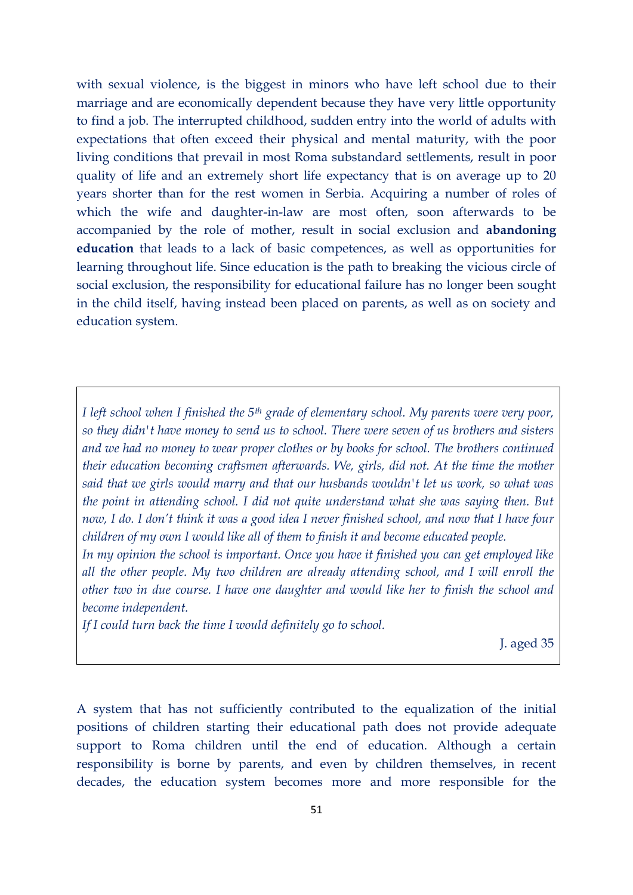with sexual violence, is the biggest in minors who have left school due to their marriage and are economically dependent because they have very little opportunity to find a job. The interrupted childhood, sudden entry into the world of adults with expectations that often exceed their physical and mental maturity, with the poor living conditions that prevail in most Roma substandard settlements, result in poor quality of life and an extremely short life expectancy that is on average up to 20 years shorter than for the rest women in Serbia. Acquiring a number of roles of which the wife and daughter-in-law are most often, soon afterwards to be accompanied by the role of mother, result in social exclusion and **abandoning education** that leads to a lack of basic competences, as well as opportunities for learning throughout life. Since education is the path to breaking the vicious circle of social exclusion, the responsibility for educational failure has no longer been sought in the child itself, having instead been placed on parents, as well as on society and education system.

> *I left school when I finished the 5th grade of elementary school. My parents were very poor, so they didn't have money to send us to school. There were seven of us brothers and sisters and we had no money to wear proper clothes or by books for school. The brothers continued their education becoming craftsmen afterwards. We, girls, did not. At the time the mother said that we girls would marry and that our husbands wouldn't let us work, so what was the point in attending school. I did not quite understand what she was saying then. But now, I do. I don't think it was a good idea I never finished school, and now that I have four children of my own I would like all of them to finish it and become educated people.*
> *In my opinion the school is important. Once you have it finished you can get employed like all the other people. My two children are already attending school, and I will enroll the other two in due course. I have one daughter and would like her to finish the school and become independent.*
> *If I could turn back the time I would definitely go to school.*
>
> J. aged 35

A system that has not sufficiently contributed to the equalization of the initial positions of children starting their educational path does not provide adequate support to Roma children until the end of education. Although a certain responsibility is borne by parents, and even by children themselves, in recent decades, the education system becomes more and more responsible for the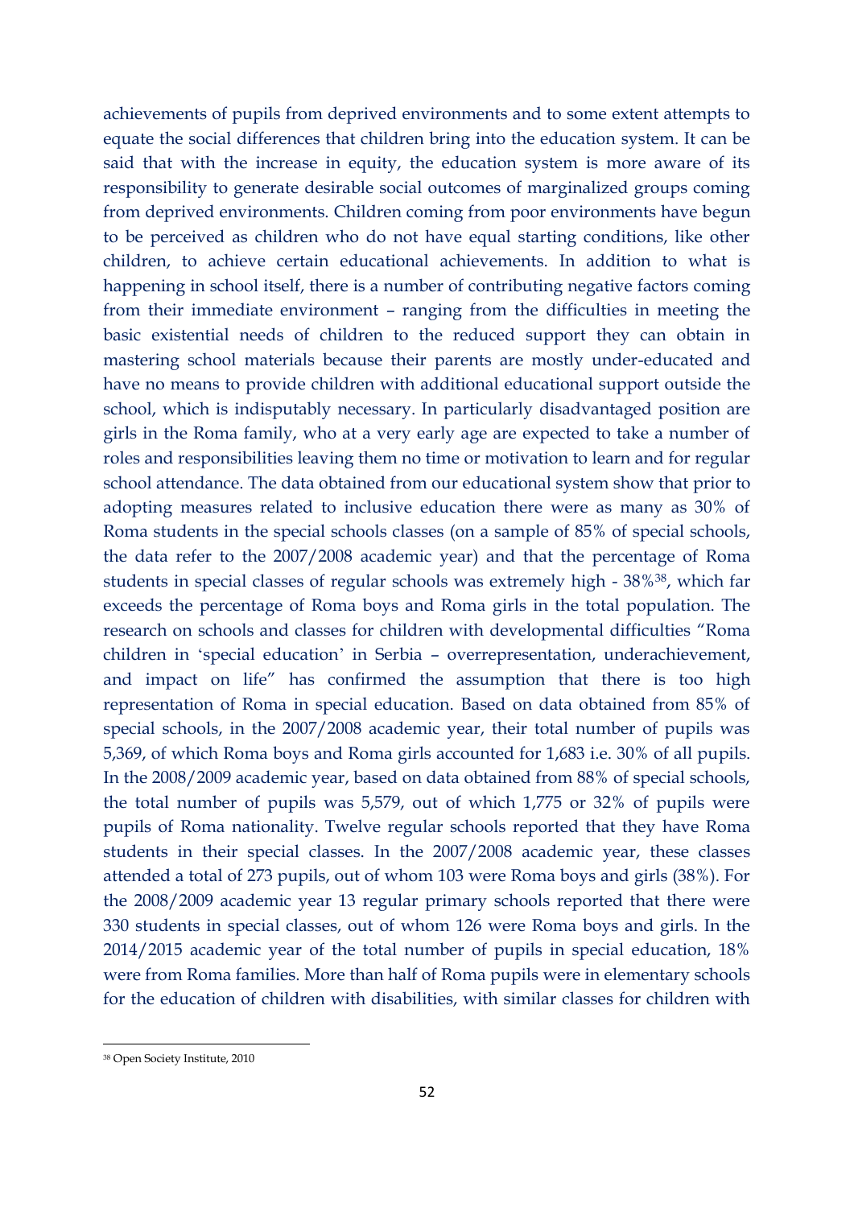achievements of pupils from deprived environments and to some extent attempts to equate the social differences that children bring into the education system. It can be said that with the increase in equity, the education system is more aware of its responsibility to generate desirable social outcomes of marginalized groups coming from deprived environments. Children coming from poor environments have begun to be perceived as children who do not have equal starting conditions, like other children, to achieve certain educational achievements. In addition to what is happening in school itself, there is a number of contributing negative factors coming from their immediate environment – ranging from the difficulties in meeting the basic existential needs of children to the reduced support they can obtain in mastering school materials because their parents are mostly under-educated and have no means to provide children with additional educational support outside the school, which is indisputably necessary. In particularly disadvantaged position are girls in the Roma family, who at a very early age are expected to take a number of roles and responsibilities leaving them no time or motivation to learn and for regular school attendance. The data obtained from our educational system show that prior to adopting measures related to inclusive education there were as many as 30% of Roma students in the special schools classes (on a sample of 85% of special schools, the data refer to the 2007/2008 academic year) and that the percentage of Roma students in special classes of regular schools was extremely high - 38%[38], which far exceeds the percentage of Roma boys and Roma girls in the total population. The research on schools and classes for children with developmental difficulties "Roma children in 'special education' in Serbia – overrepresentation, underachievement, and impact on life" has confirmed the assumption that there is too high representation of Roma in special education. Based on data obtained from 85% of special schools, in the 2007/2008 academic year, their total number of pupils was 5,369, of which Roma boys and Roma girls accounted for 1,683 i.e. 30% of all pupils. In the 2008/2009 academic year, based on data obtained from 88% of special schools, the total number of pupils was 5,579, out of which 1,775 or 32% of pupils were pupils of Roma nationality. Twelve regular schools reported that they have Roma students in their special classes. In the 2007/2008 academic year, these classes attended a total of 273 pupils, out of whom 103 were Roma boys and girls (38%). For the 2008/2009 academic year 13 regular primary schools reported that there were 330 students in special classes, out of whom 126 were Roma boys and girls. In the 2014/2015 academic year of the total number of pupils in special education, 18% were from Roma families. More than half of Roma pupils were in elementary schools for the education of children with disabilities, with similar classes for children with

[38] Open Society Institute, 2010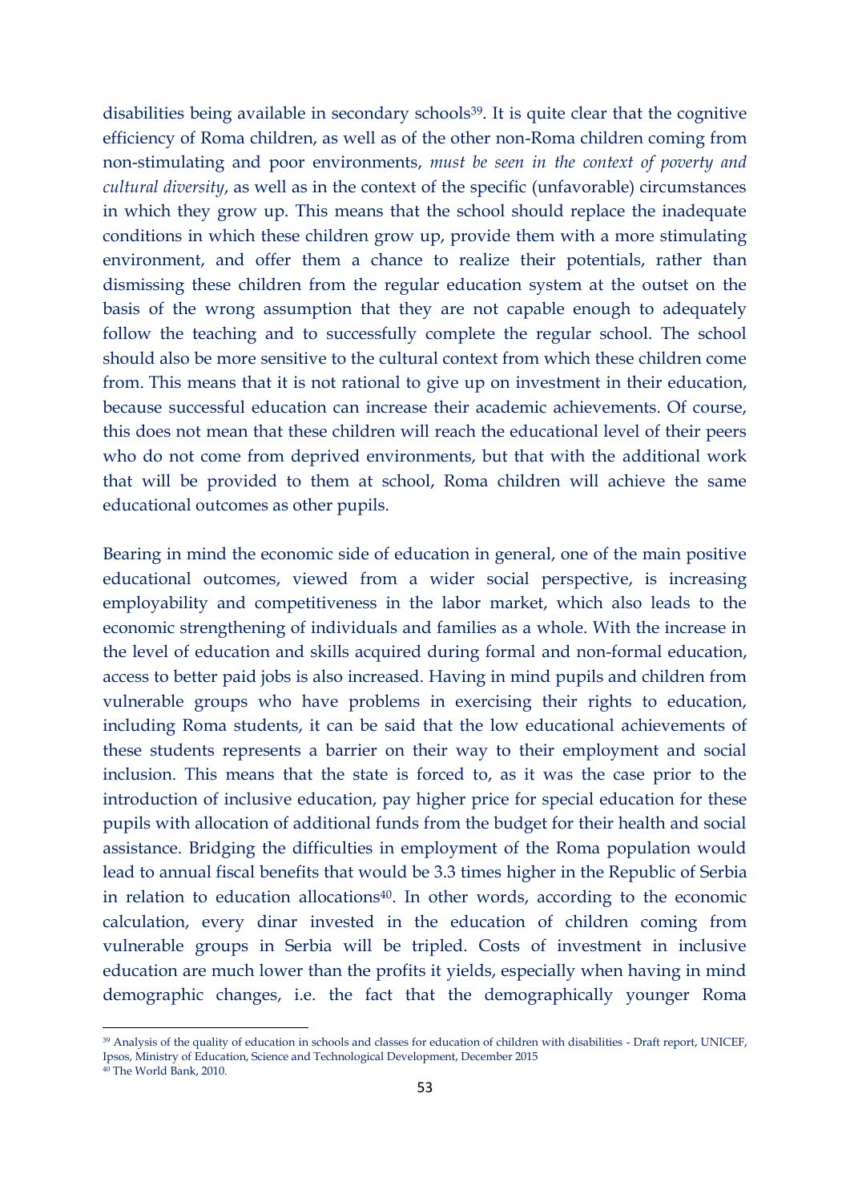disabilities being available in secondary schools[39]. It is quite clear that the cognitive efficiency of Roma children, as well as of the other non-Roma children coming from non-stimulating and poor environments, *must be seen in the context of poverty and cultural diversity*, as well as in the context of the specific (unfavorable) circumstances in which they grow up. This means that the school should replace the inadequate conditions in which these children grow up, provide them with a more stimulating environment, and offer them a chance to realize their potentials, rather than dismissing these children from the regular education system at the outset on the basis of the wrong assumption that they are not capable enough to adequately follow the teaching and to successfully complete the regular school. The school should also be more sensitive to the cultural context from which these children come from. This means that it is not rational to give up on investment in their education, because successful education can increase their academic achievements. Of course, this does not mean that these children will reach the educational level of their peers who do not come from deprived environments, but that with the additional work that will be provided to them at school, Roma children will achieve the same educational outcomes as other pupils.

Bearing in mind the economic side of education in general, one of the main positive educational outcomes, viewed from a wider social perspective, is increasing employability and competitiveness in the labor market, which also leads to the economic strengthening of individuals and families as a whole. With the increase in the level of education and skills acquired during formal and non-formal education, access to better paid jobs is also increased. Having in mind pupils and children from vulnerable groups who have problems in exercising their rights to education, including Roma students, it can be said that the low educational achievements of these students represents a barrier on their way to their employment and social inclusion. This means that the state is forced to, as it was the case prior to the introduction of inclusive education, pay higher price for special education for these pupils with allocation of additional funds from the budget for their health and social assistance. Bridging the difficulties in employment of the Roma population would lead to annual fiscal benefits that would be 3.3 times higher in the Republic of Serbia in relation to education allocations[40]. In other words, according to the economic calculation, every dinar invested in the education of children coming from vulnerable groups in Serbia will be tripled. Costs of investment in inclusive education are much lower than the profits it yields, especially when having in mind demographic changes, i.e. the fact that the demographically younger Roma

---

[39] Analysis of the quality of education in schools and classes for education of children with disabilities - Draft report, UNICEF, Ipsos, Ministry of Education, Science and Technological Development, December 2015

[40] The World Bank, 2010.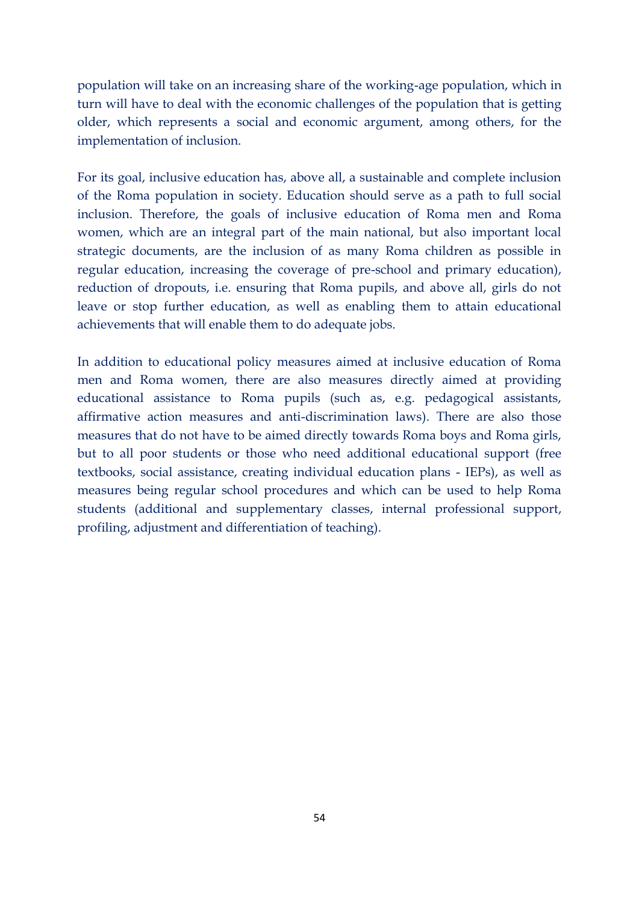population will take on an increasing share of the working-age population, which in turn will have to deal with the economic challenges of the population that is getting older, which represents a social and economic argument, among others, for the implementation of inclusion.

For its goal, inclusive education has, above all, a sustainable and complete inclusion of the Roma population in society. Education should serve as a path to full social inclusion. Therefore, the goals of inclusive education of Roma men and Roma women, which are an integral part of the main national, but also important local strategic documents, are the inclusion of as many Roma children as possible in regular education, increasing the coverage of pre-school and primary education), reduction of dropouts, i.e. ensuring that Roma pupils, and above all, girls do not leave or stop further education, as well as enabling them to attain educational achievements that will enable them to do adequate jobs.

In addition to educational policy measures aimed at inclusive education of Roma men and Roma women, there are also measures directly aimed at providing educational assistance to Roma pupils (such as, e.g. pedagogical assistants, affirmative action measures and anti-discrimination laws). There are also those measures that do not have to be aimed directly towards Roma boys and Roma girls, but to all poor students or those who need additional educational support (free textbooks, social assistance, creating individual education plans - IEPs), as well as measures being regular school procedures and which can be used to help Roma students (additional and supplementary classes, internal professional support, profiling, adjustment and differentiation of teaching).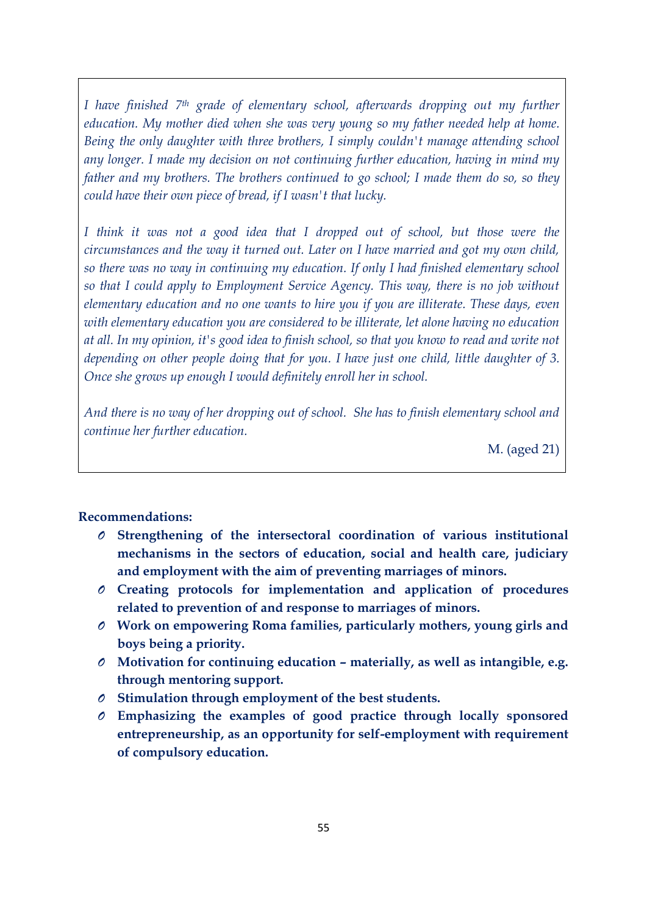*I have finished 7th grade of elementary school, afterwards dropping out my further education. My mother died when she was very young so my father needed help at home. Being the only daughter with three brothers, I simply couldn't manage attending school any longer. I made my decision on not continuing further education, having in mind my father and my brothers. The brothers continued to go school; I made them do so, so they could have their own piece of bread, if I wasn't that lucky.*

*I think it was not a good idea that I dropped out of school, but those were the circumstances and the way it turned out. Later on I have married and got my own child, so there was no way in continuing my education. If only I had finished elementary school so that I could apply to Employment Service Agency. This way, there is no job without elementary education and no one wants to hire you if you are illiterate. These days, even with elementary education you are considered to be illiterate, let alone having no education at all. In my opinion, it's good idea to finish school, so that you know to read and write not depending on other people doing that for you. I have just one child, little daughter of 3. Once she grows up enough I would definitely enroll her in school.*

*And there is no way of her dropping out of school. She has to finish elementary school and continue her further education.*

M. (aged 21)

**Recommendations:**

- **Strengthening of the intersectoral coordination of various institutional mechanisms in the sectors of education, social and health care, judiciary and employment with the aim of preventing marriages of minors.**
- **Creating protocols for implementation and application of procedures related to prevention of and response to marriages of minors.**
- **Work on empowering Roma families, particularly mothers, young girls and boys being a priority.**
- **Motivation for continuing education – materially, as well as intangible, e.g. through mentoring support.**
- **Stimulation through employment of the best students.**
- **Emphasizing the examples of good practice through locally sponsored entrepreneurship, as an opportunity for self-employment with requirement of compulsory education.**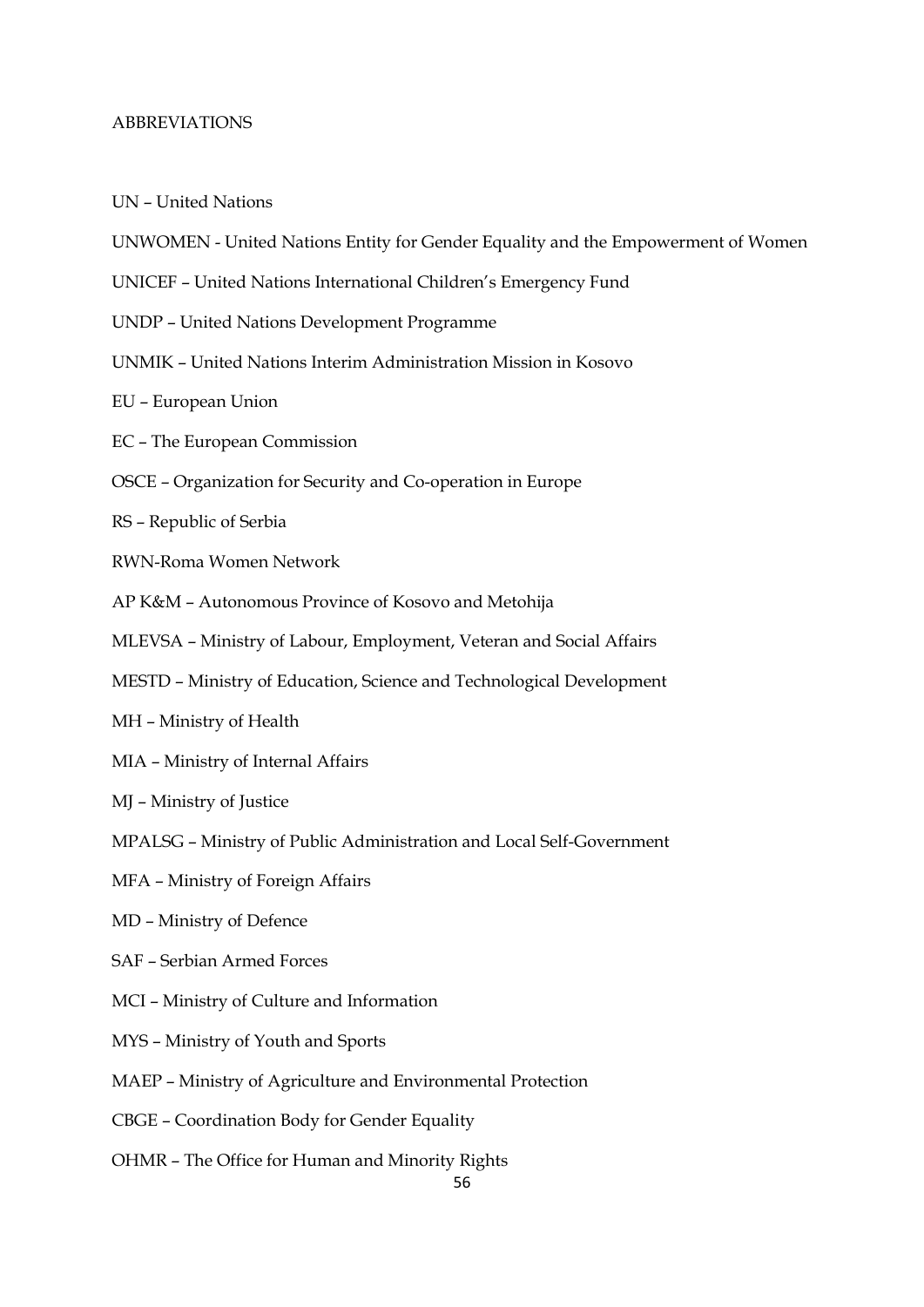ABBREVIATIONS

UN – United Nations

UNWOMEN - United Nations Entity for Gender Equality and the Empowerment of Women

UNICEF – United Nations International Children's Emergency Fund

UNDP – United Nations Development Programme

UNMIK – United Nations Interim Administration Mission in Kosovo

EU – European Union

EC – The European Commission

OSCE – Organization for Security and Co-operation in Europe

RS – Republic of Serbia

RWN-Roma Women Network

AP K&M – Autonomous Province of Kosovo and Metohija

MLEVSA – Ministry of Labour, Employment, Veteran and Social Affairs

MESTD – Ministry of Education, Science and Technological Development

MH – Ministry of Health

MIA – Ministry of Internal Affairs

MJ – Ministry of Justice

MPALSG – Ministry of Public Administration and Local Self-Government

MFA – Ministry of Foreign Affairs

MD – Ministry of Defence

SAF – Serbian Armed Forces

MCI – Ministry of Culture and Information

MYS – Ministry of Youth and Sports

MAEP – Ministry of Agriculture and Environmental Protection

CBGE – Coordination Body for Gender Equality

OHMR – The Office for Human and Minority Rights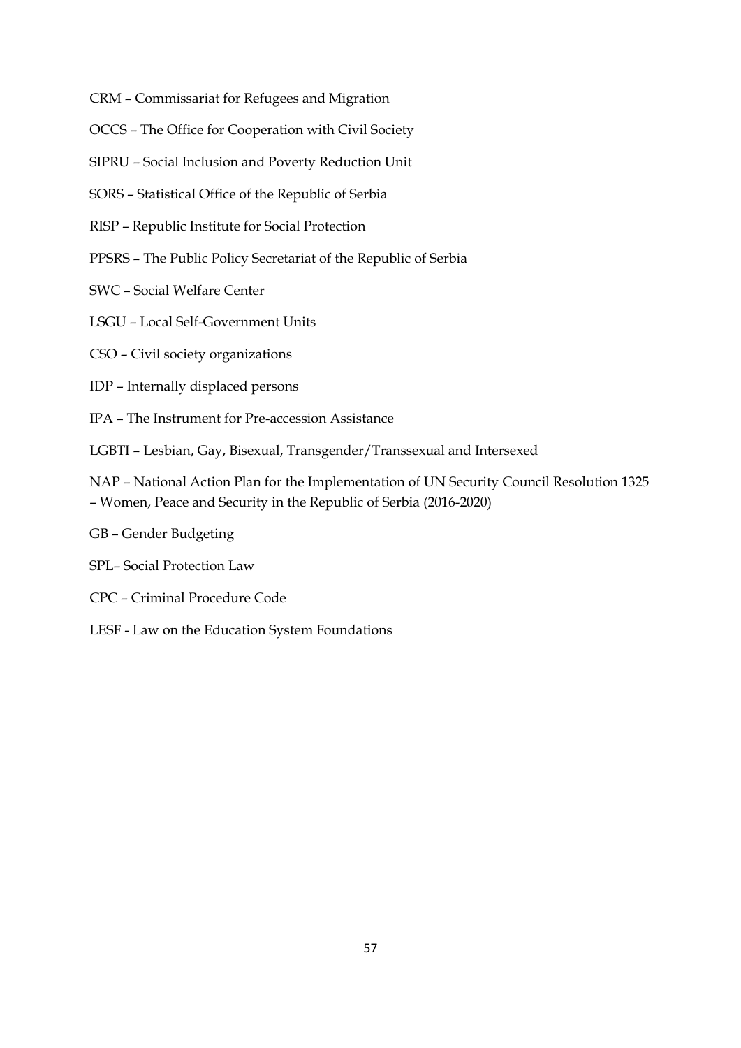CRM – Commissariat for Refugees and Migration

OCCS – The Office for Cooperation with Civil Society

SIPRU – Social Inclusion and Poverty Reduction Unit

SORS – Statistical Office of the Republic of Serbia

RISP – Republic Institute for Social Protection

PPSRS – The Public Policy Secretariat of the Republic of Serbia

SWC – Social Welfare Center

LSGU – Local Self-Government Units

CSO – Civil society organizations

IDP – Internally displaced persons

IPA – The Instrument for Pre-accession Assistance

LGBTI – Lesbian, Gay, Bisexual, Transgender/Transsexual and Intersexed

NAP – National Action Plan for the Implementation of UN Security Council Resolution 1325 – Women, Peace and Security in the Republic of Serbia (2016-2020)

GB – Gender Budgeting

SPL– Social Protection Law

CPC – Criminal Procedure Code

LESF - Law on the Education System Foundations